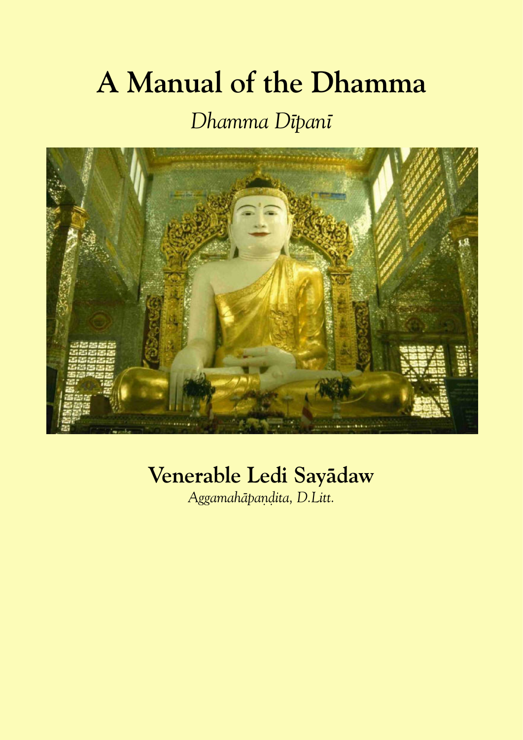# A Manual of the Dhamma

*Dhamma Dīpanī*

**Venerable Ledi Sayādaw**

*Aggamahāpaṇḍita, D.Litt.*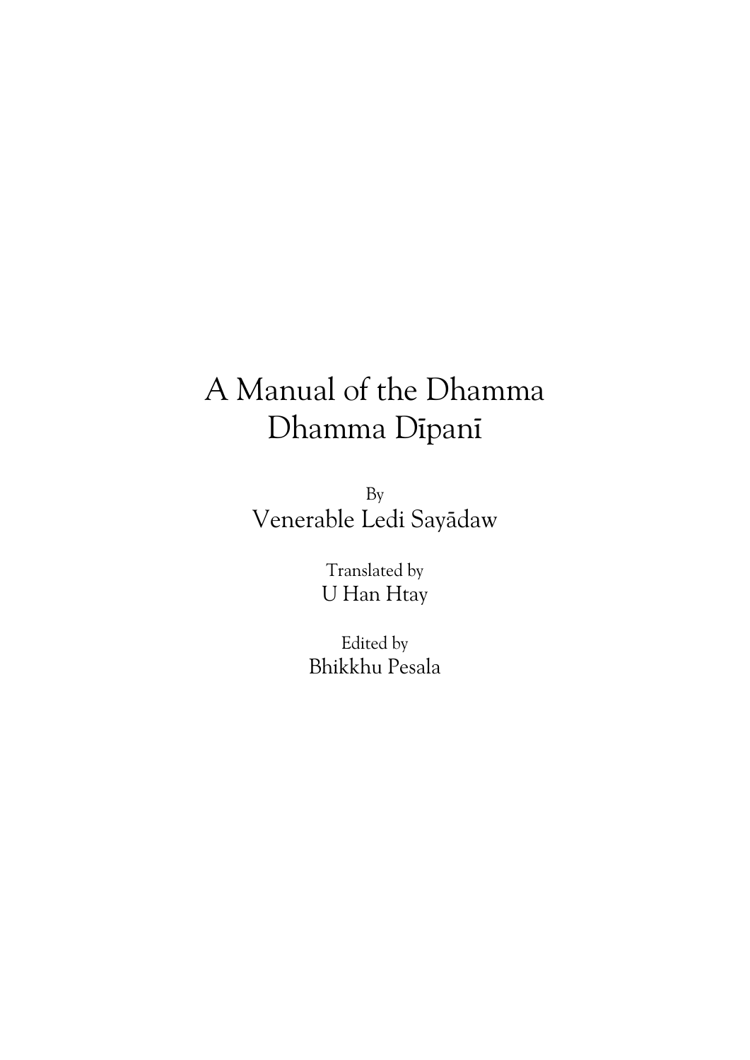# A Manual of the Dhamma

# Dhamma Dīpanī

By

Venerable Ledi Sayādaw

Translated by

U Han Htay

Edited by

Bhikkhu Pesala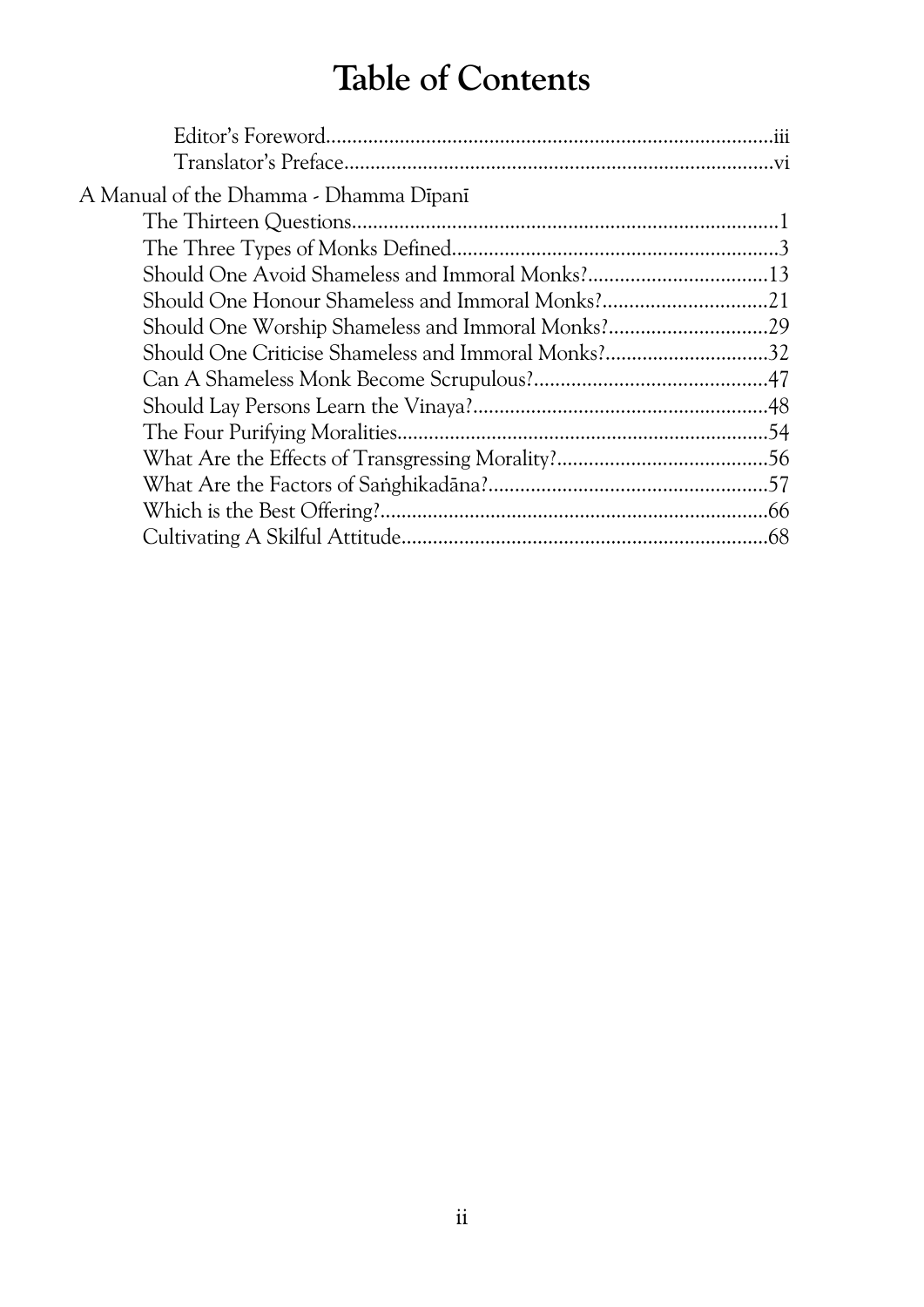# Table of Contents

- Editor's Foreword........iii
- Translator's Preface........vi

A Manual of the Dhamma - Dhamma Dīpanī

- The Thirteen Questions........1
- The Three Types of Monks Defined........3
- Should One Avoid Shameless and Immoral Monks?........13
- Should One Honour Shameless and Immoral Monks?........21
- Should One Worship Shameless and Immoral Monks?........29
- Should One Criticise Shameless and Immoral Monks?........32
- Can A Shameless Monk Become Scrupulous?........47
- Should Lay Persons Learn the Vinaya?........48
- The Four Purifying Moralities........54
- What Are the Effects of Transgressing Morality?........56
- What Are the Factors of Saṅghikadāna?........57
- Which is the Best Offering?........66
- Cultivating A Skilful Attitude........68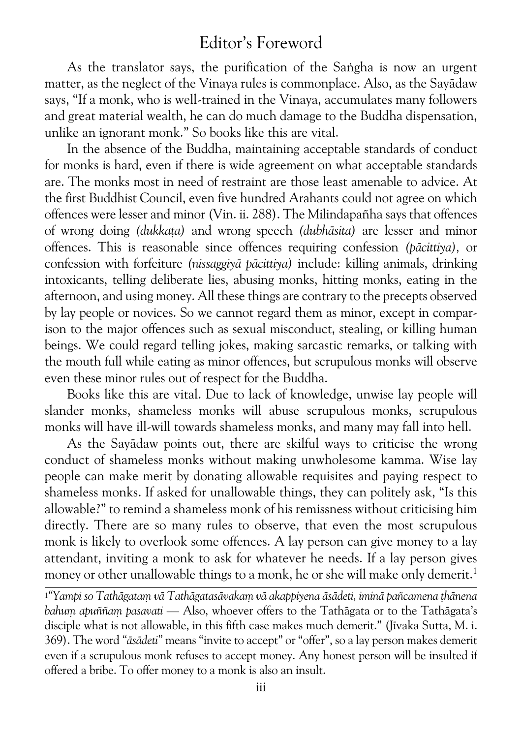# Editor's Foreword

As the translator says, the purification of the Saṅgha is now an urgent matter, as the neglect of the Vinaya rules is commonplace. Also, as the Sayādaw says, "If a monk, who is well-trained in the Vinaya, accumulates many followers and great material wealth, he can do much damage to the Buddha dispensation, unlike an ignorant monk." So books like this are vital.

In the absence of the Buddha, maintaining acceptable standards of conduct for monks is hard, even if there is wide agreement on what acceptable standards are. The monks most in need of restraint are those least amenable to advice. At the first Buddhist Council, even five hundred Arahants could not agree on which offences were lesser and minor (Vin. ii. 288). The Milindapañha says that offences of wrong doing *(dukkaṭa)* and wrong speech *(dubhāsita)* are lesser and minor offences. This is reasonable since offences requiring confession *(pācittiya)*, or confession with forfeiture *(nissaggiyā pācittiya)* include: killing animals, drinking intoxicants, telling deliberate lies, abusing monks, hitting monks, eating in the afternoon, and using money. All these things are contrary to the precepts observed by lay people or novices. So we cannot regard them as minor, except in comparison to the major offences such as sexual misconduct, stealing, or killing human beings. We could regard telling jokes, making sarcastic remarks, or talking with the mouth full while eating as minor offences, but scrupulous monks will observe even these minor rules out of respect for the Buddha.

Books like this are vital. Due to lack of knowledge, unwise lay people will slander monks, shameless monks will abuse scrupulous monks, scrupulous monks will have ill-will towards shameless monks, and many may fall into hell.

As the Sayādaw points out, there are skilful ways to criticise the wrong conduct of shameless monks without making unwholesome kamma. Wise lay people can make merit by donating allowable requisites and paying respect to shameless monks. If asked for unallowable things, they can politely ask, "Is this allowable?" to remind a shameless monk of his remissness without criticising him directly. There are so many rules to observe, that even the most scrupulous monk is likely to overlook some offences. A lay person can give money to a lay attendant, inviting a monk to ask for whatever he needs. If a lay person gives money or other unallowable things to a monk, he or she will make only demerit.[1]

---

[1]*"Yampi so Tathāgataṃ vā Tathāgatasāvakaṃ vā akappiyena āsādeti, iminā pañcamena ṭhānena bahuṃ apuññaṃ pasavati* — Also, whoever offers to the Tathāgata or to the Tathāgata's disciple what is not allowable, in this fifth case makes much demerit." (Jīvaka Sutta, M. i. 369). The word *"āsādeti"* means "invite to accept" or "offer", so a lay person makes demerit even if a scrupulous monk refuses to accept money. Any honest person will be insulted if offered a bribe. To offer money to a monk is also an insult.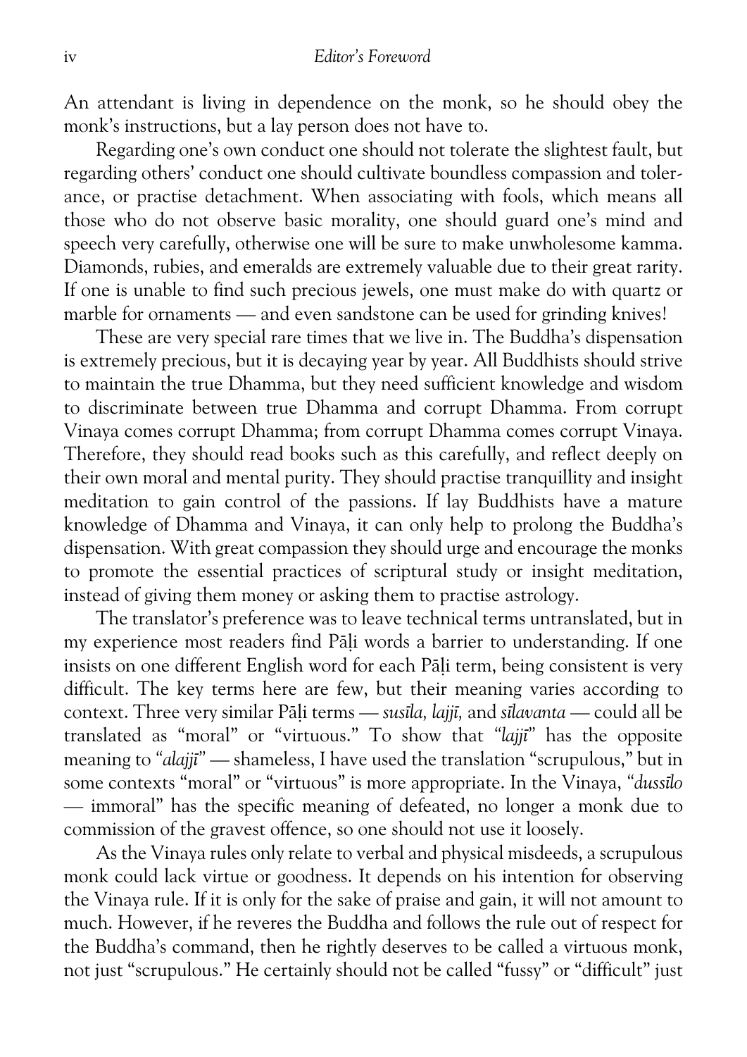An attendant is living in dependence on the monk, so he should obey the monk's instructions, but a lay person does not have to.

Regarding one's own conduct one should not tolerate the slightest fault, but regarding others' conduct one should cultivate boundless compassion and tolerance, or practise detachment. When associating with fools, which means all those who do not observe basic morality, one should guard one's mind and speech very carefully, otherwise one will be sure to make unwholesome kamma. Diamonds, rubies, and emeralds are extremely valuable due to their great rarity. If one is unable to find such precious jewels, one must make do with quartz or marble for ornaments — and even sandstone can be used for grinding knives!

These are very special rare times that we live in. The Buddha's dispensation is extremely precious, but it is decaying year by year. All Buddhists should strive to maintain the true Dhamma, but they need sufficient knowledge and wisdom to discriminate between true Dhamma and corrupt Dhamma. From corrupt Vinaya comes corrupt Dhamma; from corrupt Dhamma comes corrupt Vinaya. Therefore, they should read books such as this carefully, and reflect deeply on their own moral and mental purity. They should practise tranquillity and insight meditation to gain control of the passions. If lay Buddhists have a mature knowledge of Dhamma and Vinaya, it can only help to prolong the Buddha's dispensation. With great compassion they should urge and encourage the monks to promote the essential practices of scriptural study or insight meditation, instead of giving them money or asking them to practise astrology.

The translator's preference was to leave technical terms untranslated, but in my experience most readers find Pāḷi words a barrier to understanding. If one insists on one different English word for each Pāḷi term, being consistent is very difficult. The key terms here are few, but their meaning varies according to context. Three very similar Pāḷi terms — *susīla, lajjī,* and *sīlavanta* — could all be translated as "moral" or "virtuous." To show that "*lajjī*" has the opposite meaning to "*alajjī*" — shameless, I have used the translation "scrupulous," but in some contexts "moral" or "virtuous" is more appropriate. In the Vinaya, "*dussīlo* — immoral" has the specific meaning of defeated, no longer a monk due to commission of the gravest offence, so one should not use it loosely.

As the Vinaya rules only relate to verbal and physical misdeeds, a scrupulous monk could lack virtue or goodness. It depends on his intention for observing the Vinaya rule. If it is only for the sake of praise and gain, it will not amount to much. However, if he reveres the Buddha and follows the rule out of respect for the Buddha's command, then he rightly deserves to be called a virtuous monk, not just "scrupulous." He certainly should not be called "fussy" or "difficult" just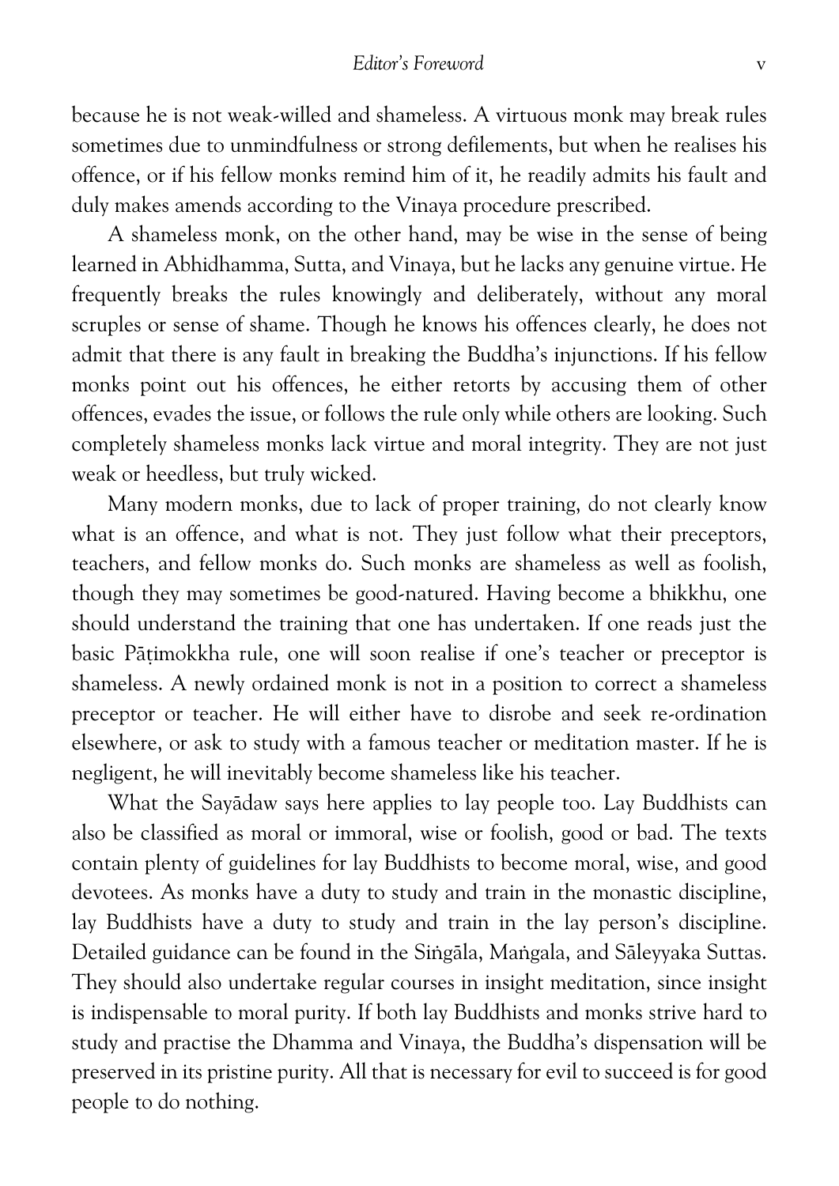because he is not weak-willed and shameless. A virtuous monk may break rules sometimes due to unmindfulness or strong defilements, but when he realises his offence, or if his fellow monks remind him of it, he readily admits his fault and duly makes amends according to the Vinaya procedure prescribed.

A shameless monk, on the other hand, may be wise in the sense of being learned in Abhidhamma, Sutta, and Vinaya, but he lacks any genuine virtue. He frequently breaks the rules knowingly and deliberately, without any moral scruples or sense of shame. Though he knows his offences clearly, he does not admit that there is any fault in breaking the Buddha's injunctions. If his fellow monks point out his offences, he either retorts by accusing them of other offences, evades the issue, or follows the rule only while others are looking. Such completely shameless monks lack virtue and moral integrity. They are not just weak or heedless, but truly wicked.

Many modern monks, due to lack of proper training, do not clearly know what is an offence, and what is not. They just follow what their preceptors, teachers, and fellow monks do. Such monks are shameless as well as foolish, though they may sometimes be good-natured. Having become a bhikkhu, one should understand the training that one has undertaken. If one reads just the basic Pāṭimokkha rule, one will soon realise if one's teacher or preceptor is shameless. A newly ordained monk is not in a position to correct a shameless preceptor or teacher. He will either have to disrobe and seek re-ordination elsewhere, or ask to study with a famous teacher or meditation master. If he is negligent, he will inevitably become shameless like his teacher.

What the Sayādaw says here applies to lay people too. Lay Buddhists can also be classified as moral or immoral, wise or foolish, good or bad. The texts contain plenty of guidelines for lay Buddhists to become moral, wise, and good devotees. As monks have a duty to study and train in the monastic discipline, lay Buddhists have a duty to study and train in the lay person's discipline. Detailed guidance can be found in the Siṅgāla, Maṅgala, and Sāleyyaka Suttas. They should also undertake regular courses in insight meditation, since insight is indispensable to moral purity. If both lay Buddhists and monks strive hard to study and practise the Dhamma and Vinaya, the Buddha's dispensation will be preserved in its pristine purity. All that is necessary for evil to succeed is for good people to do nothing.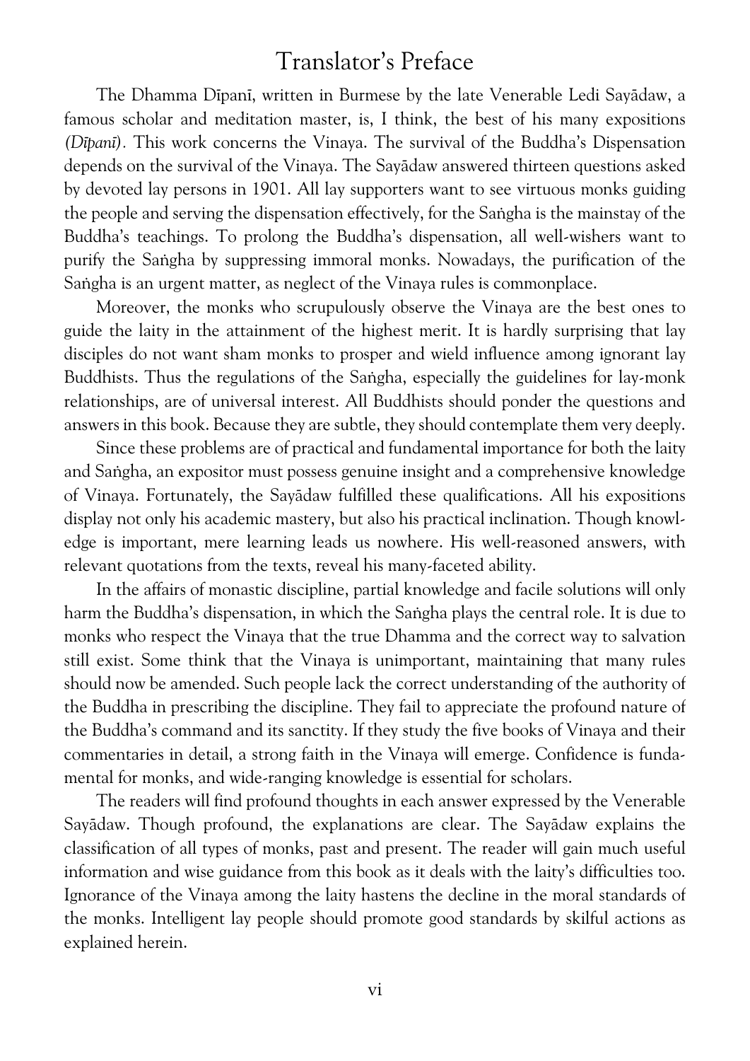# Translator's Preface

The Dhamma Dīpanī, written in Burmese by the late Venerable Ledi Sayādaw, a famous scholar and meditation master, is, I think, the best of his many expositions *(Dīpanī)*. This work concerns the Vinaya. The survival of the Buddha's Dispensation depends on the survival of the Vinaya. The Sayādaw answered thirteen questions asked by devoted lay persons in 1901. All lay supporters want to see virtuous monks guiding the people and serving the dispensation effectively, for the Saṅgha is the mainstay of the Buddha's teachings. To prolong the Buddha's dispensation, all well-wishers want to purify the Saṅgha by suppressing immoral monks. Nowadays, the purification of the Saṅgha is an urgent matter, as neglect of the Vinaya rules is commonplace.

Moreover, the monks who scrupulously observe the Vinaya are the best ones to guide the laity in the attainment of the highest merit. It is hardly surprising that lay disciples do not want sham monks to prosper and wield influence among ignorant lay Buddhists. Thus the regulations of the Saṅgha, especially the guidelines for lay-monk relationships, are of universal interest. All Buddhists should ponder the questions and answers in this book. Because they are subtle, they should contemplate them very deeply.

Since these problems are of practical and fundamental importance for both the laity and Saṅgha, an expositor must possess genuine insight and a comprehensive knowledge of Vinaya. Fortunately, the Sayādaw fulfilled these qualifications. All his expositions display not only his academic mastery, but also his practical inclination. Though knowledge is important, mere learning leads us nowhere. His well-reasoned answers, with relevant quotations from the texts, reveal his many-faceted ability.

In the affairs of monastic discipline, partial knowledge and facile solutions will only harm the Buddha's dispensation, in which the Saṅgha plays the central role. It is due to monks who respect the Vinaya that the true Dhamma and the correct way to salvation still exist. Some think that the Vinaya is unimportant, maintaining that many rules should now be amended. Such people lack the correct understanding of the authority of the Buddha in prescribing the discipline. They fail to appreciate the profound nature of the Buddha's command and its sanctity. If they study the five books of Vinaya and their commentaries in detail, a strong faith in the Vinaya will emerge. Confidence is fundamental for monks, and wide-ranging knowledge is essential for scholars.

The readers will find profound thoughts in each answer expressed by the Venerable Sayādaw. Though profound, the explanations are clear. The Sayādaw explains the classification of all types of monks, past and present. The reader will gain much useful information and wise guidance from this book as it deals with the laity's difficulties too. Ignorance of the Vinaya among the laity hastens the decline in the moral standards of the monks. Intelligent lay people should promote good standards by skilful actions as explained herein.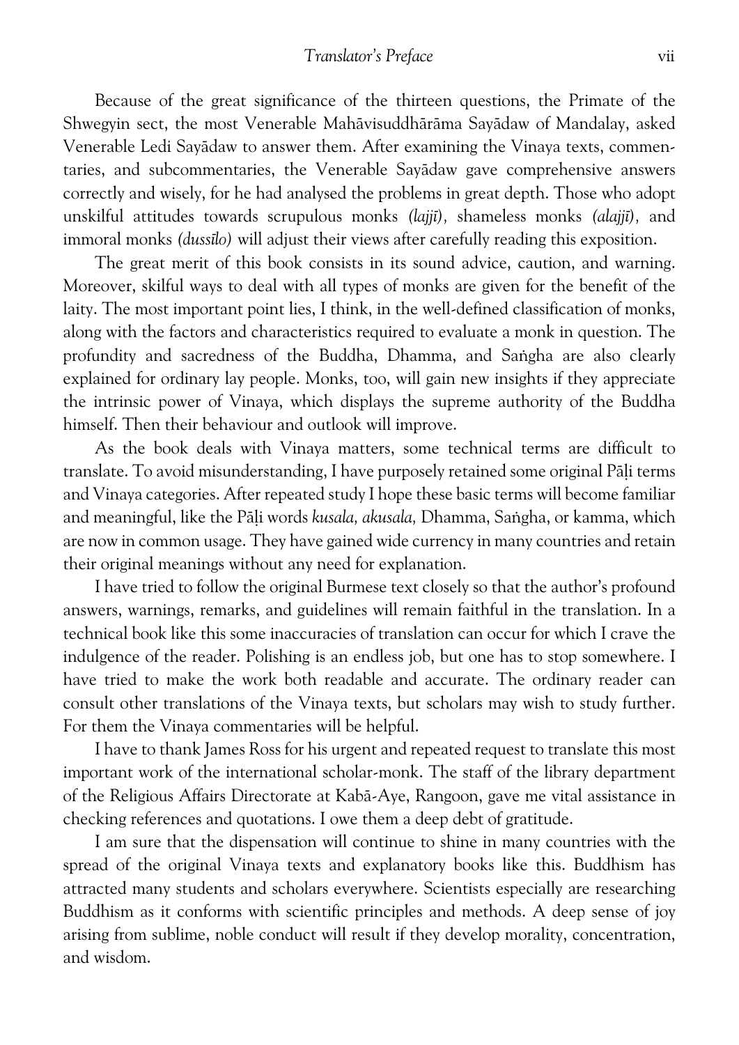Because of the great significance of the thirteen questions, the Primate of the Shwegyin sect, the most Venerable Mahāvisuddhārāma Sayādaw of Mandalay, asked Venerable Ledi Sayādaw to answer them. After examining the Vinaya texts, commentaries, and subcommentaries, the Venerable Sayādaw gave comprehensive answers correctly and wisely, for he had analysed the problems in great depth. Those who adopt unskilful attitudes towards scrupulous monks *(lajjī),* shameless monks *(alajjī),* and immoral monks *(dussīlo)* will adjust their views after carefully reading this exposition.

The great merit of this book consists in its sound advice, caution, and warning. Moreover, skilful ways to deal with all types of monks are given for the benefit of the laity. The most important point lies, I think, in the well-defined classification of monks, along with the factors and characteristics required to evaluate a monk in question. The profundity and sacredness of the Buddha, Dhamma, and Saṅgha are also clearly explained for ordinary lay people. Monks, too, will gain new insights if they appreciate the intrinsic power of Vinaya, which displays the supreme authority of the Buddha himself. Then their behaviour and outlook will improve.

As the book deals with Vinaya matters, some technical terms are difficult to translate. To avoid misunderstanding, I have purposely retained some original Pāḷi terms and Vinaya categories. After repeated study I hope these basic terms will become familiar and meaningful, like the Pāḷi words *kusala, akusala,* Dhamma, Saṅgha, or kamma, which are now in common usage. They have gained wide currency in many countries and retain their original meanings without any need for explanation.

I have tried to follow the original Burmese text closely so that the author's profound answers, warnings, remarks, and guidelines will remain faithful in the translation. In a technical book like this some inaccuracies of translation can occur for which I crave the indulgence of the reader. Polishing is an endless job, but one has to stop somewhere. I have tried to make the work both readable and accurate. The ordinary reader can consult other translations of the Vinaya texts, but scholars may wish to study further. For them the Vinaya commentaries will be helpful.

I have to thank James Ross for his urgent and repeated request to translate this most important work of the international scholar-monk. The staff of the library department of the Religious Affairs Directorate at Kabā-Aye, Rangoon, gave me vital assistance in checking references and quotations. I owe them a deep debt of gratitude.

I am sure that the dispensation will continue to shine in many countries with the spread of the original Vinaya texts and explanatory books like this. Buddhism has attracted many students and scholars everywhere. Scientists especially are researching Buddhism as it conforms with scientific principles and methods. A deep sense of joy arising from sublime, noble conduct will result if they develop morality, concentration, and wisdom.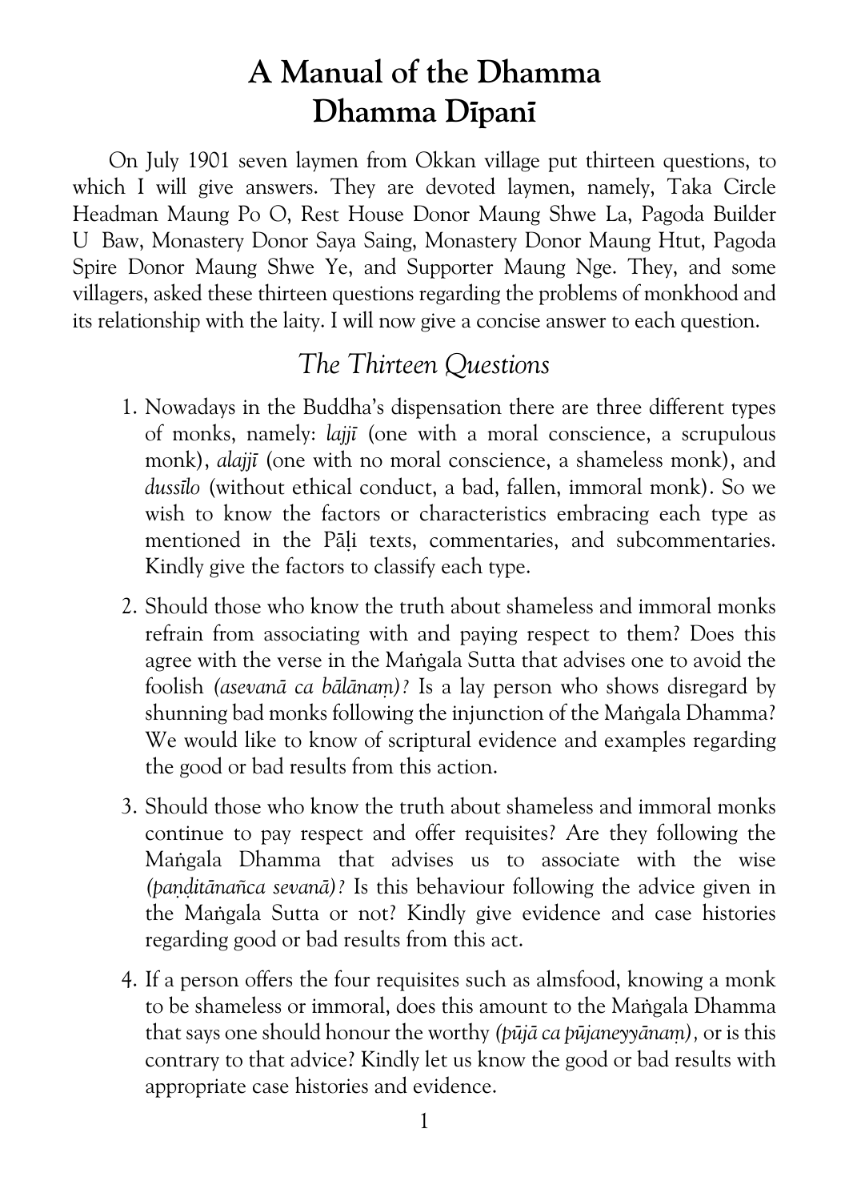# A Manual of the Dhamma
# Dhamma Dīpanī

On July 1901 seven laymen from Okkan village put thirteen questions, to which I will give answers. They are devoted laymen, namely, Taka Circle Headman Maung Po O, Rest House Donor Maung Shwe La, Pagoda Builder U Baw, Monastery Donor Saya Saing, Monastery Donor Maung Htut, Pagoda Spire Donor Maung Shwe Ye, and Supporter Maung Nge. They, and some villagers, asked these thirteen questions regarding the problems of monkhood and its relationship with the laity. I will now give a concise answer to each question.

## *The Thirteen Questions*

1. Nowadays in the Buddha's dispensation there are three different types of monks, namely: *lajjī* (one with a moral conscience, a scrupulous monk), *alajjī* (one with no moral conscience, a shameless monk), and *dussīlo* (without ethical conduct, a bad, fallen, immoral monk). So we wish to know the factors or characteristics embracing each type as mentioned in the Pāḷi texts, commentaries, and subcommentaries. Kindly give the factors to classify each type.

2. Should those who know the truth about shameless and immoral monks refrain from associating with and paying respect to them? Does this agree with the verse in the Maṅgala Sutta that advises one to avoid the foolish *(asevanā ca bālānaṃ)?* Is a lay person who shows disregard by shunning bad monks following the injunction of the Maṅgala Dhamma? We would like to know of scriptural evidence and examples regarding the good or bad results from this action.

3. Should those who know the truth about shameless and immoral monks continue to pay respect and offer requisites? Are they following the Maṅgala Dhamma that advises us to associate with the wise *(paṇḍitānañca sevanā)?* Is this behaviour following the advice given in the Maṅgala Sutta or not? Kindly give evidence and case histories regarding good or bad results from this act.

4. If a person offers the four requisites such as almsfood, knowing a monk to be shameless or immoral, does this amount to the Maṅgala Dhamma that says one should honour the worthy *(pūjā ca pūjaneyyānaṃ),* or is this contrary to that advice? Kindly let us know the good or bad results with appropriate case histories and evidence.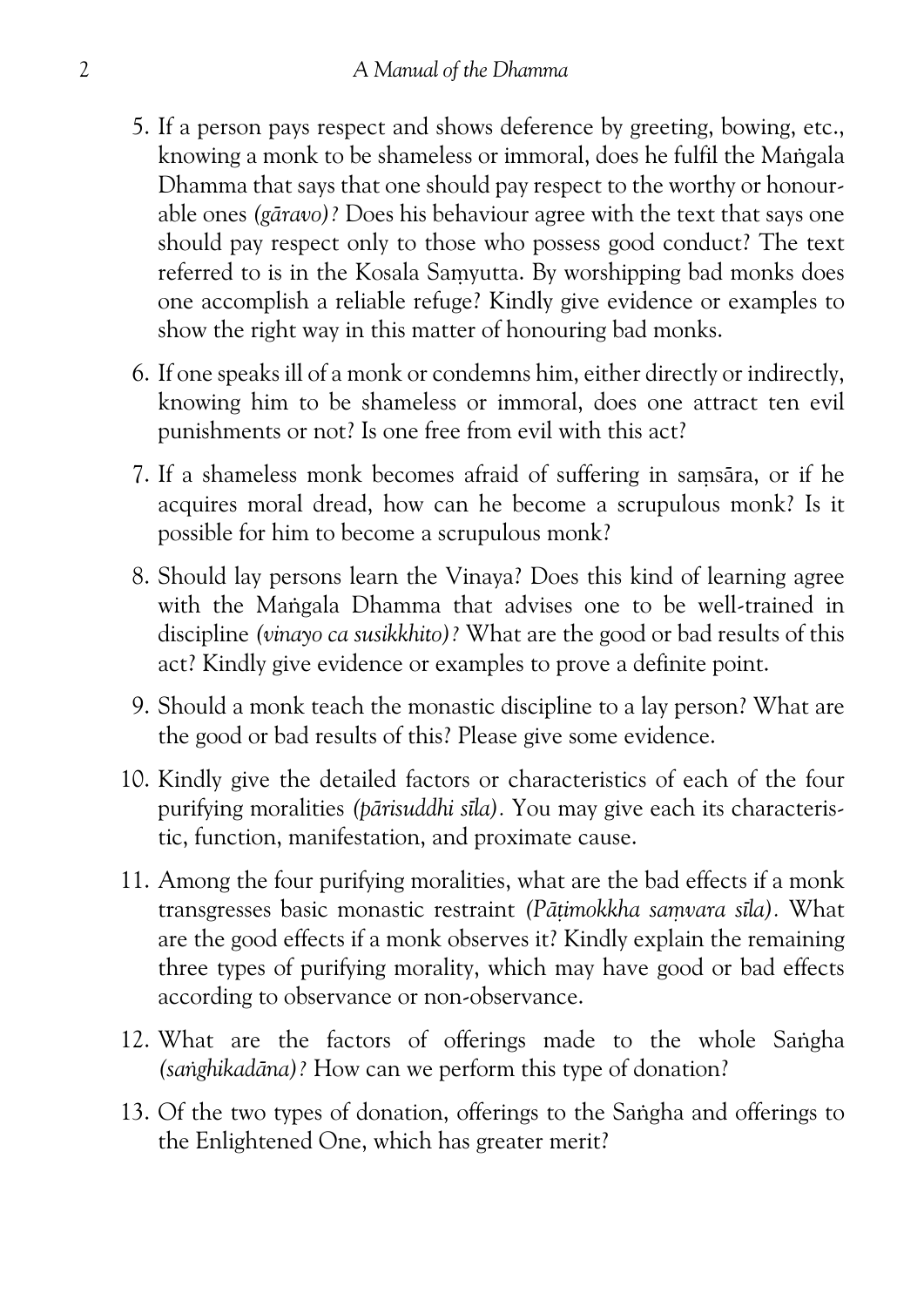5. If a person pays respect and shows deference by greeting, bowing, etc., knowing a monk to be shameless or immoral, does he fulfil the Maṅgala Dhamma that says that one should pay respect to the worthy or honourable ones *(gāravo)?* Does his behaviour agree with the text that says one should pay respect only to those who possess good conduct? The text referred to is in the Kosala Saṃyutta. By worshipping bad monks does one accomplish a reliable refuge? Kindly give evidence or examples to show the right way in this matter of honouring bad monks.

6. If one speaks ill of a monk or condemns him, either directly or indirectly, knowing him to be shameless or immoral, does one attract ten evil punishments or not? Is one free from evil with this act?

7. If a shameless monk becomes afraid of suffering in saṃsāra, or if he acquires moral dread, how can he become a scrupulous monk? Is it possible for him to become a scrupulous monk?

8. Should lay persons learn the Vinaya? Does this kind of learning agree with the Maṅgala Dhamma that advises one to be well-trained in discipline *(vinayo ca susikkhito)?* What are the good or bad results of this act? Kindly give evidence or examples to prove a definite point.

9. Should a monk teach the monastic discipline to a lay person? What are the good or bad results of this? Please give some evidence.

10. Kindly give the detailed factors or characteristics of each of the four purifying moralities *(pārisuddhi sīla).* You may give each its characteristic, function, manifestation, and proximate cause.

11. Among the four purifying moralities, what are the bad effects if a monk transgresses basic monastic restraint *(Pāṭimokkha saṃvara sīla).* What are the good effects if a monk observes it? Kindly explain the remaining three types of purifying morality, which may have good or bad effects according to observance or non-observance.

12. What are the factors of offerings made to the whole Saṅgha *(saṅghikadāna)?* How can we perform this type of donation?

13. Of the two types of donation, offerings to the Saṅgha and offerings to the Enlightened One, which has greater merit?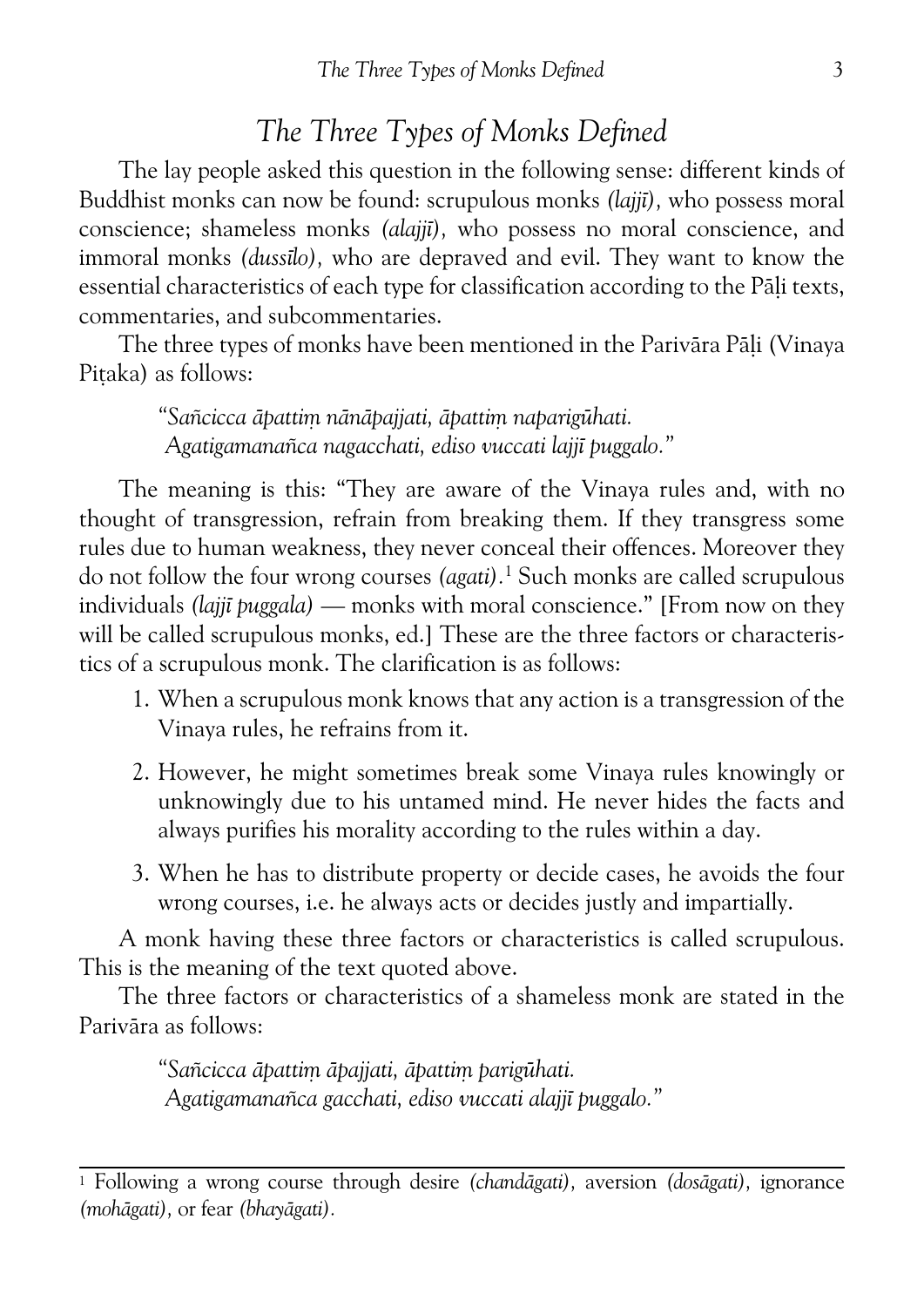## The Three Types of Monks Defined

The lay people asked this question in the following sense: different kinds of Buddhist monks can now be found: scrupulous monks *(lajjī)*, who possess moral conscience; shameless monks *(alajjī)*, who possess no moral conscience, and immoral monks *(dussīlo)*, who are depraved and evil. They want to know the essential characteristics of each type for classification according to the Pāḷi texts, commentaries, and subcommentaries.

The three types of monks have been mentioned in the Parivāra Pāḷi (Vinaya Piṭaka) as follows:

> *"Sañcicca āpattiṃ nāpajjati, āpattiṃ naparigūhati.*
> *Agatigamanañca nagacchati, ediso vuccati lajjī puggalo."*

The meaning is this: "They are aware of the Vinaya rules and, with no thought of transgression, refrain from breaking them. If they transgress some rules due to human weakness, they never conceal their offences. Moreover they do not follow the four wrong courses *(agati)*.[1] Such monks are called scrupulous individuals *(lajjī puggala)* — monks with moral conscience." [From now on they will be called scrupulous monks, ed.] These are the three factors or characteristics of a scrupulous monk. The clarification is as follows:

1. When a scrupulous monk knows that any action is a transgression of the Vinaya rules, he refrains from it.
2. However, he might sometimes break some Vinaya rules knowingly or unknowingly due to his untamed mind. He never hides the facts and always purifies his morality according to the rules within a day.
3. When he has to distribute property or decide cases, he avoids the four wrong courses, i.e. he always acts or decides justly and impartially.

A monk having these three factors or characteristics is called scrupulous. This is the meaning of the text quoted above.

The three factors or characteristics of a shameless monk are stated in the Parivāra as follows:

> *"Sañcicca āpattiṃ āpajjati, āpattiṃ parigūhati.*
> *Agatigamanañca gacchati, ediso vuccati alajjī puggalo."*

---

[1] Following a wrong course through desire *(chandāgati)*, aversion *(dosāgati)*, ignorance *(mohāgati)*, or fear *(bhayāgati)*.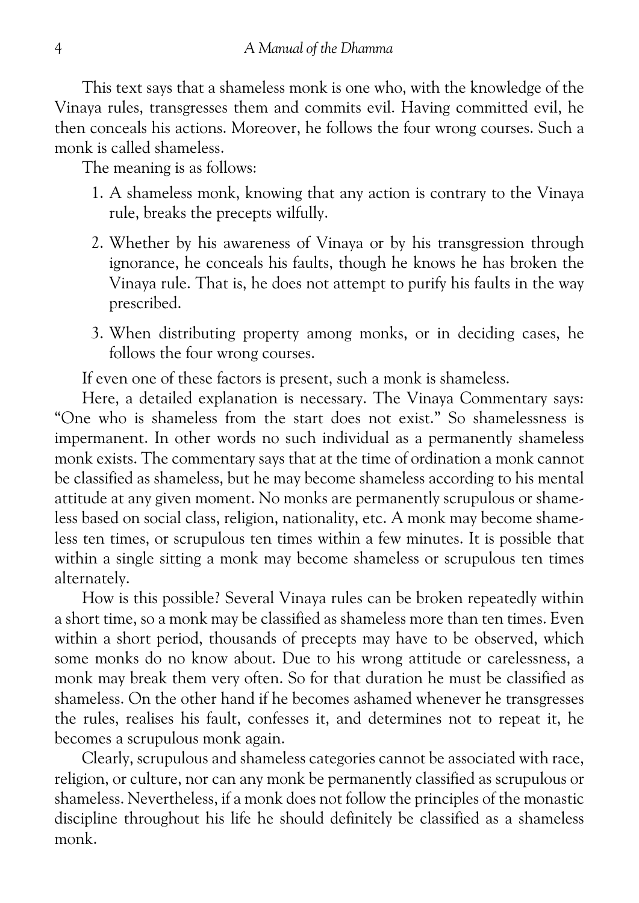This text says that a shameless monk is one who, with the knowledge of the Vinaya rules, transgresses them and commits evil. Having committed evil, he then conceals his actions. Moreover, he follows the four wrong courses. Such a monk is called shameless.

The meaning is as follows:

1. A shameless monk, knowing that any action is contrary to the Vinaya rule, breaks the precepts wilfully.
2. Whether by his awareness of Vinaya or by his transgression through ignorance, he conceals his faults, though he knows he has broken the Vinaya rule. That is, he does not attempt to purify his faults in the way prescribed.
3. When distributing property among monks, or in deciding cases, he follows the four wrong courses.

If even one of these factors is present, such a monk is shameless.

Here, a detailed explanation is necessary. The Vinaya Commentary says: "One who is shameless from the start does not exist." So shamelessness is impermanent. In other words no such individual as a permanently shameless monk exists. The commentary says that at the time of ordination a monk cannot be classified as shameless, but he may become shameless according to his mental attitude at any given moment. No monks are permanently scrupulous or shameless based on social class, religion, nationality, etc. A monk may become shameless ten times, or scrupulous ten times within a few minutes. It is possible that within a single sitting a monk may become shameless or scrupulous ten times alternately.

How is this possible? Several Vinaya rules can be broken repeatedly within a short time, so a monk may be classified as shameless more than ten times. Even within a short period, thousands of precepts may have to be observed, which some monks do no know about. Due to his wrong attitude or carelessness, a monk may break them very often. So for that duration he must be classified as shameless. On the other hand if he becomes ashamed whenever he transgresses the rules, realises his fault, confesses it, and determines not to repeat it, he becomes a scrupulous monk again.

Clearly, scrupulous and shameless categories cannot be associated with race, religion, or culture, nor can any monk be permanently classified as scrupulous or shameless. Nevertheless, if a monk does not follow the principles of the monastic discipline throughout his life he should definitely be classified as a shameless monk.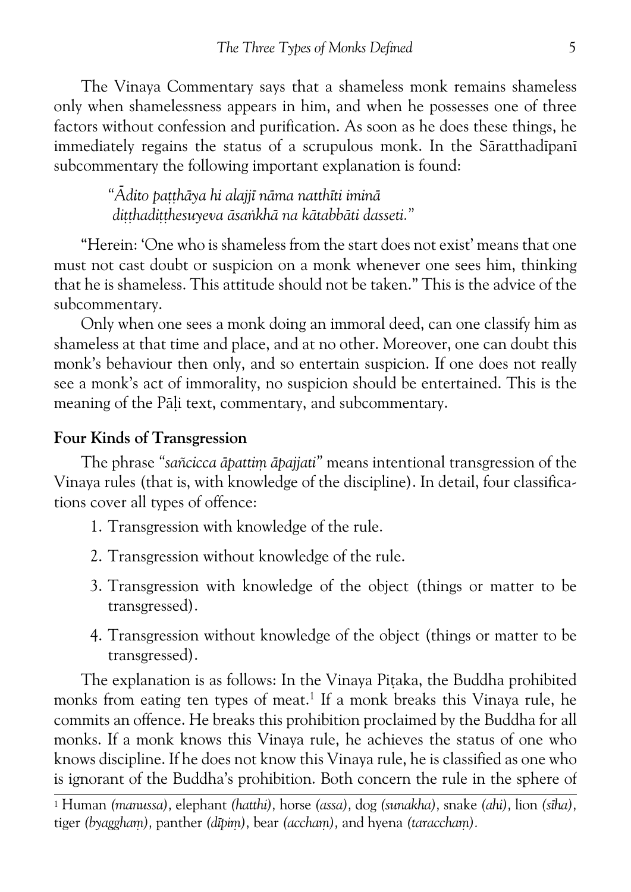The Vinaya Commentary says that a shameless monk remains shameless only when shamelessness appears in him, and when he possesses one of three factors without confession and purification. As soon as he does these things, he immediately regains the status of a scrupulous monk. In the Sāratthadīpanī subcommentary the following important explanation is found:

> "*Ādito paṭṭhāya hi alajjī nāma natthīti iminā diṭṭhadiṭṭhesuyeva āsaṅkhā na kātabbāti dasseti.*"

"Herein: 'One who is shameless from the start does not exist' means that one must not cast doubt or suspicion on a monk whenever one sees him, thinking that he is shameless. This attitude should not be taken." This is the advice of the subcommentary.

Only when one sees a monk doing an immoral deed, can one classify him as shameless at that time and place, and at no other. Moreover, one can doubt this monk's behaviour then only, and so entertain suspicion. If one does not really see a monk's act of immorality, no suspicion should be entertained. This is the meaning of the Pāḷi text, commentary, and subcommentary.

**Four Kinds of Transgression**

The phrase "*sañcicca āpattiṃ āpajjati*" means intentional transgression of the Vinaya rules (that is, with knowledge of the discipline). In detail, four classifications cover all types of offence:

1. Transgression with knowledge of the rule.
2. Transgression without knowledge of the rule.
3. Transgression with knowledge of the object (things or matter to be transgressed).
4. Transgression without knowledge of the object (things or matter to be transgressed).

The explanation is as follows: In the Vinaya Piṭaka, the Buddha prohibited monks from eating ten types of meat.[1] If a monk breaks this Vinaya rule, he commits an offence. He breaks this prohibition proclaimed by the Buddha for all monks. If a monk knows this Vinaya rule, he achieves the status of one who knows discipline. If he does not know this Vinaya rule, he is classified as one who is ignorant of the Buddha's prohibition. Both concern the rule in the sphere of

[1] Human *(manussa)*, elephant *(hatthi)*, horse *(assa)*, dog *(sunakha)*, snake *(ahi)*, lion *(sīha)*, tiger *(byagghaṃ)*, panther *(dīpiṃ)*, bear *(acchaṃ)*, and hyena *(taracchaṃ)*.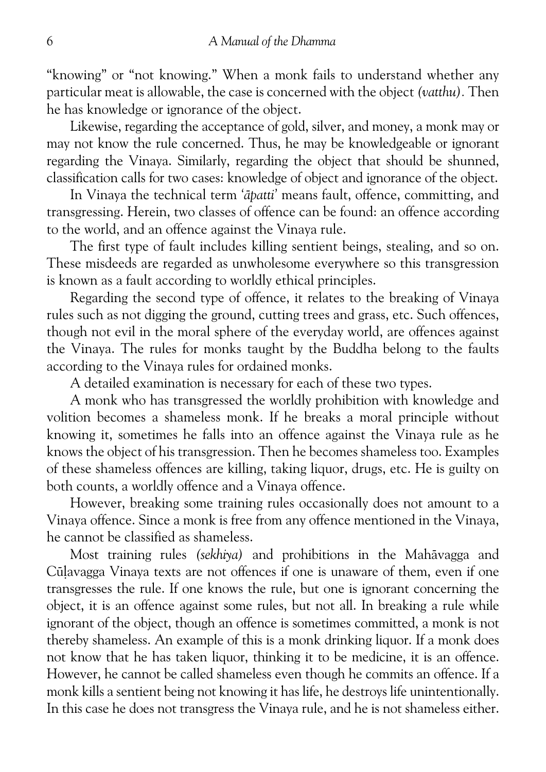"knowing" or "not knowing." When a monk fails to understand whether any particular meat is allowable, the case is concerned with the object *(vatthu)*. Then he has knowledge or ignorance of the object.

Likewise, regarding the acceptance of gold, silver, and money, a monk may or may not know the rule concerned. Thus, he may be knowledgeable or ignorant regarding the Vinaya. Similarly, regarding the object that should be shunned, classification calls for two cases: knowledge of object and ignorance of the object.

In Vinaya the technical term '*āpatti*' means fault, offence, committing, and transgressing. Herein, two classes of offence can be found: an offence according to the world, and an offence against the Vinaya rule.

The first type of fault includes killing sentient beings, stealing, and so on. These misdeeds are regarded as unwholesome everywhere so this transgression is known as a fault according to worldly ethical principles.

Regarding the second type of offence, it relates to the breaking of Vinaya rules such as not digging the ground, cutting trees and grass, etc. Such offences, though not evil in the moral sphere of the everyday world, are offences against the Vinaya. The rules for monks taught by the Buddha belong to the faults according to the Vinaya rules for ordained monks.

A detailed examination is necessary for each of these two types.

A monk who has transgressed the worldly prohibition with knowledge and volition becomes a shameless monk. If he breaks a moral principle without knowing it, sometimes he falls into an offence against the Vinaya rule as he knows the object of his transgression. Then he becomes shameless too. Examples of these shameless offences are killing, taking liquor, drugs, etc. He is guilty on both counts, a worldly offence and a Vinaya offence.

However, breaking some training rules occasionally does not amount to a Vinaya offence. Since a monk is free from any offence mentioned in the Vinaya, he cannot be classified as shameless.

Most training rules *(sekhiya)* and prohibitions in the Mahāvagga and Cūḷavagga Vinaya texts are not offences if one is unaware of them, even if one transgresses the rule. If one knows the rule, but one is ignorant concerning the object, it is an offence against some rules, but not all. In breaking a rule while ignorant of the object, though an offence is sometimes committed, a monk is not thereby shameless. An example of this is a monk drinking liquor. If a monk does not know that he has taken liquor, thinking it to be medicine, it is an offence. However, he cannot be called shameless even though he commits an offence. If a monk kills a sentient being not knowing it has life, he destroys life unintentionally. In this case he does not transgress the Vinaya rule, and he is not shameless either.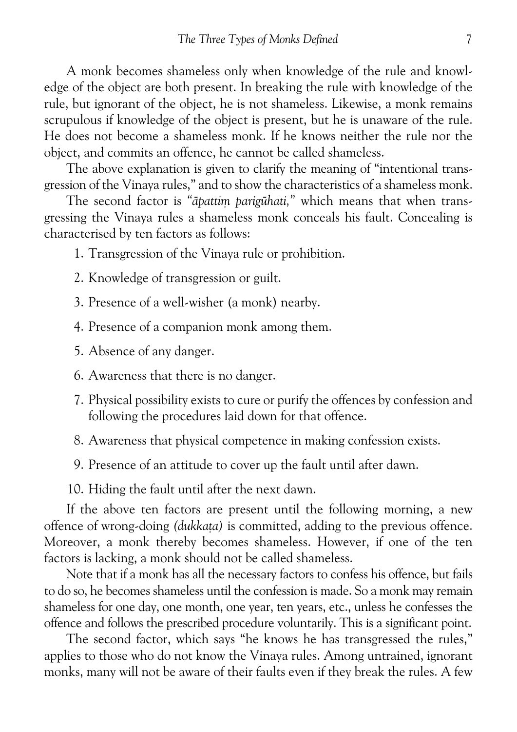A monk becomes shameless only when knowledge of the rule and knowledge of the object are both present. In breaking the rule with knowledge of the rule, but ignorant of the object, he is not shameless. Likewise, a monk remains scrupulous if knowledge of the object is present, but he is unaware of the rule. He does not become a shameless monk. If he knows neither the rule nor the object, and commits an offence, he cannot be called shameless.

The above explanation is given to clarify the meaning of "intentional transgression of the Vinaya rules," and to show the characteristics of a shameless monk.

The second factor is *"āpattiṃ parigūhati,"* which means that when transgressing the Vinaya rules a shameless monk conceals his fault. Concealing is characterised by ten factors as follows:

1. Transgression of the Vinaya rule or prohibition.
2. Knowledge of transgression or guilt.
3. Presence of a well-wisher (a monk) nearby.
4. Presence of a companion monk among them.
5. Absence of any danger.
6. Awareness that there is no danger.
7. Physical possibility exists to cure or purify the offences by confession and following the procedures laid down for that offence.
8. Awareness that physical competence in making confession exists.
9. Presence of an attitude to cover up the fault until after dawn.
10. Hiding the fault until after the next dawn.

If the above ten factors are present until the following morning, a new offence of wrong-doing *(dukkaṭa)* is committed, adding to the previous offence. Moreover, a monk thereby becomes shameless. However, if one of the ten factors is lacking, a monk should not be called shameless.

Note that if a monk has all the necessary factors to confess his offence, but fails to do so, he becomes shameless until the confession is made. So a monk may remain shameless for one day, one month, one year, ten years, etc., unless he confesses the offence and follows the prescribed procedure voluntarily. This is a significant point.

The second factor, which says "he knows he has transgressed the rules," applies to those who do not know the Vinaya rules. Among untrained, ignorant monks, many will not be aware of their faults even if they break the rules. A few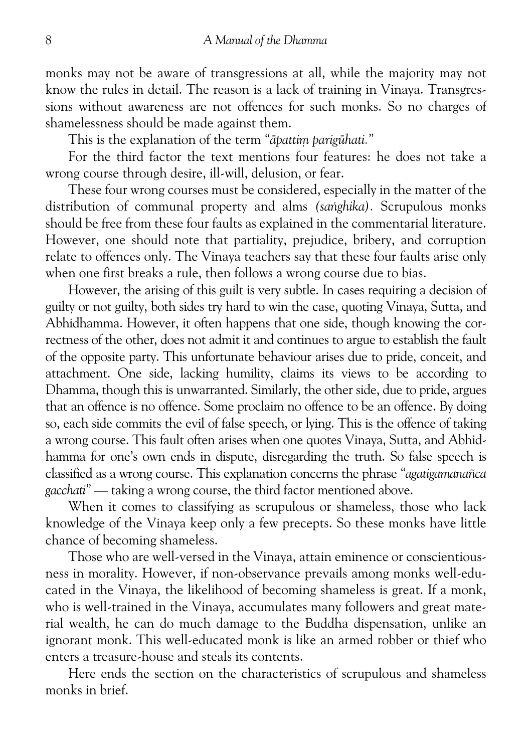monks may not be aware of transgressions at all, while the majority may not know the rules in detail. The reason is a lack of training in Vinaya. Transgressions without awareness are not offences for such monks. So no charges of shamelessness should be made against them.

This is the explanation of the term "*āpattiṃ parigūhati.*"

For the third factor the text mentions four features: he does not take a wrong course through desire, ill-will, delusion, or fear.

These four wrong courses must be considered, especially in the matter of the distribution of communal property and alms *(saṅghika)*. Scrupulous monks should be free from these four faults as explained in the commentarial literature. However, one should note that partiality, prejudice, bribery, and corruption relate to offences only. The Vinaya teachers say that these four faults arise only when one first breaks a rule, then follows a wrong course due to bias.

However, the arising of this guilt is very subtle. In cases requiring a decision of guilty or not guilty, both sides try hard to win the case, quoting Vinaya, Sutta, and Abhidhamma. However, it often happens that one side, though knowing the correctness of the other, does not admit it and continues to argue to establish the fault of the opposite party. This unfortunate behaviour arises due to pride, conceit, and attachment. One side, lacking humility, claims its views to be according to Dhamma, though this is unwarranted. Similarly, the other side, due to pride, argues that an offence is no offence. Some proclaim no offence to be an offence. By doing so, each side commits the evil of false speech, or lying. This is the offence of taking a wrong course. This fault often arises when one quotes Vinaya, Sutta, and Abhidhamma for one's own ends in dispute, disregarding the truth. So false speech is classified as a wrong course. This explanation concerns the phrase "*agatigamanañca gacchati*" — taking a wrong course, the third factor mentioned above.

When it comes to classifying as scrupulous or shameless, those who lack knowledge of the Vinaya keep only a few precepts. So these monks have little chance of becoming shameless.

Those who are well-versed in the Vinaya, attain eminence or conscientiousness in morality. However, if non-observance prevails among monks well-educated in the Vinaya, the likelihood of becoming shameless is great. If a monk, who is well-trained in the Vinaya, accumulates many followers and great material wealth, he can do much damage to the Buddha dispensation, unlike an ignorant monk. This well-educated monk is like an armed robber or thief who enters a treasure-house and steals its contents.

Here ends the section on the characteristics of scrupulous and shameless monks in brief.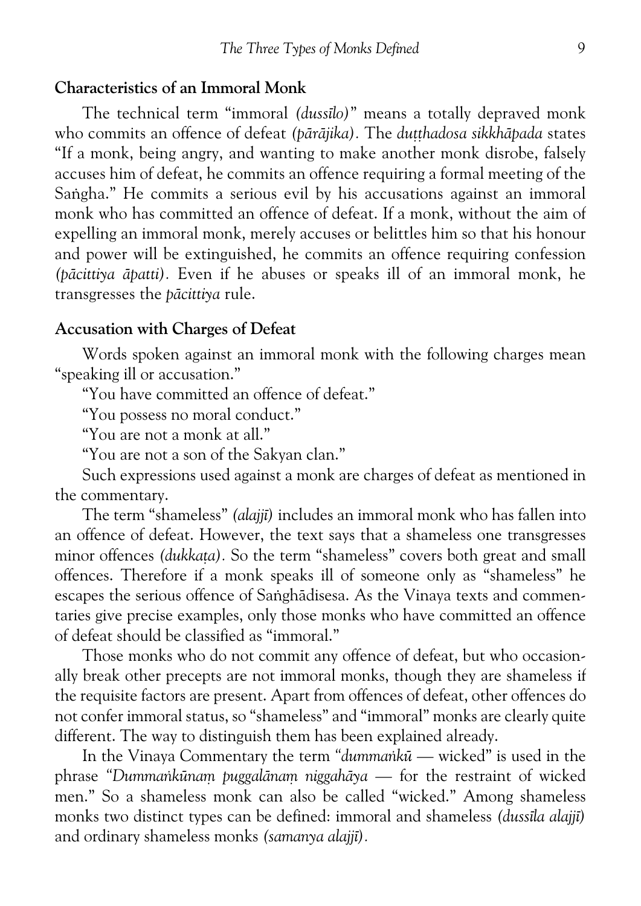## Characteristics of an Immoral Monk

The technical term "immoral *(dussīlo)*" means a totally depraved monk who commits an offence of defeat *(pārājika)*. The *duṭṭhadosa sikkhāpada* states "If a monk, being angry, and wanting to make another monk disrobe, falsely accuses him of defeat, he commits an offence requiring a formal meeting of the Saṅgha." He commits a serious evil by his accusations against an immoral monk who has committed an offence of defeat. If a monk, without the aim of expelling an immoral monk, merely accuses or belittles him so that his honour and power will be extinguished, he commits an offence requiring confession *(pācittiya āpatti)*. Even if he abuses or speaks ill of an immoral monk, he transgresses the *pācittiya* rule.

## Accusation with Charges of Defeat

Words spoken against an immoral monk with the following charges mean "speaking ill or accusation."

"You have committed an offence of defeat."

"You possess no moral conduct."

"You are not a monk at all."

"You are not a son of the Sakyan clan."

Such expressions used against a monk are charges of defeat as mentioned in the commentary.

The term "shameless" *(alajjī)* includes an immoral monk who has fallen into an offence of defeat. However, the text says that a shameless one transgresses minor offences *(dukkaṭa)*. So the term "shameless" covers both great and small offences. Therefore if a monk speaks ill of someone only as "shameless" he escapes the serious offence of Saṅghādisesa. As the Vinaya texts and commentaries give precise examples, only those monks who have committed an offence of defeat should be classified as "immoral."

Those monks who do not commit any offence of defeat, but who occasionally break other precepts are not immoral monks, though they are shameless if the requisite factors are present. Apart from offences of defeat, other offences do not confer immoral status, so "shameless" and "immoral" monks are clearly quite different. The way to distinguish them has been explained already.

In the Vinaya Commentary the term "*dummaṅkū* — wicked" is used in the phrase "*Dummaṅkūnaṃ puggalānaṃ niggahāya* — for the restraint of wicked men." So a shameless monk can also be called "wicked." Among shameless monks two distinct types can be defined: immoral and shameless *(dussīla alajjī)* and ordinary shameless monks *(samanya alajjī)*.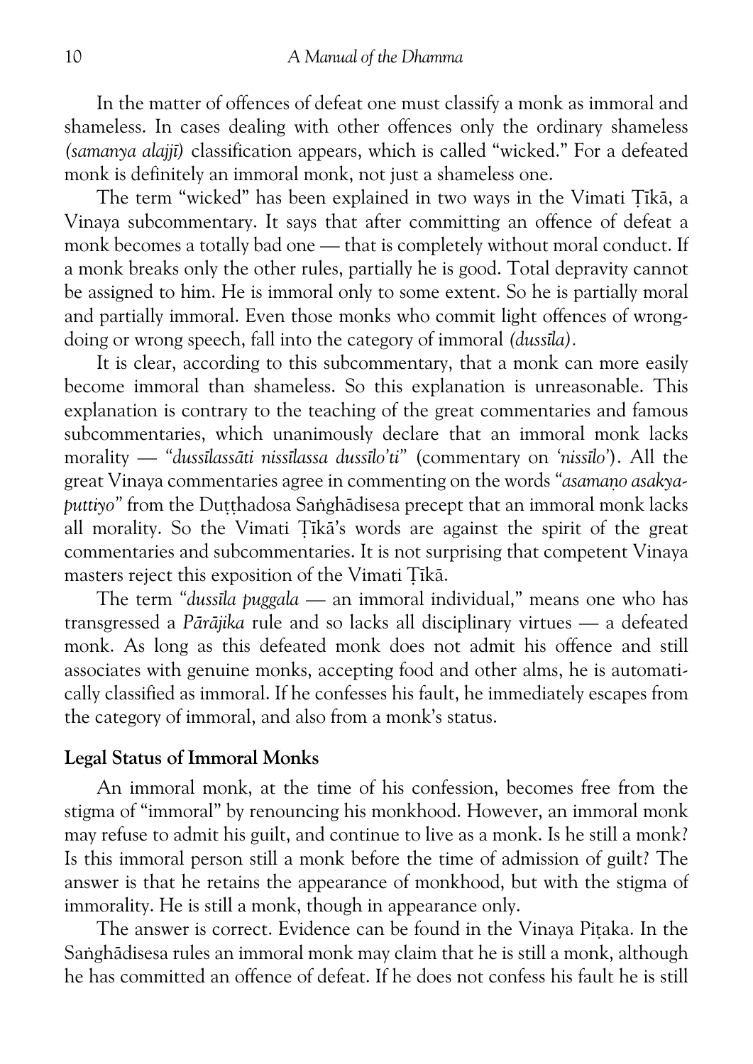In the matter of offences of defeat one must classify a monk as immoral and shameless. In cases dealing with other offences only the ordinary shameless *(samanya alajjī)* classification appears, which is called "wicked." For a defeated monk is definitely an immoral monk, not just a shameless one.

The term "wicked" has been explained in two ways in the Vimati Ṭīkā, a Vinaya subcommentary. It says that after committing an offence of defeat a monk becomes a totally bad one — that is completely without moral conduct. If a monk breaks only the other rules, partially he is good. Total depravity cannot be assigned to him. He is immoral only to some extent. So he is partially moral and partially immoral. Even those monks who commit light offences of wrong-doing or wrong speech, fall into the category of immoral *(dussīla)*.

It is clear, according to this subcommentary, that a monk can more easily become immoral than shameless. So this explanation is unreasonable. This explanation is contrary to the teaching of the great commentaries and famous subcommentaries, which unanimously declare that an immoral monk lacks morality — "*dussīlassāti nissīlassa dussīlo'ti*" (commentary on '*nissīlo*'). All the great Vinaya commentaries agree in commenting on the words "*asamaṇo asakya-puttiyo*" from the Duṭṭhadosa Saṅghādisesa precept that an immoral monk lacks all morality. So the Vimati Ṭīkā's words are against the spirit of the great commentaries and subcommentaries. It is not surprising that competent Vinaya masters reject this exposition of the Vimati Ṭīkā.

The term "*dussīla puggala* — an immoral individual," means one who has transgressed a *Pārājika* rule and so lacks all disciplinary virtues — a defeated monk. As long as this defeated monk does not admit his offence and still associates with genuine monks, accepting food and other alms, he is automatically classified as immoral. If he confesses his fault, he immediately escapes from the category of immoral, and also from a monk's status.

### Legal Status of Immoral Monks

An immoral monk, at the time of his confession, becomes free from the stigma of "immoral" by renouncing his monkhood. However, an immoral monk may refuse to admit his guilt, and continue to live as a monk. Is he still a monk? Is this immoral person still a monk before the time of admission of guilt? The answer is that he retains the appearance of monkhood, but with the stigma of immorality. He is still a monk, though in appearance only.

The answer is correct. Evidence can be found in the Vinaya Piṭaka. In the Saṅghādisesa rules an immoral monk may claim that he is still a monk, although he has committed an offence of defeat. If he does not confess his fault he is still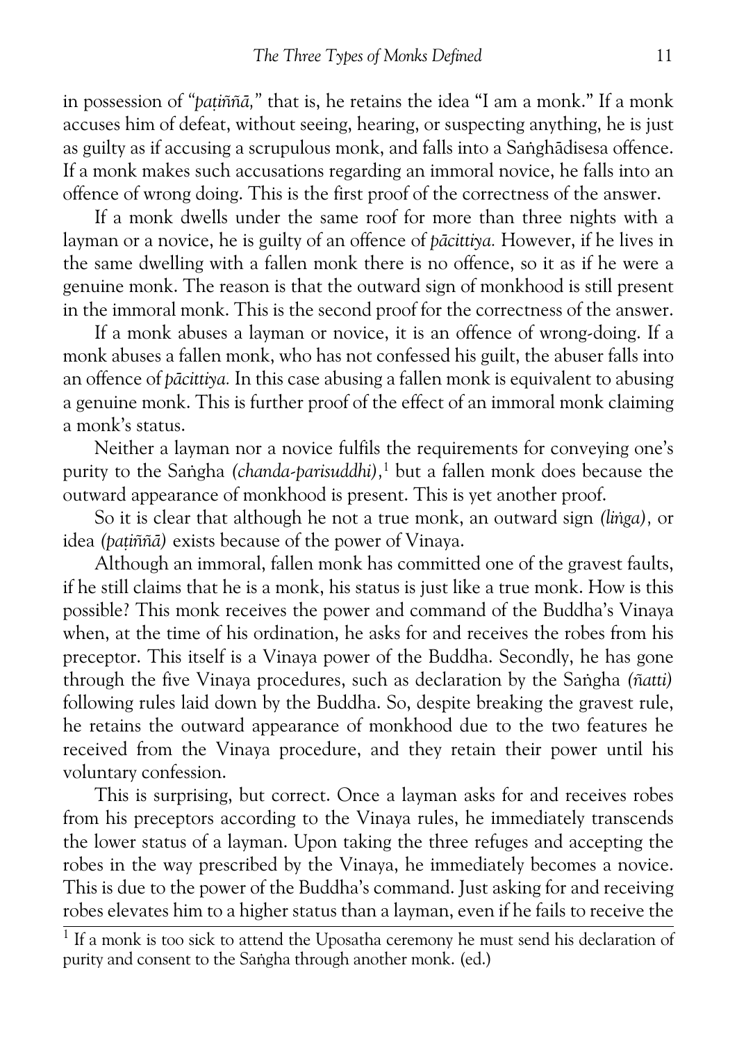in possession of "*paṭiññā*," that is, he retains the idea "I am a monk." If a monk accuses him of defeat, without seeing, hearing, or suspecting anything, he is just as guilty as if accusing a scrupulous monk, and falls into a Saṅghādisesa offence. If a monk makes such accusations regarding an immoral novice, he falls into an offence of wrong doing. This is the first proof of the correctness of the answer.

If a monk dwells under the same roof for more than three nights with a layman or a novice, he is guilty of an offence of *pācittiya.* However, if he lives in the same dwelling with a fallen monk there is no offence, so it as if he were a genuine monk. The reason is that the outward sign of monkhood is still present in the immoral monk. This is the second proof for the correctness of the answer.

If a monk abuses a layman or novice, it is an offence of wrong-doing. If a monk abuses a fallen monk, who has not confessed his guilt, the abuser falls into an offence of *pācittiya.* In this case abusing a fallen monk is equivalent to abusing a genuine monk. This is further proof of the effect of an immoral monk claiming a monk's status.

Neither a layman nor a novice fulfils the requirements for conveying one's purity to the Saṅgha *(chanda-parisuddhi)*,[1] but a fallen monk does because the outward appearance of monkhood is present. This is yet another proof.

So it is clear that although he not a true monk, an outward sign *(liṅga)*, or idea *(paṭiññā)* exists because of the power of Vinaya.

Although an immoral, fallen monk has committed one of the gravest faults, if he still claims that he is a monk, his status is just like a true monk. How is this possible? This monk receives the power and command of the Buddha's Vinaya when, at the time of his ordination, he asks for and receives the robes from his preceptor. This itself is a Vinaya power of the Buddha. Secondly, he has gone through the five Vinaya procedures, such as declaration by the Saṅgha *(ñatti)* following rules laid down by the Buddha. So, despite breaking the gravest rule, he retains the outward appearance of monkhood due to the two features he received from the Vinaya procedure, and they retain their power until his voluntary confession.

This is surprising, but correct. Once a layman asks for and receives robes from his preceptors according to the Vinaya rules, he immediately transcends the lower status of a layman. Upon taking the three refuges and accepting the robes in the way prescribed by the Vinaya, he immediately becomes a novice. This is due to the power of the Buddha's command. Just asking for and receiving robes elevates him to a higher status than a layman, even if he fails to receive the

[1] If a monk is too sick to attend the Uposatha ceremony he must send his declaration of purity and consent to the Saṅgha through another monk. (ed.)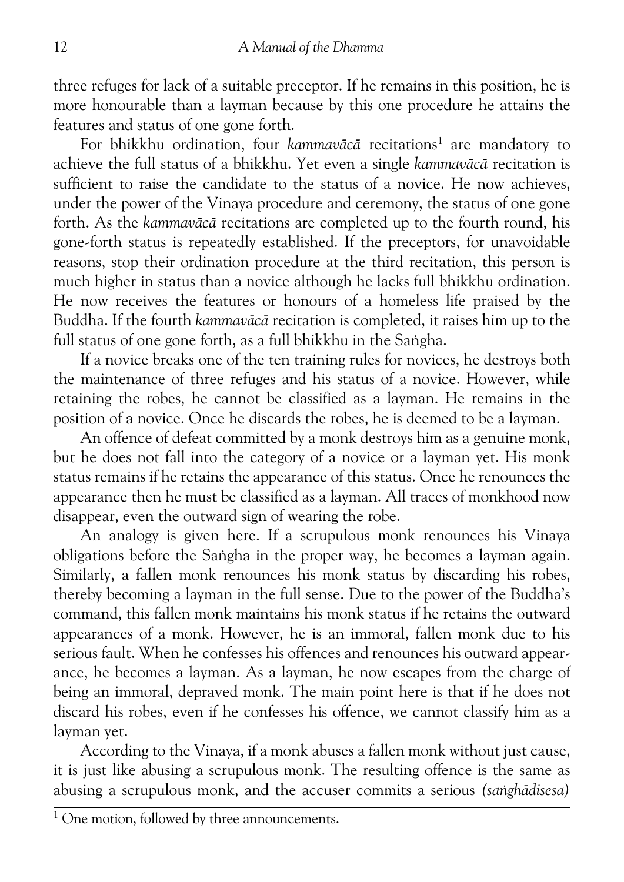three refuges for lack of a suitable preceptor. If he remains in this position, he is more honourable than a layman because by this one procedure he attains the features and status of one gone forth.

For bhikkhu ordination, four *kammavācā* recitations[1] are mandatory to achieve the full status of a bhikkhu. Yet even a single *kammavācā* recitation is sufficient to raise the candidate to the status of a novice. He now achieves, under the power of the Vinaya procedure and ceremony, the status of one gone forth. As the *kammavācā* recitations are completed up to the fourth round, his gone-forth status is repeatedly established. If the preceptors, for unavoidable reasons, stop their ordination procedure at the third recitation, this person is much higher in status than a novice although he lacks full bhikkhu ordination. He now receives the features or honours of a homeless life praised by the Buddha. If the fourth *kammavācā* recitation is completed, it raises him up to the full status of one gone forth, as a full bhikkhu in the Saṅgha.

If a novice breaks one of the ten training rules for novices, he destroys both the maintenance of three refuges and his status of a novice. However, while retaining the robes, he cannot be classified as a layman. He remains in the position of a novice. Once he discards the robes, he is deemed to be a layman.

An offence of defeat committed by a monk destroys him as a genuine monk, but he does not fall into the category of a novice or a layman yet. His monk status remains if he retains the appearance of this status. Once he renounces the appearance then he must be classified as a layman. All traces of monkhood now disappear, even the outward sign of wearing the robe.

An analogy is given here. If a scrupulous monk renounces his Vinaya obligations before the Saṅgha in the proper way, he becomes a layman again. Similarly, a fallen monk renounces his monk status by discarding his robes, thereby becoming a layman in the full sense. Due to the power of the Buddha's command, this fallen monk maintains his monk status if he retains the outward appearances of a monk. However, he is an immoral, fallen monk due to his serious fault. When he confesses his offences and renounces his outward appearance, he becomes a layman. As a layman, he now escapes from the charge of being an immoral, depraved monk. The main point here is that if he does not discard his robes, even if he confesses his offence, we cannot classify him as a layman yet.

According to the Vinaya, if a monk abuses a fallen monk without just cause, it is just like abusing a scrupulous monk. The resulting offence is the same as abusing a scrupulous monk, and the accuser commits a serious *(saṅghādisesa)*

---

[1] One motion, followed by three announcements.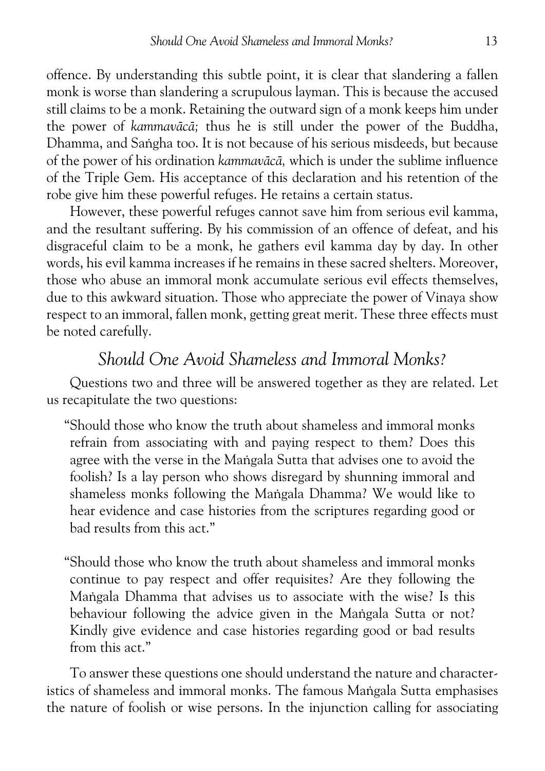offence. By understanding this subtle point, it is clear that slandering a fallen monk is worse than slandering a scrupulous layman. This is because the accused still claims to be a monk. Retaining the outward sign of a monk keeps him under the power of *kammavācā;* thus he is still under the power of the Buddha, Dhamma, and Saṅgha too. It is not because of his serious misdeeds, but because of the power of his ordination *kammavācā,* which is under the sublime influence of the Triple Gem. His acceptance of this declaration and his retention of the robe give him these powerful refuges. He retains a certain status.

However, these powerful refuges cannot save him from serious evil kamma, and the resultant suffering. By his commission of an offence of defeat, and his disgraceful claim to be a monk, he gathers evil kamma day by day. In other words, his evil kamma increases if he remains in these sacred shelters. Moreover, those who abuse an immoral monk accumulate serious evil effects themselves, due to this awkward situation. Those who appreciate the power of Vinaya show respect to an immoral, fallen monk, getting great merit. These three effects must be noted carefully.

## *Should One Avoid Shameless and Immoral Monks?*

Questions two and three will be answered together as they are related. Let us recapitulate the two questions:

> "Should those who know the truth about shameless and immoral monks refrain from associating with and paying respect to them? Does this agree with the verse in the Maṅgala Sutta that advises one to avoid the foolish? Is a lay person who shows disregard by shunning immoral and shameless monks following the Maṅgala Dhamma? We would like to hear evidence and case histories from the scriptures regarding good or bad results from this act."

> "Should those who know the truth about shameless and immoral monks continue to pay respect and offer requisites? Are they following the Maṅgala Dhamma that advises us to associate with the wise? Is this behaviour following the advice given in the Maṅgala Sutta or not? Kindly give evidence and case histories regarding good or bad results from this act."

To answer these questions one should understand the nature and characteristics of shameless and immoral monks. The famous Maṅgala Sutta emphasises the nature of foolish or wise persons. In the injunction calling for associating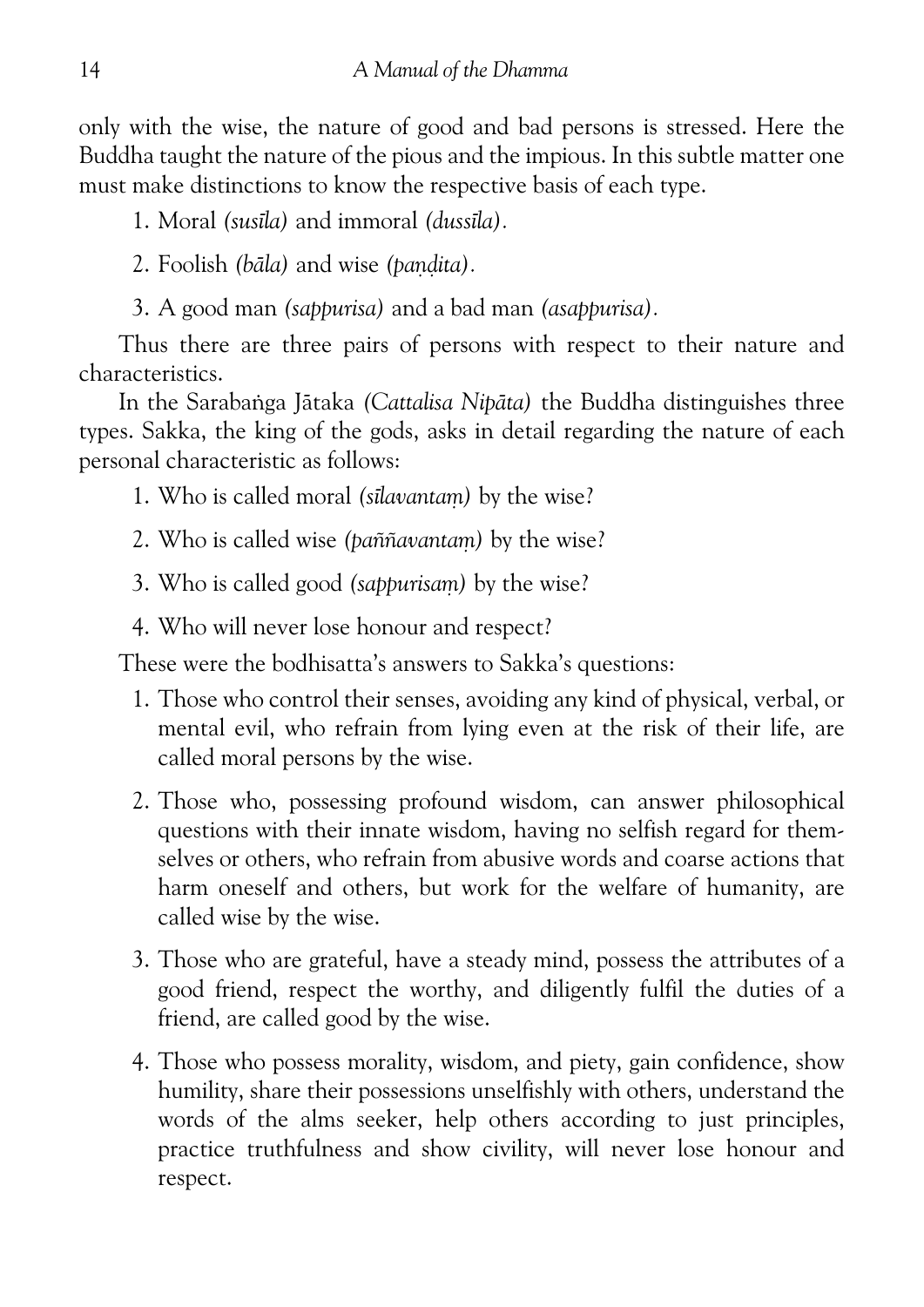only with the wise, the nature of good and bad persons is stressed. Here the Buddha taught the nature of the pious and the impious. In this subtle matter one must make distinctions to know the respective basis of each type.

1. Moral *(susīla)* and immoral *(dussīla)*.
2. Foolish *(bāla)* and wise *(paṇḍita)*.
3. A good man *(sappurisa)* and a bad man *(asappurisa)*.

Thus there are three pairs of persons with respect to their nature and characteristics.

In the Sarabaṅga Jātaka *(Cattalisa Nipāta)* the Buddha distinguishes three types. Sakka, the king of the gods, asks in detail regarding the nature of each personal characteristic as follows:

1. Who is called moral *(sīlavantaṃ)* by the wise?
2. Who is called wise *(paññavantaṃ)* by the wise?
3. Who is called good *(sappurisaṃ)* by the wise?
4. Who will never lose honour and respect?

These were the bodhisatta's answers to Sakka's questions:

1. Those who control their senses, avoiding any kind of physical, verbal, or mental evil, who refrain from lying even at the risk of their life, are called moral persons by the wise.
2. Those who, possessing profound wisdom, can answer philosophical questions with their innate wisdom, having no selfish regard for themselves or others, who refrain from abusive words and coarse actions that harm oneself and others, but work for the welfare of humanity, are called wise by the wise.
3. Those who are grateful, have a steady mind, possess the attributes of a good friend, respect the worthy, and diligently fulfil the duties of a friend, are called good by the wise.
4. Those who possess morality, wisdom, and piety, gain confidence, show humility, share their possessions unselfishly with others, understand the words of the alms seeker, help others according to just principles, practice truthfulness and show civility, will never lose honour and respect.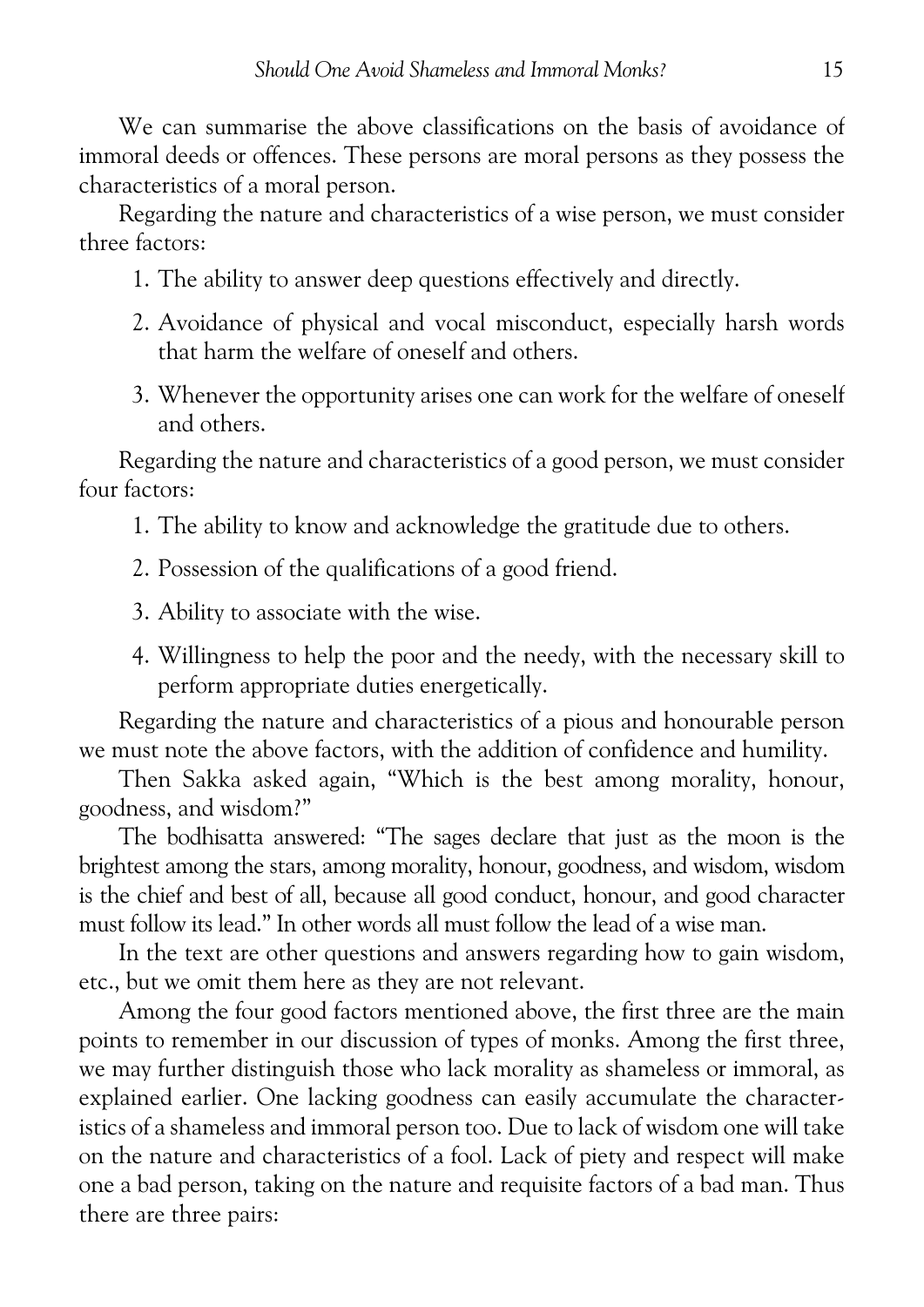We can summarise the above classifications on the basis of avoidance of immoral deeds or offences. These persons are moral persons as they possess the characteristics of a moral person.

Regarding the nature and characteristics of a wise person, we must consider three factors:

1. The ability to answer deep questions effectively and directly.
2. Avoidance of physical and vocal misconduct, especially harsh words that harm the welfare of oneself and others.
3. Whenever the opportunity arises one can work for the welfare of oneself and others.

Regarding the nature and characteristics of a good person, we must consider four factors:

1. The ability to know and acknowledge the gratitude due to others.
2. Possession of the qualifications of a good friend.
3. Ability to associate with the wise.
4. Willingness to help the poor and the needy, with the necessary skill to perform appropriate duties energetically.

Regarding the nature and characteristics of a pious and honourable person we must note the above factors, with the addition of confidence and humility.

Then Sakka asked again, "Which is the best among morality, honour, goodness, and wisdom?"

The bodhisatta answered: "The sages declare that just as the moon is the brightest among the stars, among morality, honour, goodness, and wisdom, wisdom is the chief and best of all, because all good conduct, honour, and good character must follow its lead." In other words all must follow the lead of a wise man.

In the text are other questions and answers regarding how to gain wisdom, etc., but we omit them here as they are not relevant.

Among the four good factors mentioned above, the first three are the main points to remember in our discussion of types of monks. Among the first three, we may further distinguish those who lack morality as shameless or immoral, as explained earlier. One lacking goodness can easily accumulate the characteristics of a shameless and immoral person too. Due to lack of wisdom one will take on the nature and characteristics of a fool. Lack of piety and respect will make one a bad person, taking on the nature and requisite factors of a bad man. Thus there are three pairs: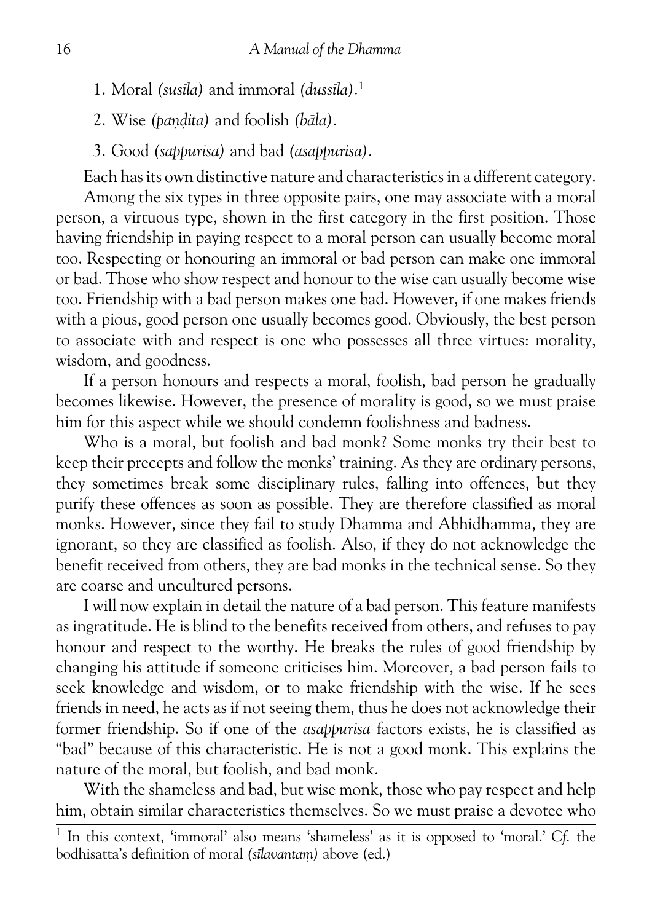1. Moral *(susīla)* and immoral *(dussīla)*.[1]
2. Wise *(paṇḍita)* and foolish *(bāla)*.
3. Good *(sappurisa)* and bad *(asappurisa)*.

Each has its own distinctive nature and characteristics in a different category.

Among the six types in three opposite pairs, one may associate with a moral person, a virtuous type, shown in the first category in the first position. Those having friendship in paying respect to a moral person can usually become moral too. Respecting or honouring an immoral or bad person can make one immoral or bad. Those who show respect and honour to the wise can usually become wise too. Friendship with a bad person makes one bad. However, if one makes friends with a pious, good person one usually becomes good. Obviously, the best person to associate with and respect is one who possesses all three virtues: morality, wisdom, and goodness.

If a person honours and respects a moral, foolish, bad person he gradually becomes likewise. However, the presence of morality is good, so we must praise him for this aspect while we should condemn foolishness and badness.

Who is a moral, but foolish and bad monk? Some monks try their best to keep their precepts and follow the monks' training. As they are ordinary persons, they sometimes break some disciplinary rules, falling into offences, but they purify these offences as soon as possible. They are therefore classified as moral monks. However, since they fail to study Dhamma and Abhidhamma, they are ignorant, so they are classified as foolish. Also, if they do not acknowledge the benefit received from others, they are bad monks in the technical sense. So they are coarse and uncultured persons.

I will now explain in detail the nature of a bad person. This feature manifests as ingratitude. He is blind to the benefits received from others, and refuses to pay honour and respect to the worthy. He breaks the rules of good friendship by changing his attitude if someone criticises him. Moreover, a bad person fails to seek knowledge and wisdom, or to make friendship with the wise. If he sees friends in need, he acts as if not seeing them, thus he does not acknowledge their former friendship. So if one of the *asappurisa* factors exists, he is classified as "bad" because of this characteristic. He is not a good monk. This explains the nature of the moral, but foolish, and bad monk.

With the shameless and bad, but wise monk, those who pay respect and help him, obtain similar characteristics themselves. So we must praise a devotee who

---

[1] In this context, 'immoral' also means 'shameless' as it is opposed to 'moral.' *Cf.* the bodhisatta's definition of moral *(sīlavantaṃ)* above (ed.)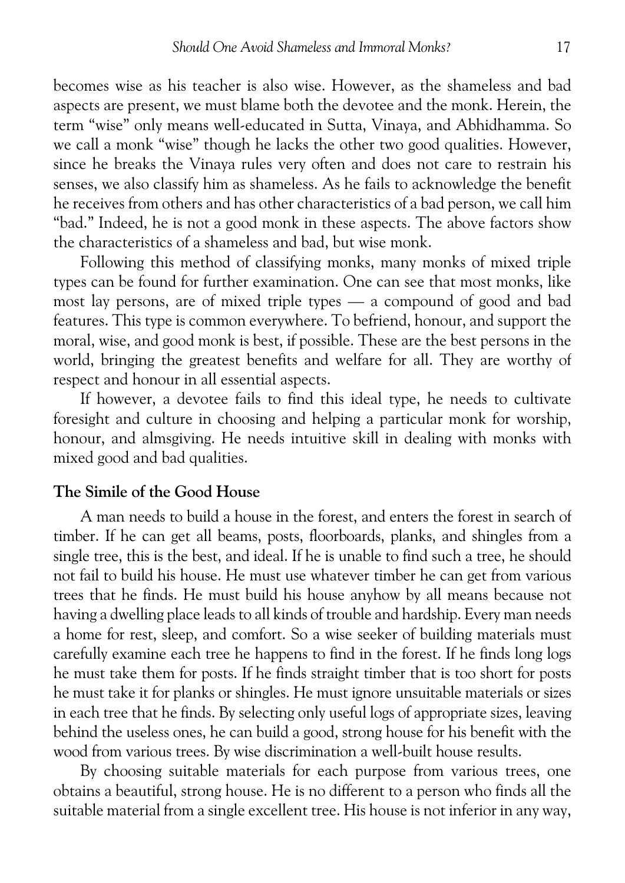becomes wise as his teacher is also wise. However, as the shameless and bad aspects are present, we must blame both the devotee and the monk. Herein, the term "wise" only means well-educated in Sutta, Vinaya, and Abhidhamma. So we call a monk "wise" though he lacks the other two good qualities. However, since he breaks the Vinaya rules very often and does not care to restrain his senses, we also classify him as shameless. As he fails to acknowledge the benefit he receives from others and has other characteristics of a bad person, we call him "bad." Indeed, he is not a good monk in these aspects. The above factors show the characteristics of a shameless and bad, but wise monk.

Following this method of classifying monks, many monks of mixed triple types can be found for further examination. One can see that most monks, like most lay persons, are of mixed triple types — a compound of good and bad features. This type is common everywhere. To befriend, honour, and support the moral, wise, and good monk is best, if possible. These are the best persons in the world, bringing the greatest benefits and welfare for all. They are worthy of respect and honour in all essential aspects.

If however, a devotee fails to find this ideal type, he needs to cultivate foresight and culture in choosing and helping a particular monk for worship, honour, and almsgiving. He needs intuitive skill in dealing with monks with mixed good and bad qualities.

## The Simile of the Good House

A man needs to build a house in the forest, and enters the forest in search of timber. If he can get all beams, posts, floorboards, planks, and shingles from a single tree, this is the best, and ideal. If he is unable to find such a tree, he should not fail to build his house. He must use whatever timber he can get from various trees that he finds. He must build his house anyhow by all means because not having a dwelling place leads to all kinds of trouble and hardship. Every man needs a home for rest, sleep, and comfort. So a wise seeker of building materials must carefully examine each tree he happens to find in the forest. If he finds long logs he must take them for posts. If he finds straight timber that is too short for posts he must take it for planks or shingles. He must ignore unsuitable materials or sizes in each tree that he finds. By selecting only useful logs of appropriate sizes, leaving behind the useless ones, he can build a good, strong house for his benefit with the wood from various trees. By wise discrimination a well-built house results.

By choosing suitable materials for each purpose from various trees, one obtains a beautiful, strong house. He is no different to a person who finds all the suitable material from a single excellent tree. His house is not inferior in any way,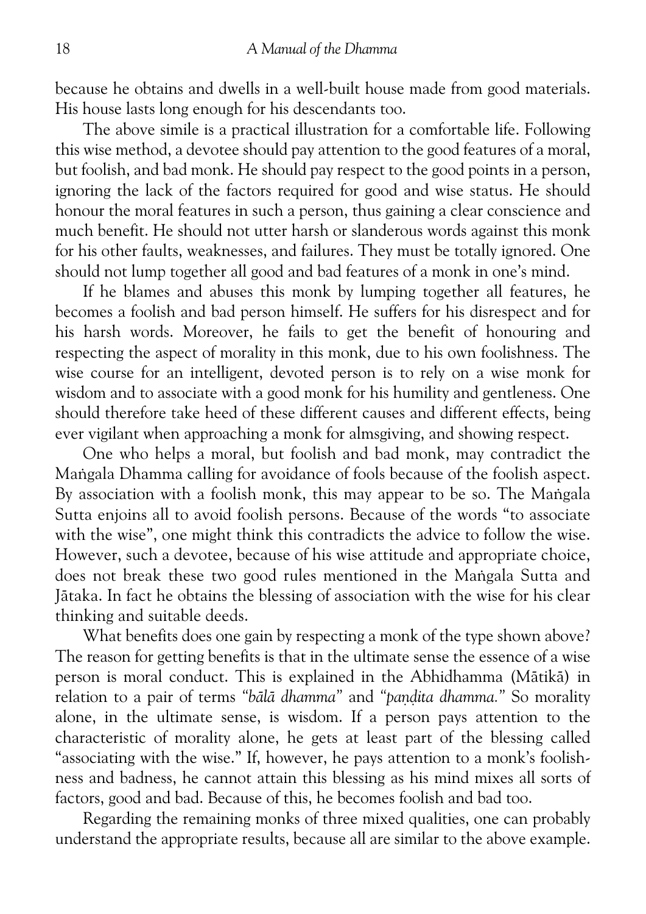because he obtains and dwells in a well-built house made from good materials. His house lasts long enough for his descendants too.

The above simile is a practical illustration for a comfortable life. Following this wise method, a devotee should pay attention to the good features of a moral, but foolish, and bad monk. He should pay respect to the good points in a person, ignoring the lack of the factors required for good and wise status. He should honour the moral features in such a person, thus gaining a clear conscience and much benefit. He should not utter harsh or slanderous words against this monk for his other faults, weaknesses, and failures. They must be totally ignored. One should not lump together all good and bad features of a monk in one's mind.

If he blames and abuses this monk by lumping together all features, he becomes a foolish and bad person himself. He suffers for his disrespect and for his harsh words. Moreover, he fails to get the benefit of honouring and respecting the aspect of morality in this monk, due to his own foolishness. The wise course for an intelligent, devoted person is to rely on a wise monk for wisdom and to associate with a good monk for his humility and gentleness. One should therefore take heed of these different causes and different effects, being ever vigilant when approaching a monk for almsgiving, and showing respect.

One who helps a moral, but foolish and bad monk, may contradict the Maṅgala Dhamma calling for avoidance of fools because of the foolish aspect. By association with a foolish monk, this may appear to be so. The Maṅgala Sutta enjoins all to avoid foolish persons. Because of the words "to associate with the wise", one might think this contradicts the advice to follow the wise. However, such a devotee, because of his wise attitude and appropriate choice, does not break these two good rules mentioned in the Maṅgala Sutta and Jātaka. In fact he obtains the blessing of association with the wise for his clear thinking and suitable deeds.

What benefits does one gain by respecting a monk of the type shown above? The reason for getting benefits is that in the ultimate sense the essence of a wise person is moral conduct. This is explained in the Abhidhamma (Mātikā) in relation to a pair of terms *"bālā dhamma"* and *"paṇḍita dhamma."* So morality alone, in the ultimate sense, is wisdom. If a person pays attention to the characteristic of morality alone, he gets at least part of the blessing called "associating with the wise." If, however, he pays attention to a monk's foolishness and badness, he cannot attain this blessing as his mind mixes all sorts of factors, good and bad. Because of this, he becomes foolish and bad too.

Regarding the remaining monks of three mixed qualities, one can probably understand the appropriate results, because all are similar to the above example.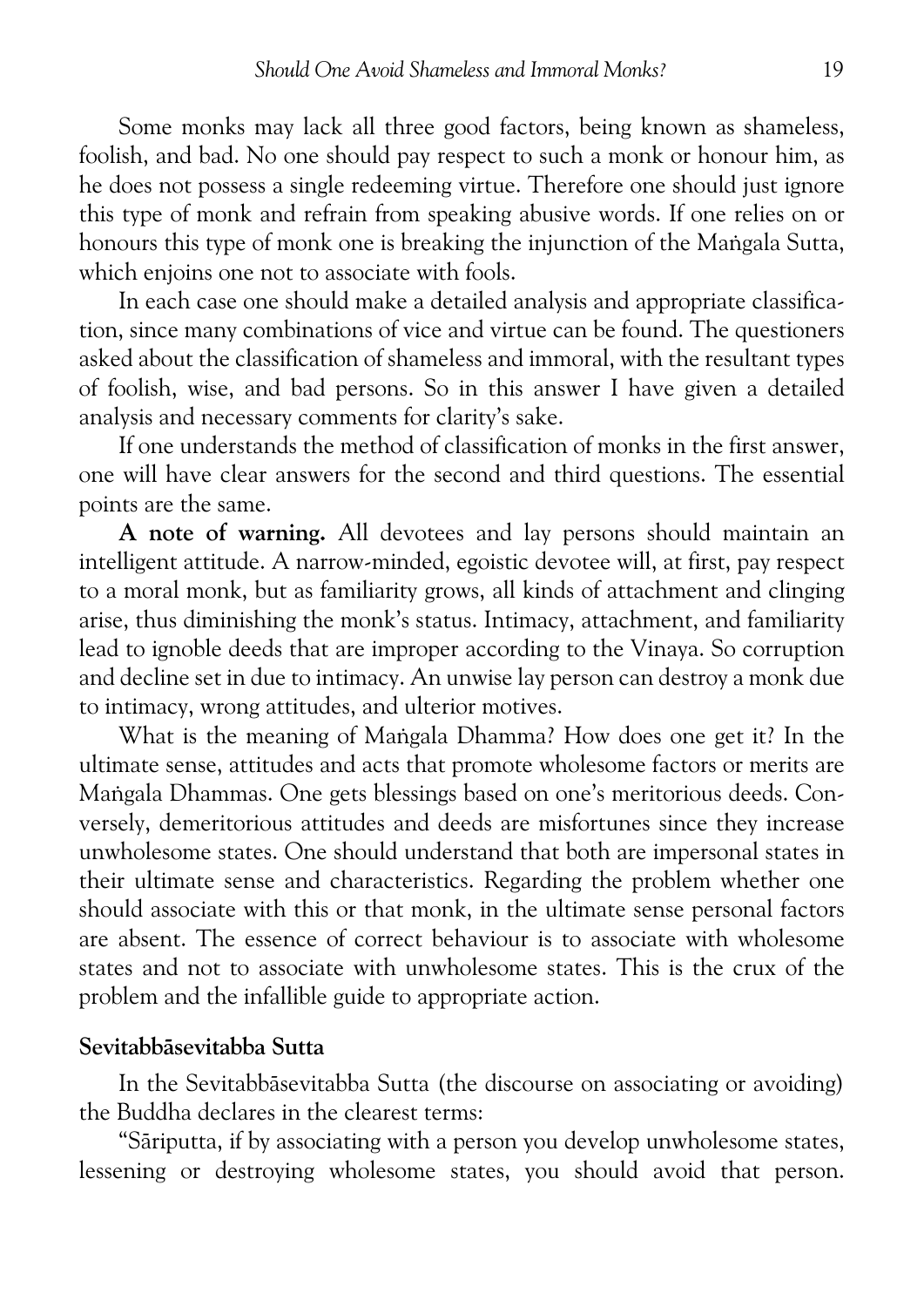Some monks may lack all three good factors, being known as shameless, foolish, and bad. No one should pay respect to such a monk or honour him, as he does not possess a single redeeming virtue. Therefore one should just ignore this type of monk and refrain from speaking abusive words. If one relies on or honours this type of monk one is breaking the injunction of the Maṅgala Sutta, which enjoins one not to associate with fools.

In each case one should make a detailed analysis and appropriate classification, since many combinations of vice and virtue can be found. The questioners asked about the classification of shameless and immoral, with the resultant types of foolish, wise, and bad persons. So in this answer I have given a detailed analysis and necessary comments for clarity's sake.

If one understands the method of classification of monks in the first answer, one will have clear answers for the second and third questions. The essential points are the same.

**A note of warning.** All devotees and lay persons should maintain an intelligent attitude. A narrow-minded, egoistic devotee will, at first, pay respect to a moral monk, but as familiarity grows, all kinds of attachment and clinging arise, thus diminishing the monk's status. Intimacy, attachment, and familiarity lead to ignoble deeds that are improper according to the Vinaya. So corruption and decline set in due to intimacy. An unwise lay person can destroy a monk due to intimacy, wrong attitudes, and ulterior motives.

What is the meaning of Maṅgala Dhamma? How does one get it? In the ultimate sense, attitudes and acts that promote wholesome factors or merits are Maṅgala Dhammas. One gets blessings based on one's meritorious deeds. Conversely, demeritorious attitudes and deeds are misfortunes since they increase unwholesome states. One should understand that both are impersonal states in their ultimate sense and characteristics. Regarding the problem whether one should associate with this or that monk, in the ultimate sense personal factors are absent. The essence of correct behaviour is to associate with wholesome states and not to associate with unwholesome states. This is the crux of the problem and the infallible guide to appropriate action.

## Sevitabbāsevitabba Sutta

In the Sevitabbāsevitabba Sutta (the discourse on associating or avoiding) the Buddha declares in the clearest terms:

"Sāriputta, if by associating with a person you develop unwholesome states, lessening or destroying wholesome states, you should avoid that person.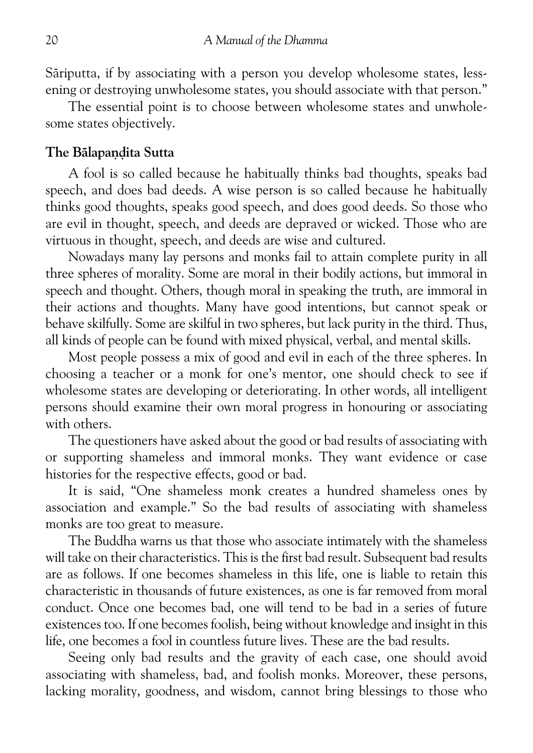Sāriputta, if by associating with a person you develop wholesome states, lessening or destroying unwholesome states, you should associate with that person."

The essential point is to choose between wholesome states and unwholesome states objectively.

### The Bālapaṇḍita Sutta

A fool is so called because he habitually thinks bad thoughts, speaks bad speech, and does bad deeds. A wise person is so called because he habitually thinks good thoughts, speaks good speech, and does good deeds. So those who are evil in thought, speech, and deeds are depraved or wicked. Those who are virtuous in thought, speech, and deeds are wise and cultured.

Nowadays many lay persons and monks fail to attain complete purity in all three spheres of morality. Some are moral in their bodily actions, but immoral in speech and thought. Others, though moral in speaking the truth, are immoral in their actions and thoughts. Many have good intentions, but cannot speak or behave skilfully. Some are skilful in two spheres, but lack purity in the third. Thus, all kinds of people can be found with mixed physical, verbal, and mental skills.

Most people possess a mix of good and evil in each of the three spheres. In choosing a teacher or a monk for one's mentor, one should check to see if wholesome states are developing or deteriorating. In other words, all intelligent persons should examine their own moral progress in honouring or associating with others.

The questioners have asked about the good or bad results of associating with or supporting shameless and immoral monks. They want evidence or case histories for the respective effects, good or bad.

It is said, "One shameless monk creates a hundred shameless ones by association and example." So the bad results of associating with shameless monks are too great to measure.

The Buddha warns us that those who associate intimately with the shameless will take on their characteristics. This is the first bad result. Subsequent bad results are as follows. If one becomes shameless in this life, one is liable to retain this characteristic in thousands of future existences, as one is far removed from moral conduct. Once one becomes bad, one will tend to be bad in a series of future existences too. If one becomes foolish, being without knowledge and insight in this life, one becomes a fool in countless future lives. These are the bad results.

Seeing only bad results and the gravity of each case, one should avoid associating with shameless, bad, and foolish monks. Moreover, these persons, lacking morality, goodness, and wisdom, cannot bring blessings to those who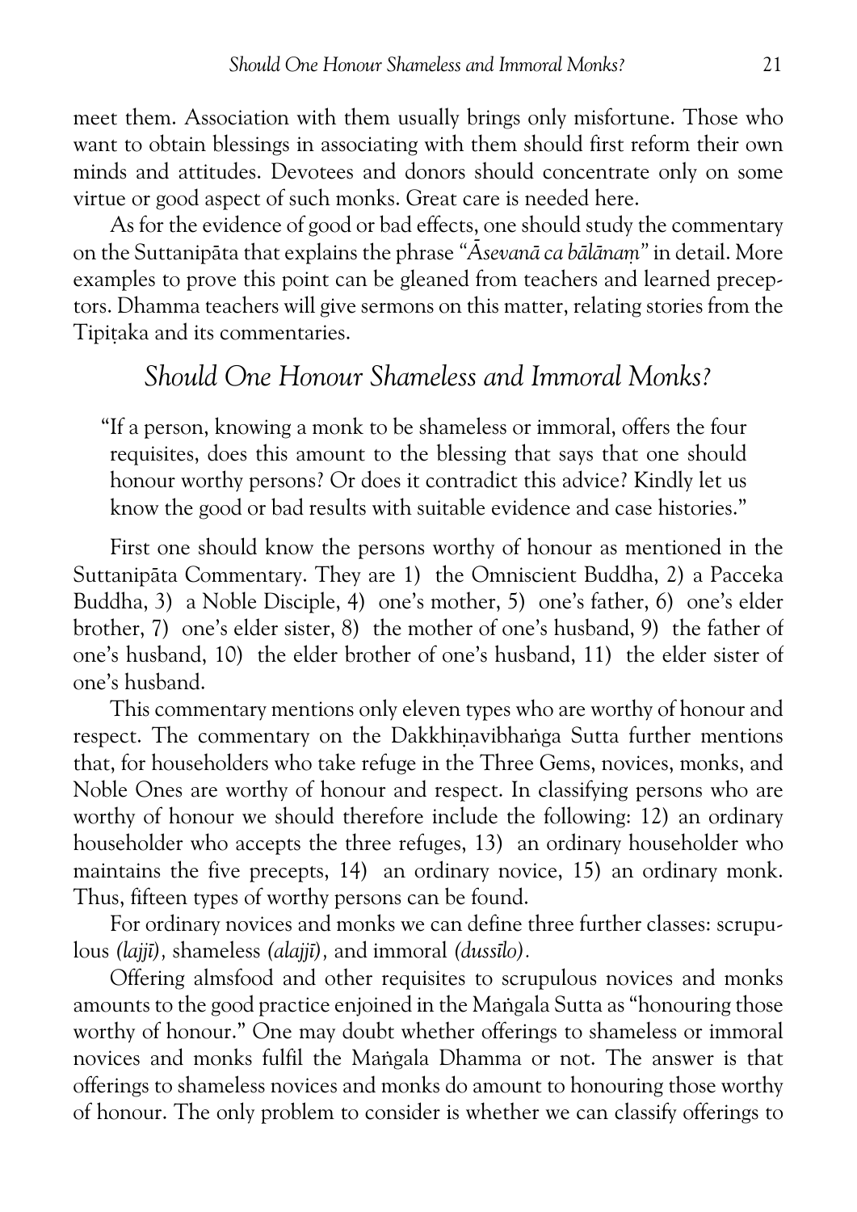meet them. Association with them usually brings only misfortune. Those who want to obtain blessings in associating with them should first reform their own minds and attitudes. Devotees and donors should concentrate only on some virtue or good aspect of such monks. Great care is needed here.

As for the evidence of good or bad effects, one should study the commentary on the Suttanipāta that explains the phrase *"Āsevanā ca bālānaṃ"* in detail. More examples to prove this point can be gleaned from teachers and learned preceptors. Dhamma teachers will give sermons on this matter, relating stories from the Tipiṭaka and its commentaries.

## *Should One Honour Shameless and Immoral Monks?*

> "If a person, knowing a monk to be shameless or immoral, offers the four requisites, does this amount to the blessing that says that one should honour worthy persons? Or does it contradict this advice? Kindly let us know the good or bad results with suitable evidence and case histories."

First one should know the persons worthy of honour as mentioned in the Suttanipāta Commentary. They are 1) the Omniscient Buddha, 2) a Pacceka Buddha, 3) a Noble Disciple, 4) one's mother, 5) one's father, 6) one's elder brother, 7) one's elder sister, 8) the mother of one's husband, 9) the father of one's husband, 10) the elder brother of one's husband, 11) the elder sister of one's husband.

This commentary mentions only eleven types who are worthy of honour and respect. The commentary on the Dakkhiṇavibhaṅga Sutta further mentions that, for householders who take refuge in the Three Gems, novices, monks, and Noble Ones are worthy of honour and respect. In classifying persons who are worthy of honour we should therefore include the following: 12) an ordinary householder who accepts the three refuges, 13) an ordinary householder who maintains the five precepts, 14) an ordinary novice, 15) an ordinary monk. Thus, fifteen types of worthy persons can be found.

For ordinary novices and monks we can define three further classes: scrupulous *(lajjī)*, shameless *(alajjī)*, and immoral *(dussīlo)*.

Offering almsfood and other requisites to scrupulous novices and monks amounts to the good practice enjoined in the Maṅgala Sutta as "honouring those worthy of honour." One may doubt whether offerings to shameless or immoral novices and monks fulfil the Maṅgala Dhamma or not. The answer is that offerings to shameless novices and monks do amount to honouring those worthy of honour. The only problem to consider is whether we can classify offerings to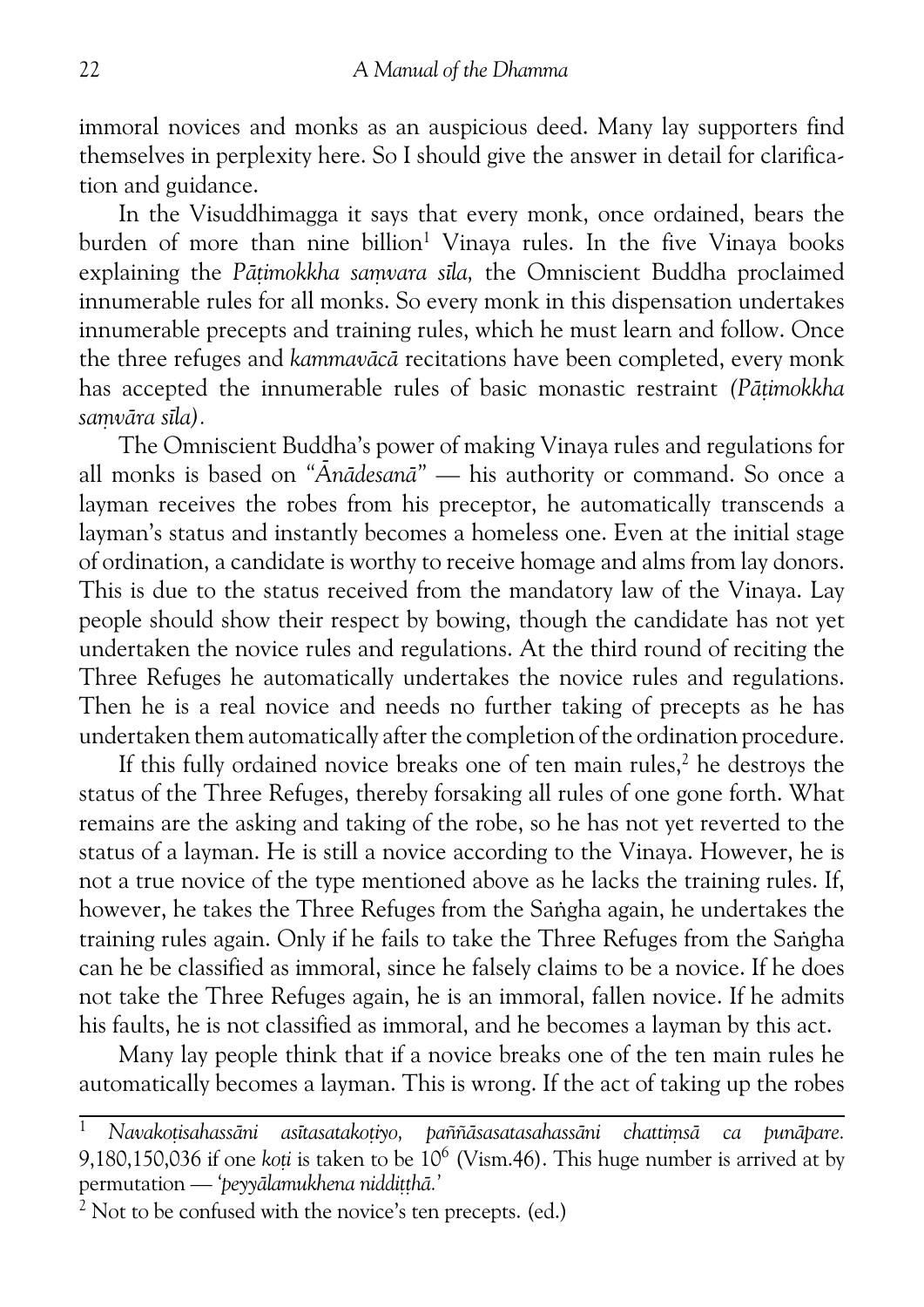immoral novices and monks as an auspicious deed. Many lay supporters find themselves in perplexity here. So I should give the answer in detail for clarification and guidance.

In the Visuddhimagga it says that every monk, once ordained, bears the burden of more than nine billion[1] Vinaya rules. In the five Vinaya books explaining the *Pāṭimokkha saṃvara sīla,* the Omniscient Buddha proclaimed innumerable rules for all monks. So every monk in this dispensation undertakes innumerable precepts and training rules, which he must learn and follow. Once the three refuges and *kammavācā* recitations have been completed, every monk has accepted the innumerable rules of basic monastic restraint *(Pāṭimokkha saṃvāra sīla).*

The Omniscient Buddha's power of making Vinaya rules and regulations for all monks is based on "*Ānādesanā*" — his authority or command. So once a layman receives the robes from his preceptor, he automatically transcends a layman's status and instantly becomes a homeless one. Even at the initial stage of ordination, a candidate is worthy to receive homage and alms from lay donors. This is due to the status received from the mandatory law of the Vinaya. Lay people should show their respect by bowing, though the candidate has not yet undertaken the novice rules and regulations. At the third round of reciting the Three Refuges he automatically undertakes the novice rules and regulations. Then he is a real novice and needs no further taking of precepts as he has undertaken them automatically after the completion of the ordination procedure.

If this fully ordained novice breaks one of ten main rules,[2] he destroys the status of the Three Refuges, thereby forsaking all rules of one gone forth. What remains are the asking and taking of the robe, so he has not yet reverted to the status of a layman. He is still a novice according to the Vinaya. However, he is not a true novice of the type mentioned above as he lacks the training rules. If, however, he takes the Three Refuges from the Saṅgha again, he undertakes the training rules again. Only if he fails to take the Three Refuges from the Saṅgha can he be classified as immoral, since he falsely claims to be a novice. If he does not take the Three Refuges again, he is an immoral, fallen novice. If he admits his faults, he is not classified as immoral, and he becomes a layman by this act.

Many lay people think that if a novice breaks one of the ten main rules he automatically becomes a layman. This is wrong. If the act of taking up the robes

---

[1] *Navakoṭisahassāni asītasatakoṭiyo, paññāsasatasahassāni chattiṃsā ca punāpare.* 9,180,150,036 if one *koṭi* is taken to be $10^6$ (Vism.46). This huge number is arrived at by permutation — *'peyyālamukhena niddiṭṭhā.'*

[2] Not to be confused with the novice's ten precepts. (ed.)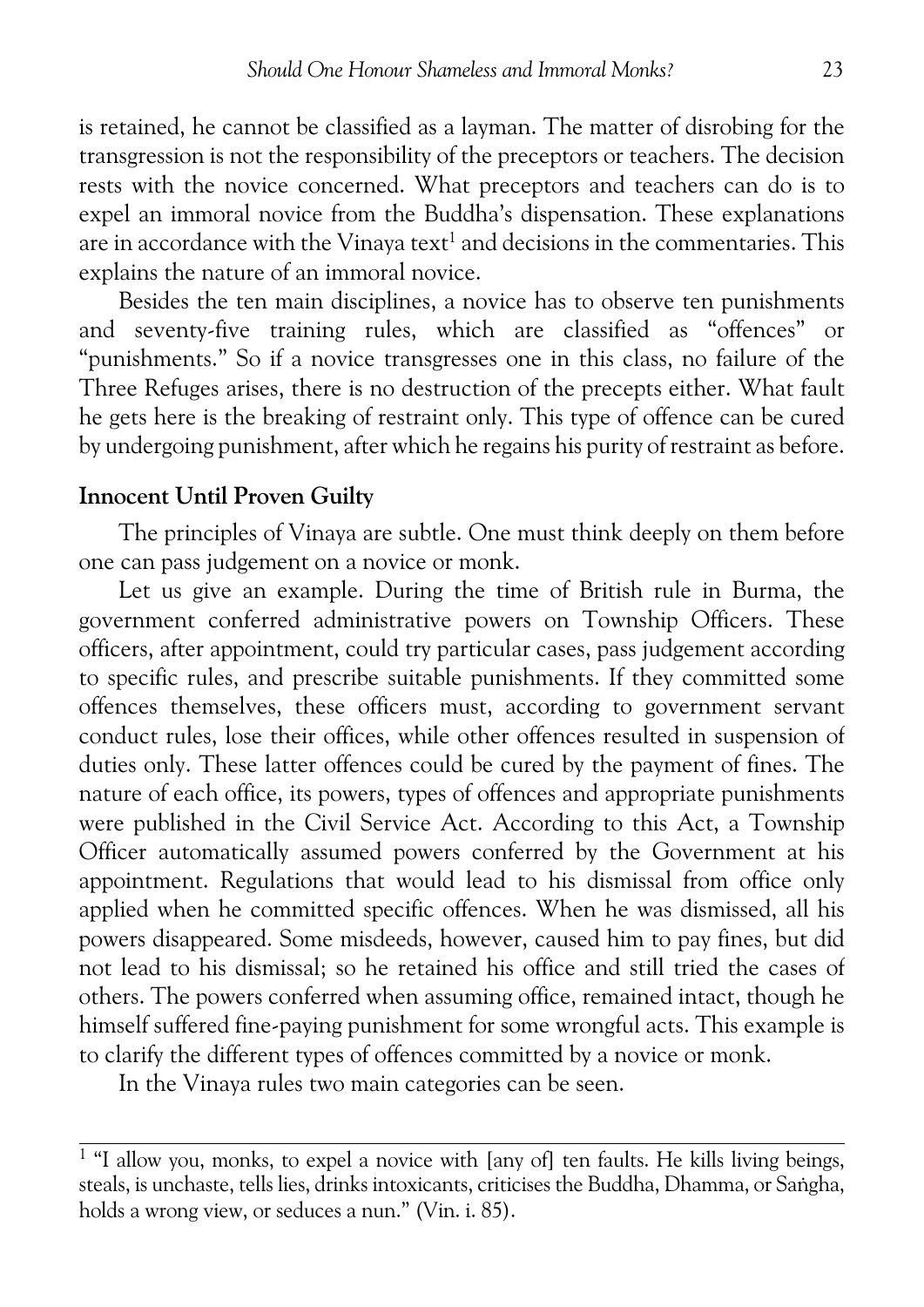is retained, he cannot be classified as a layman. The matter of disrobing for the transgression is not the responsibility of the preceptors or teachers. The decision rests with the novice concerned. What preceptors and teachers can do is to expel an immoral novice from the Buddha's dispensation. These explanations are in accordance with the Vinaya text[1] and decisions in the commentaries. This explains the nature of an immoral novice.

Besides the ten main disciplines, a novice has to observe ten punishments and seventy-five training rules, which are classified as "offences" or "punishments." So if a novice transgresses one in this class, no failure of the Three Refuges arises, there is no destruction of the precepts either. What fault he gets here is the breaking of restraint only. This type of offence can be cured by undergoing punishment, after which he regains his purity of restraint as before.

**Innocent Until Proven Guilty**

The principles of Vinaya are subtle. One must think deeply on them before one can pass judgement on a novice or monk.

Let us give an example. During the time of British rule in Burma, the government conferred administrative powers on Township Officers. These officers, after appointment, could try particular cases, pass judgement according to specific rules, and prescribe suitable punishments. If they committed some offences themselves, these officers must, according to government servant conduct rules, lose their offices, while other offences resulted in suspension of duties only. These latter offences could be cured by the payment of fines. The nature of each office, its powers, types of offences and appropriate punishments were published in the Civil Service Act. According to this Act, a Township Officer automatically assumed powers conferred by the Government at his appointment. Regulations that would lead to his dismissal from office only applied when he committed specific offences. When he was dismissed, all his powers disappeared. Some misdeeds, however, caused him to pay fines, but did not lead to his dismissal; so he retained his office and still tried the cases of others. The powers conferred when assuming office, remained intact, though he himself suffered fine-paying punishment for some wrongful acts. This example is to clarify the different types of offences committed by a novice or monk.

In the Vinaya rules two main categories can be seen.

---

[1] "I allow you, monks, to expel a novice with [any of] ten faults. He kills living beings, steals, is unchaste, tells lies, drinks intoxicants, criticises the Buddha, Dhamma, or Saṅgha, holds a wrong view, or seduces a nun." (Vin. i. 85).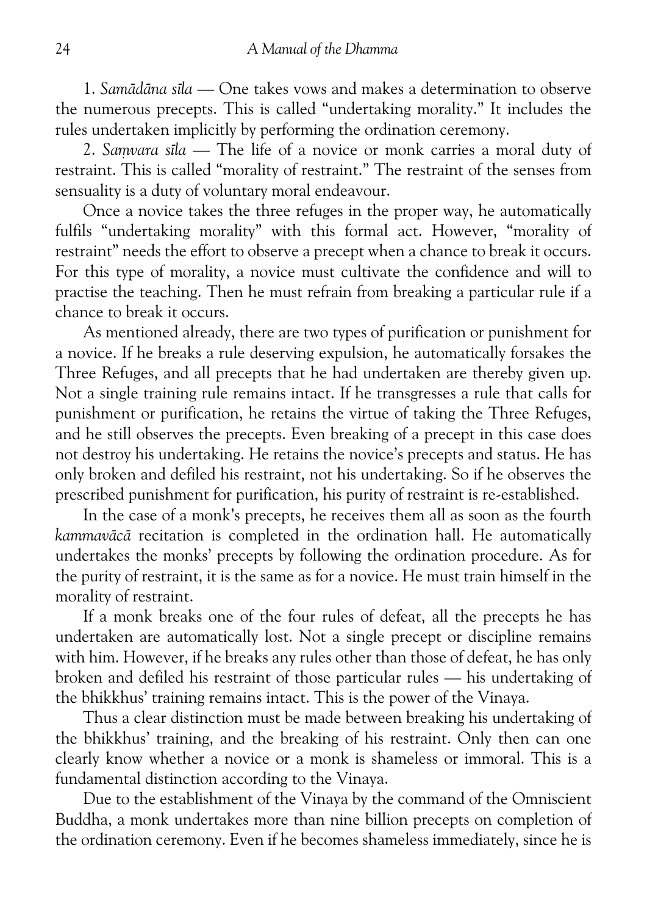1. *Samādāna sīla* — One takes vows and makes a determination to observe the numerous precepts. This is called "undertaking morality." It includes the rules undertaken implicitly by performing the ordination ceremony.

2. *Saṃvara sīla* — The life of a novice or monk carries a moral duty of restraint. This is called "morality of restraint." The restraint of the senses from sensuality is a duty of voluntary moral endeavour.

Once a novice takes the three refuges in the proper way, he automatically fulfils "undertaking morality" with this formal act. However, "morality of restraint" needs the effort to observe a precept when a chance to break it occurs. For this type of morality, a novice must cultivate the confidence and will to practise the teaching. Then he must refrain from breaking a particular rule if a chance to break it occurs.

As mentioned already, there are two types of purification or punishment for a novice. If he breaks a rule deserving expulsion, he automatically forsakes the Three Refuges, and all precepts that he had undertaken are thereby given up. Not a single training rule remains intact. If he transgresses a rule that calls for punishment or purification, he retains the virtue of taking the Three Refuges, and he still observes the precepts. Even breaking of a precept in this case does not destroy his undertaking. He retains the novice's precepts and status. He has only broken and defiled his restraint, not his undertaking. So if he observes the prescribed punishment for purification, his purity of restraint is re-established.

In the case of a monk's precepts, he receives them all as soon as the fourth *kammavācā* recitation is completed in the ordination hall. He automatically undertakes the monks' precepts by following the ordination procedure. As for the purity of restraint, it is the same as for a novice. He must train himself in the morality of restraint.

If a monk breaks one of the four rules of defeat, all the precepts he has undertaken are automatically lost. Not a single precept or discipline remains with him. However, if he breaks any rules other than those of defeat, he has only broken and defiled his restraint of those particular rules — his undertaking of the bhikkhus' training remains intact. This is the power of the Vinaya.

Thus a clear distinction must be made between breaking his undertaking of the bhikkhus' training, and the breaking of his restraint. Only then can one clearly know whether a novice or a monk is shameless or immoral. This is a fundamental distinction according to the Vinaya.

Due to the establishment of the Vinaya by the command of the Omniscient Buddha, a monk undertakes more than nine billion precepts on completion of the ordination ceremony. Even if he becomes shameless immediately, since he is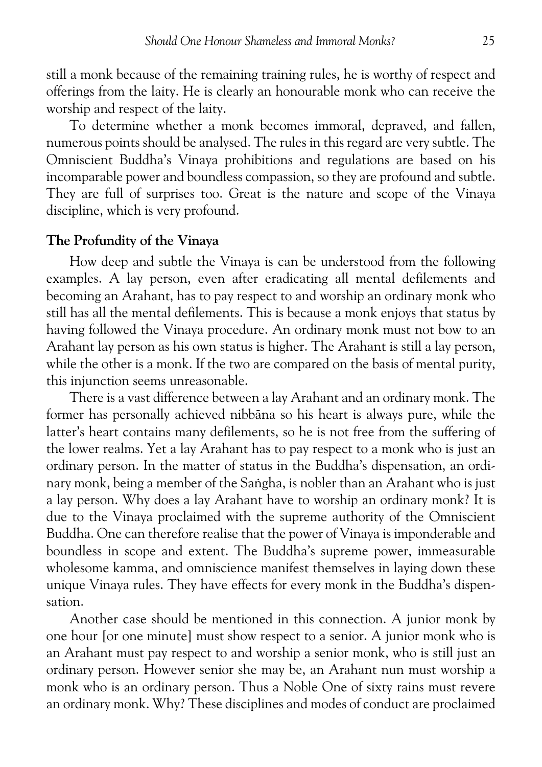still a monk because of the remaining training rules, he is worthy of respect and offerings from the laity. He is clearly an honourable monk who can receive the worship and respect of the laity.

To determine whether a monk becomes immoral, depraved, and fallen, numerous points should be analysed. The rules in this regard are very subtle. The Omniscient Buddha's Vinaya prohibitions and regulations are based on his incomparable power and boundless compassion, so they are profound and subtle. They are full of surprises too. Great is the nature and scope of the Vinaya discipline, which is very profound.

## The Profundity of the Vinaya

How deep and subtle the Vinaya is can be understood from the following examples. A lay person, even after eradicating all mental defilements and becoming an Arahant, has to pay respect to and worship an ordinary monk who still has all the mental defilements. This is because a monk enjoys that status by having followed the Vinaya procedure. An ordinary monk must not bow to an Arahant lay person as his own status is higher. The Arahant is still a lay person, while the other is a monk. If the two are compared on the basis of mental purity, this injunction seems unreasonable.

There is a vast difference between a lay Arahant and an ordinary monk. The former has personally achieved nibbāna so his heart is always pure, while the latter's heart contains many defilements, so he is not free from the suffering of the lower realms. Yet a lay Arahant has to pay respect to a monk who is just an ordinary person. In the matter of status in the Buddha's dispensation, an ordinary monk, being a member of the Saṅgha, is nobler than an Arahant who is just a lay person. Why does a lay Arahant have to worship an ordinary monk? It is due to the Vinaya proclaimed with the supreme authority of the Omniscient Buddha. One can therefore realise that the power of Vinaya is imponderable and boundless in scope and extent. The Buddha's supreme power, immeasurable wholesome kamma, and omniscience manifest themselves in laying down these unique Vinaya rules. They have effects for every monk in the Buddha's dispensation.

Another case should be mentioned in this connection. A junior monk by one hour [or one minute] must show respect to a senior. A junior monk who is an Arahant must pay respect to and worship a senior monk, who is still just an ordinary person. However senior she may be, an Arahant nun must worship a monk who is an ordinary person. Thus a Noble One of sixty rains must revere an ordinary monk. Why? These disciplines and modes of conduct are proclaimed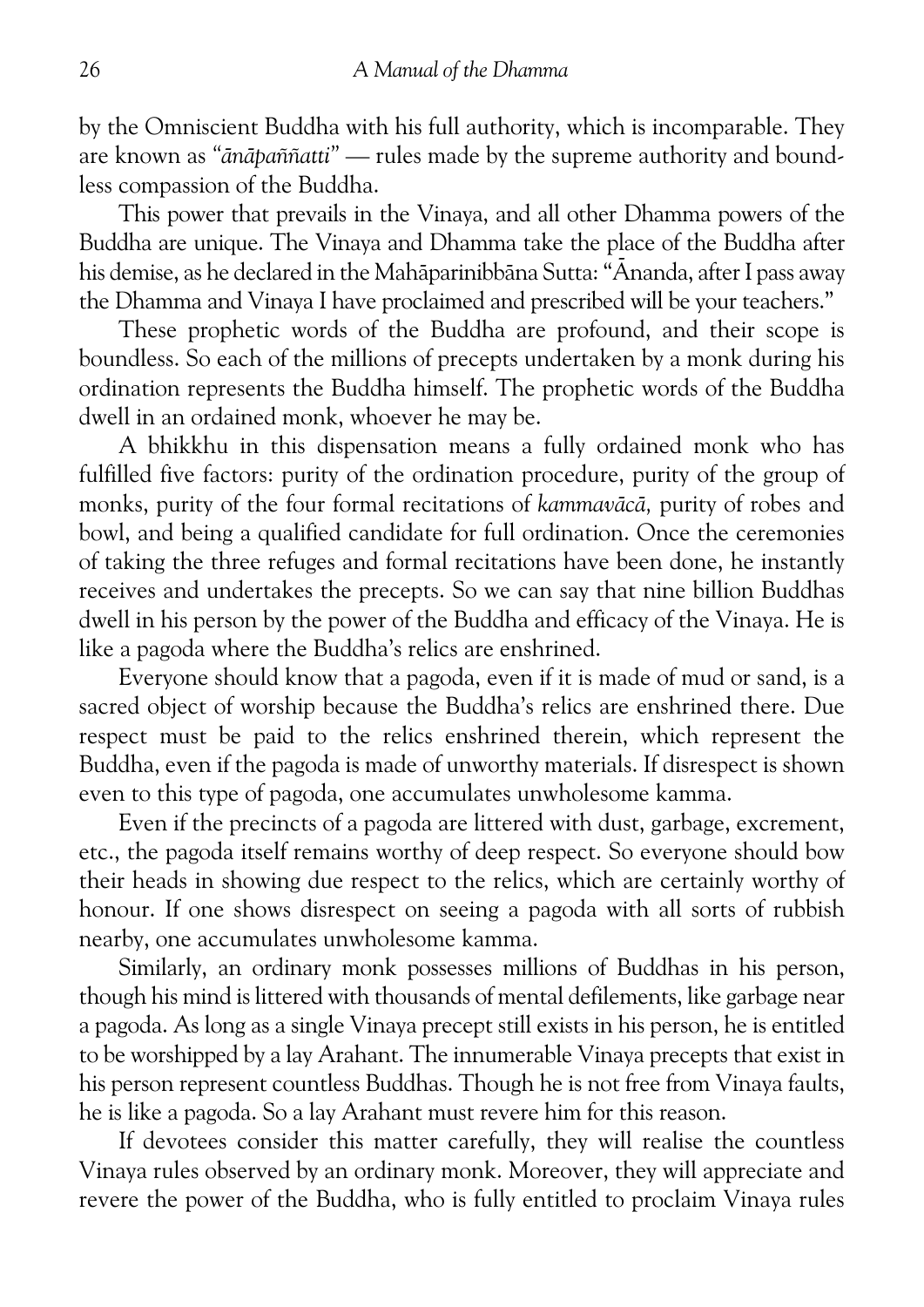by the Omniscient Buddha with his full authority, which is incomparable. They are known as "*ānāpaññatti*" — rules made by the supreme authority and boundless compassion of the Buddha.

This power that prevails in the Vinaya, and all other Dhamma powers of the Buddha are unique. The Vinaya and Dhamma take the place of the Buddha after his demise, as he declared in the Mahāparinibbāna Sutta: "Ānanda, after I pass away the Dhamma and Vinaya I have proclaimed and prescribed will be your teachers."

These prophetic words of the Buddha are profound, and their scope is boundless. So each of the millions of precepts undertaken by a monk during his ordination represents the Buddha himself. The prophetic words of the Buddha dwell in an ordained monk, whoever he may be.

A bhikkhu in this dispensation means a fully ordained monk who has fulfilled five factors: purity of the ordination procedure, purity of the group of monks, purity of the four formal recitations of *kammavācā,* purity of robes and bowl, and being a qualified candidate for full ordination. Once the ceremonies of taking the three refuges and formal recitations have been done, he instantly receives and undertakes the precepts. So we can say that nine billion Buddhas dwell in his person by the power of the Buddha and efficacy of the Vinaya. He is like a pagoda where the Buddha's relics are enshrined.

Everyone should know that a pagoda, even if it is made of mud or sand, is a sacred object of worship because the Buddha's relics are enshrined there. Due respect must be paid to the relics enshrined therein, which represent the Buddha, even if the pagoda is made of unworthy materials. If disrespect is shown even to this type of pagoda, one accumulates unwholesome kamma.

Even if the precincts of a pagoda are littered with dust, garbage, excrement, etc., the pagoda itself remains worthy of deep respect. So everyone should bow their heads in showing due respect to the relics, which are certainly worthy of honour. If one shows disrespect on seeing a pagoda with all sorts of rubbish nearby, one accumulates unwholesome kamma.

Similarly, an ordinary monk possesses millions of Buddhas in his person, though his mind is littered with thousands of mental defilements, like garbage near a pagoda. As long as a single Vinaya precept still exists in his person, he is entitled to be worshipped by a lay Arahant. The innumerable Vinaya precepts that exist in his person represent countless Buddhas. Though he is not free from Vinaya faults, he is like a pagoda. So a lay Arahant must revere him for this reason.

If devotees consider this matter carefully, they will realise the countless Vinaya rules observed by an ordinary monk. Moreover, they will appreciate and revere the power of the Buddha, who is fully entitled to proclaim Vinaya rules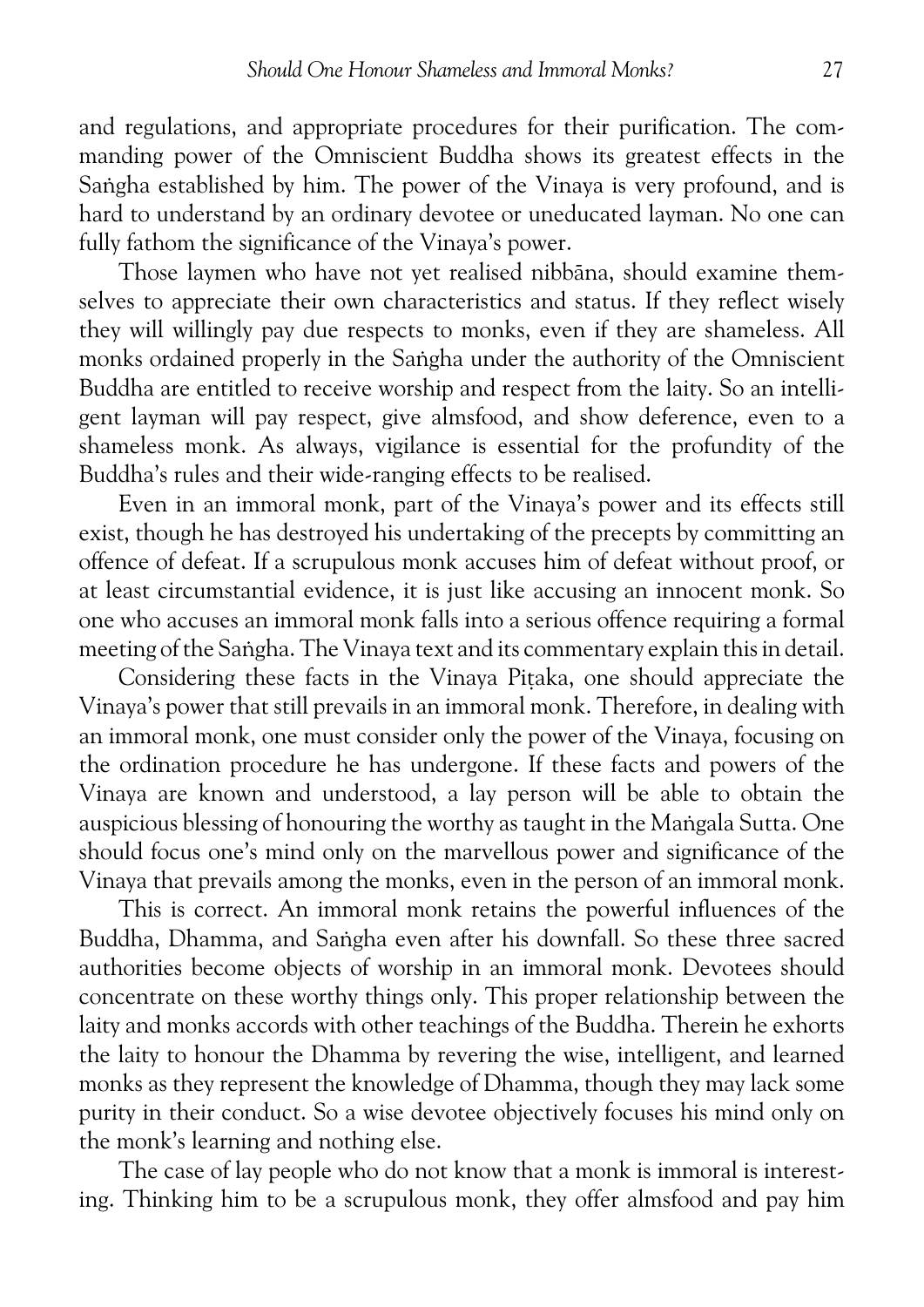and regulations, and appropriate procedures for their purification. The commanding power of the Omniscient Buddha shows its greatest effects in the Saṅgha established by him. The power of the Vinaya is very profound, and is hard to understand by an ordinary devotee or uneducated layman. No one can fully fathom the significance of the Vinaya's power.

Those laymen who have not yet realised nibbāna, should examine themselves to appreciate their own characteristics and status. If they reflect wisely they will willingly pay due respects to monks, even if they are shameless. All monks ordained properly in the Saṅgha under the authority of the Omniscient Buddha are entitled to receive worship and respect from the laity. So an intelligent layman will pay respect, give almsfood, and show deference, even to a shameless monk. As always, vigilance is essential for the profundity of the Buddha's rules and their wide-ranging effects to be realised.

Even in an immoral monk, part of the Vinaya's power and its effects still exist, though he has destroyed his undertaking of the precepts by committing an offence of defeat. If a scrupulous monk accuses him of defeat without proof, or at least circumstantial evidence, it is just like accusing an innocent monk. So one who accuses an immoral monk falls into a serious offence requiring a formal meeting of the Saṅgha. The Vinaya text and its commentary explain this in detail.

Considering these facts in the Vinaya Piṭaka, one should appreciate the Vinaya's power that still prevails in an immoral monk. Therefore, in dealing with an immoral monk, one must consider only the power of the Vinaya, focusing on the ordination procedure he has undergone. If these facts and powers of the Vinaya are known and understood, a lay person will be able to obtain the auspicious blessing of honouring the worthy as taught in the Maṅgala Sutta. One should focus one's mind only on the marvellous power and significance of the Vinaya that prevails among the monks, even in the person of an immoral monk.

This is correct. An immoral monk retains the powerful influences of the Buddha, Dhamma, and Saṅgha even after his downfall. So these three sacred authorities become objects of worship in an immoral monk. Devotees should concentrate on these worthy things only. This proper relationship between the laity and monks accords with other teachings of the Buddha. Therein he exhorts the laity to honour the Dhamma by revering the wise, intelligent, and learned monks as they represent the knowledge of Dhamma, though they may lack some purity in their conduct. So a wise devotee objectively focuses his mind only on the monk's learning and nothing else.

The case of lay people who do not know that a monk is immoral is interesting. Thinking him to be a scrupulous monk, they offer almsfood and pay him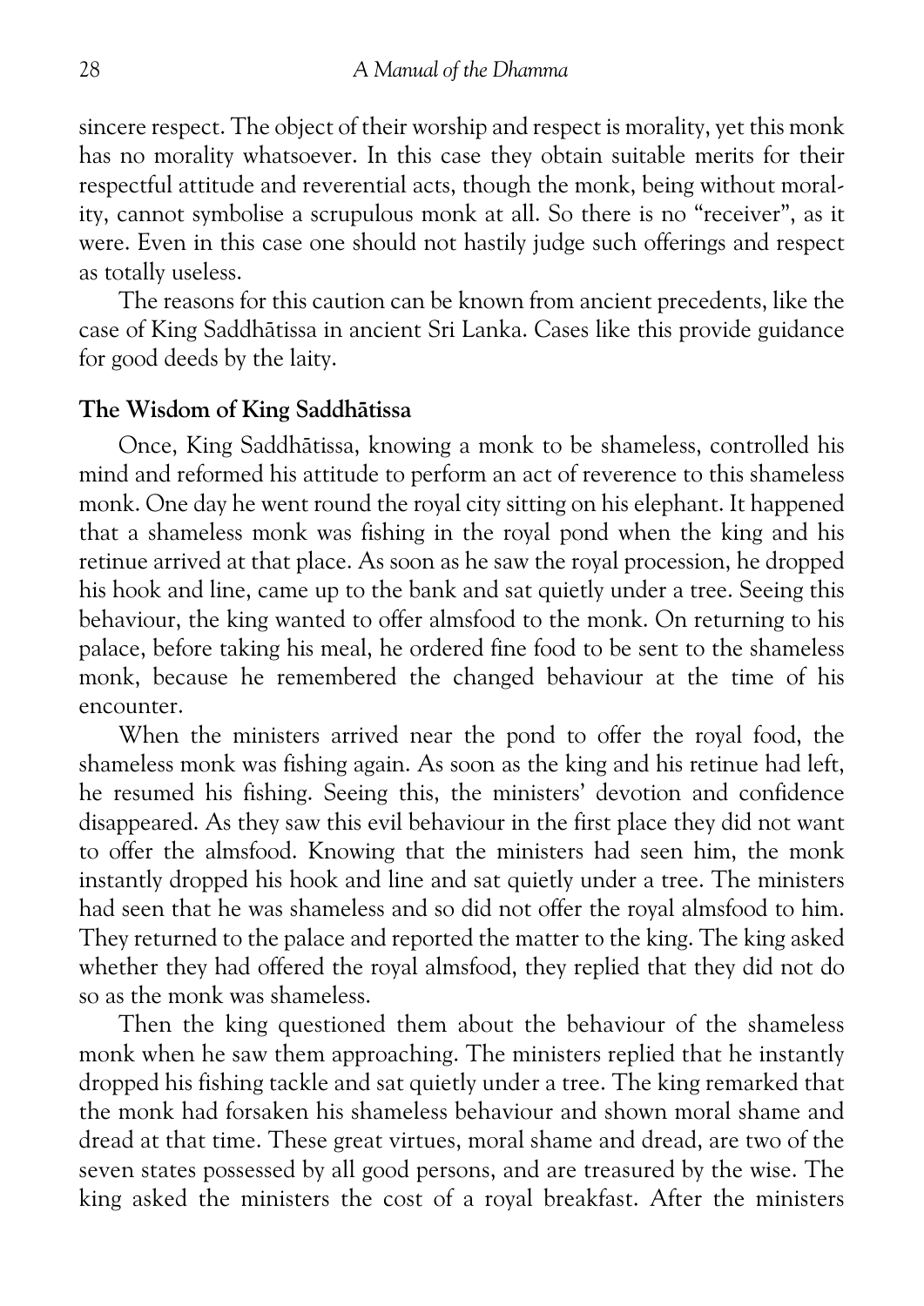sincere respect. The object of their worship and respect is morality, yet this monk has no morality whatsoever. In this case they obtain suitable merits for their respectful attitude and reverential acts, though the monk, being without morality, cannot symbolise a scrupulous monk at all. So there is no "receiver", as it were. Even in this case one should not hastily judge such offerings and respect as totally useless.

The reasons for this caution can be known from ancient precedents, like the case of King Saddhātissa in ancient Sri Lanka. Cases like this provide guidance for good deeds by the laity.

### The Wisdom of King Saddhātissa

Once, King Saddhātissa, knowing a monk to be shameless, controlled his mind and reformed his attitude to perform an act of reverence to this shameless monk. One day he went round the royal city sitting on his elephant. It happened that a shameless monk was fishing in the royal pond when the king and his retinue arrived at that place. As soon as he saw the royal procession, he dropped his hook and line, came up to the bank and sat quietly under a tree. Seeing this behaviour, the king wanted to offer almsfood to the monk. On returning to his palace, before taking his meal, he ordered fine food to be sent to the shameless monk, because he remembered the changed behaviour at the time of his encounter.

When the ministers arrived near the pond to offer the royal food, the shameless monk was fishing again. As soon as the king and his retinue had left, he resumed his fishing. Seeing this, the ministers' devotion and confidence disappeared. As they saw this evil behaviour in the first place they did not want to offer the almsfood. Knowing that the ministers had seen him, the monk instantly dropped his hook and line and sat quietly under a tree. The ministers had seen that he was shameless and so did not offer the royal almsfood to him. They returned to the palace and reported the matter to the king. The king asked whether they had offered the royal almsfood, they replied that they did not do so as the monk was shameless.

Then the king questioned them about the behaviour of the shameless monk when he saw them approaching. The ministers replied that he instantly dropped his fishing tackle and sat quietly under a tree. The king remarked that the monk had forsaken his shameless behaviour and shown moral shame and dread at that time. These great virtues, moral shame and dread, are two of the seven states possessed by all good persons, and are treasured by the wise. The king asked the ministers the cost of a royal breakfast. After the ministers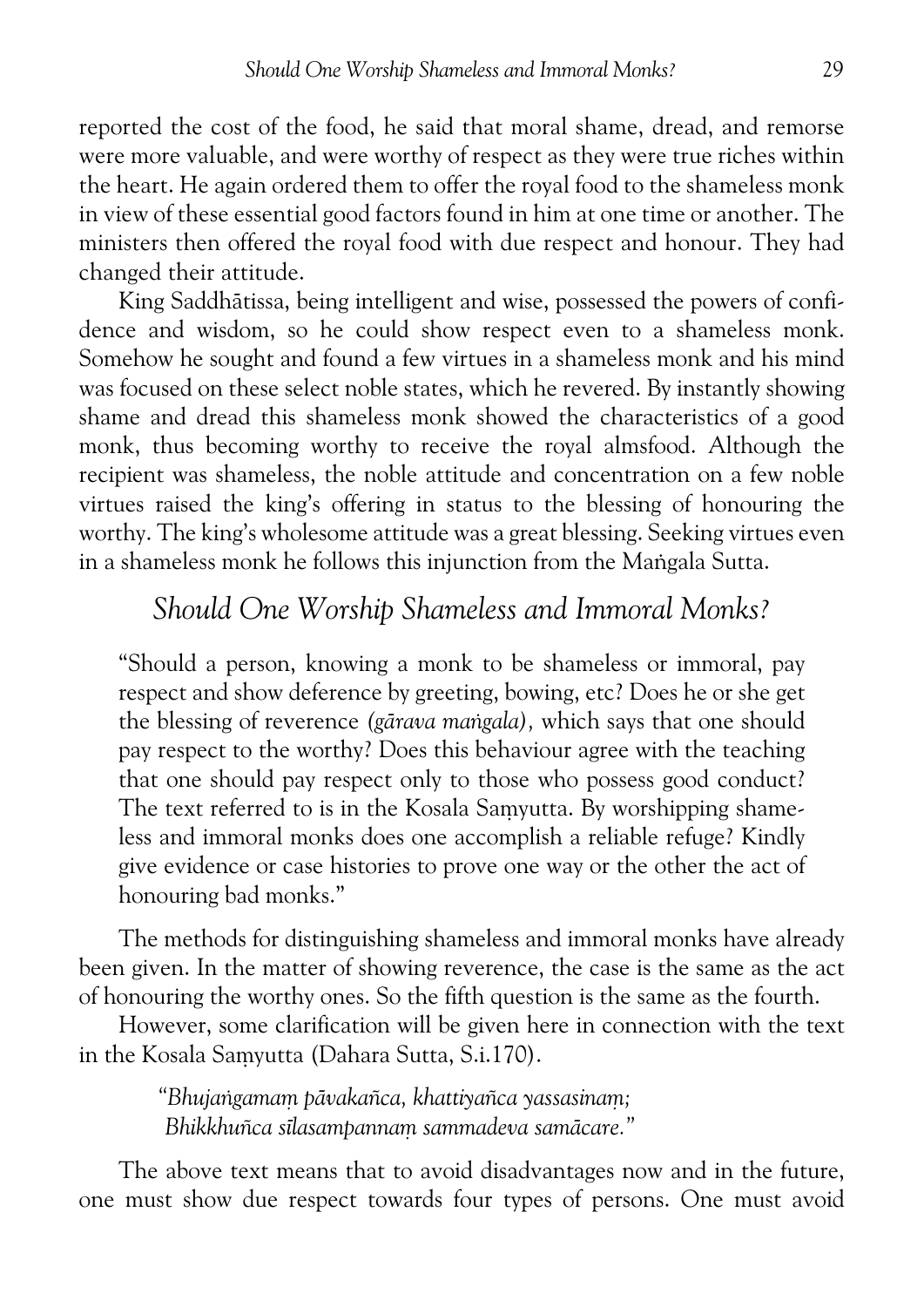reported the cost of the food, he said that moral shame, dread, and remorse were more valuable, and were worthy of respect as they were true riches within the heart. He again ordered them to offer the royal food to the shameless monk in view of these essential good factors found in him at one time or another. The ministers then offered the royal food with due respect and honour. They had changed their attitude.

King Saddhātissa, being intelligent and wise, possessed the powers of confidence and wisdom, so he could show respect even to a shameless monk. Somehow he sought and found a few virtues in a shameless monk and his mind was focused on these select noble states, which he revered. By instantly showing shame and dread this shameless monk showed the characteristics of a good monk, thus becoming worthy to receive the royal almsfood. Although the recipient was shameless, the noble attitude and concentration on a few noble virtues raised the king's offering in status to the blessing of honouring the worthy. The king's wholesome attitude was a great blessing. Seeking virtues even in a shameless monk he follows this injunction from the Maṅgala Sutta.

## *Should One Worship Shameless and Immoral Monks?*

> "Should a person, knowing a monk to be shameless or immoral, pay respect and show deference by greeting, bowing, etc? Does he or she get the blessing of reverence *(gārava maṅgala),* which says that one should pay respect to the worthy? Does this behaviour agree with the teaching that one should pay respect only to those who possess good conduct? The text referred to is in the Kosala Saṃyutta. By worshipping shameless and immoral monks does one accomplish a reliable refuge? Kindly give evidence or case histories to prove one way or the other the act of honouring bad monks."

The methods for distinguishing shameless and immoral monks have already been given. In the matter of showing reverence, the case is the same as the act of honouring the worthy ones. So the fifth question is the same as the fourth.

However, some clarification will be given here in connection with the text in the Kosala Saṃyutta (Dahara Sutta, S.i.170).

> *"Bhujaṅgamaṃ pāvakañca, khattiyañca yassasinaṃ;*
> *Bhikkhuñca sīlasampannaṃ sammadeva samācare."*

The above text means that to avoid disadvantages now and in the future, one must show due respect towards four types of persons. One must avoid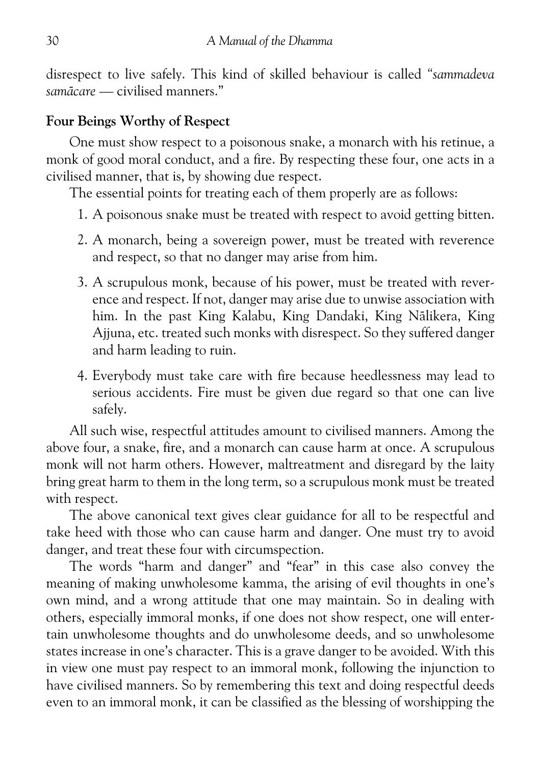disrespect to live safely. This kind of skilled behaviour is called "*sammadeva samācare* — civilised manners."

### Four Beings Worthy of Respect

One must show respect to a poisonous snake, a monarch with his retinue, a monk of good moral conduct, and a fire. By respecting these four, one acts in a civilised manner, that is, by showing due respect.

The essential points for treating each of them properly are as follows:

1. A poisonous snake must be treated with respect to avoid getting bitten.
2. A monarch, being a sovereign power, must be treated with reverence and respect, so that no danger may arise from him.
3. A scrupulous monk, because of his power, must be treated with reverence and respect. If not, danger may arise due to unwise association with him. In the past King Kalabu, King Dandaki, King Nālikera, King Ajjuna, etc. treated such monks with disrespect. So they suffered danger and harm leading to ruin.
4. Everybody must take care with fire because heedlessness may lead to serious accidents. Fire must be given due regard so that one can live safely.

All such wise, respectful attitudes amount to civilised manners. Among the above four, a snake, fire, and a monarch can cause harm at once. A scrupulous monk will not harm others. However, maltreatment and disregard by the laity bring great harm to them in the long term, so a scrupulous monk must be treated with respect.

The above canonical text gives clear guidance for all to be respectful and take heed with those who can cause harm and danger. One must try to avoid danger, and treat these four with circumspection.

The words "harm and danger" and "fear" in this case also convey the meaning of making unwholesome kamma, the arising of evil thoughts in one's own mind, and a wrong attitude that one may maintain. So in dealing with others, especially immoral monks, if one does not show respect, one will entertain unwholesome thoughts and do unwholesome deeds, and so unwholesome states increase in one's character. This is a grave danger to be avoided. With this in view one must pay respect to an immoral monk, following the injunction to have civilised manners. So by remembering this text and doing respectful deeds even to an immoral monk, it can be classified as the blessing of worshipping the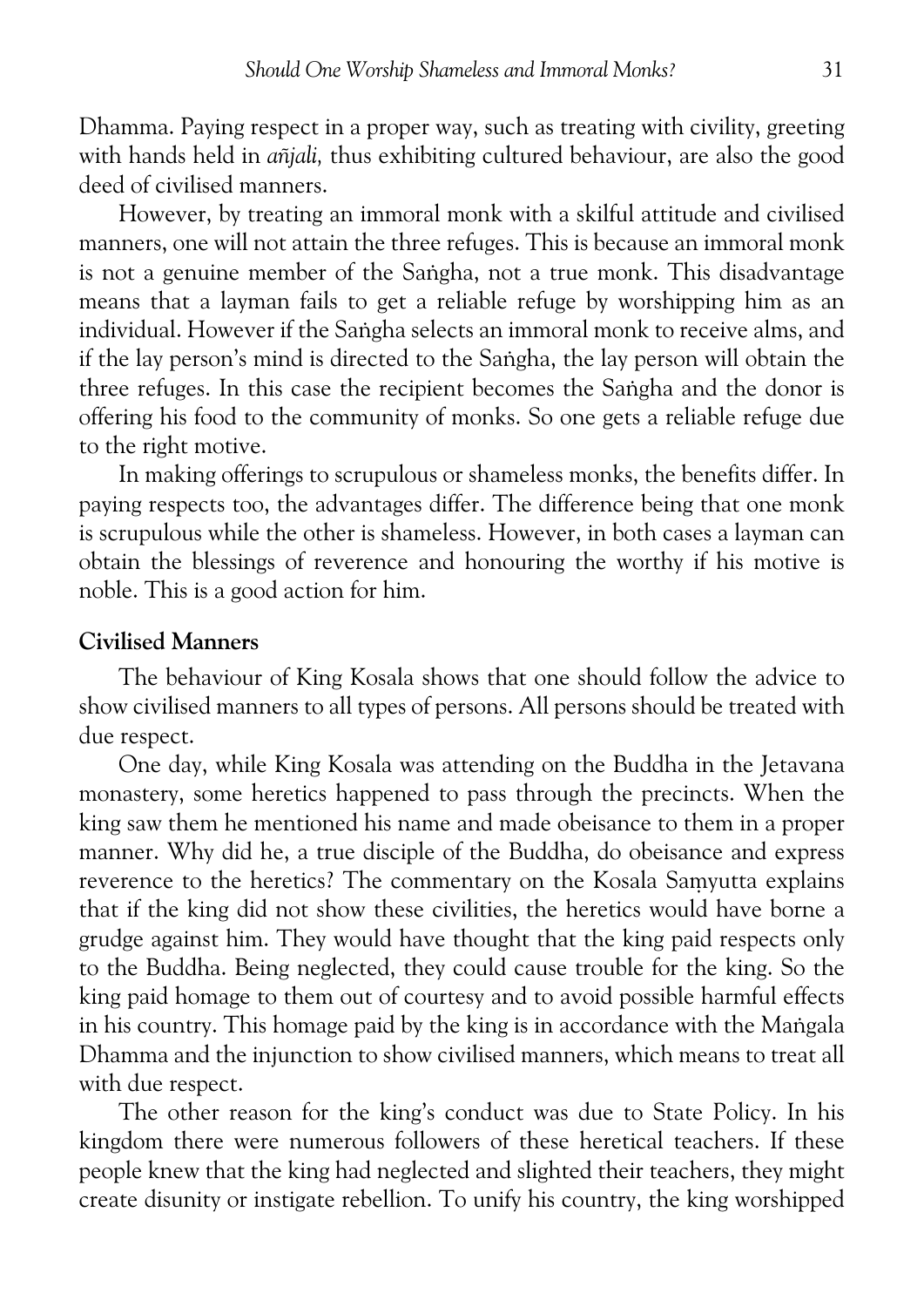Dhamma. Paying respect in a proper way, such as treating with civility, greeting with hands held in *añjali,* thus exhibiting cultured behaviour, are also the good deed of civilised manners.

However, by treating an immoral monk with a skilful attitude and civilised manners, one will not attain the three refuges. This is because an immoral monk is not a genuine member of the Saṅgha, not a true monk. This disadvantage means that a layman fails to get a reliable refuge by worshipping him as an individual. However if the Saṅgha selects an immoral monk to receive alms, and if the lay person's mind is directed to the Saṅgha, the lay person will obtain the three refuges. In this case the recipient becomes the Saṅgha and the donor is offering his food to the community of monks. So one gets a reliable refuge due to the right motive.

In making offerings to scrupulous or shameless monks, the benefits differ. In paying respects too, the advantages differ. The difference being that one monk is scrupulous while the other is shameless. However, in both cases a layman can obtain the blessings of reverence and honouring the worthy if his motive is noble. This is a good action for him.

### Civilised Manners

The behaviour of King Kosala shows that one should follow the advice to show civilised manners to all types of persons. All persons should be treated with due respect.

One day, while King Kosala was attending on the Buddha in the Jetavana monastery, some heretics happened to pass through the precincts. When the king saw them he mentioned his name and made obeisance to them in a proper manner. Why did he, a true disciple of the Buddha, do obeisance and express reverence to the heretics? The commentary on the Kosala Saṃyutta explains that if the king did not show these civilities, the heretics would have borne a grudge against him. They would have thought that the king paid respects only to the Buddha. Being neglected, they could cause trouble for the king. So the king paid homage to them out of courtesy and to avoid possible harmful effects in his country. This homage paid by the king is in accordance with the Maṅgala Dhamma and the injunction to show civilised manners, which means to treat all with due respect.

The other reason for the king's conduct was due to State Policy. In his kingdom there were numerous followers of these heretical teachers. If these people knew that the king had neglected and slighted their teachers, they might create disunity or instigate rebellion. To unify his country, the king worshipped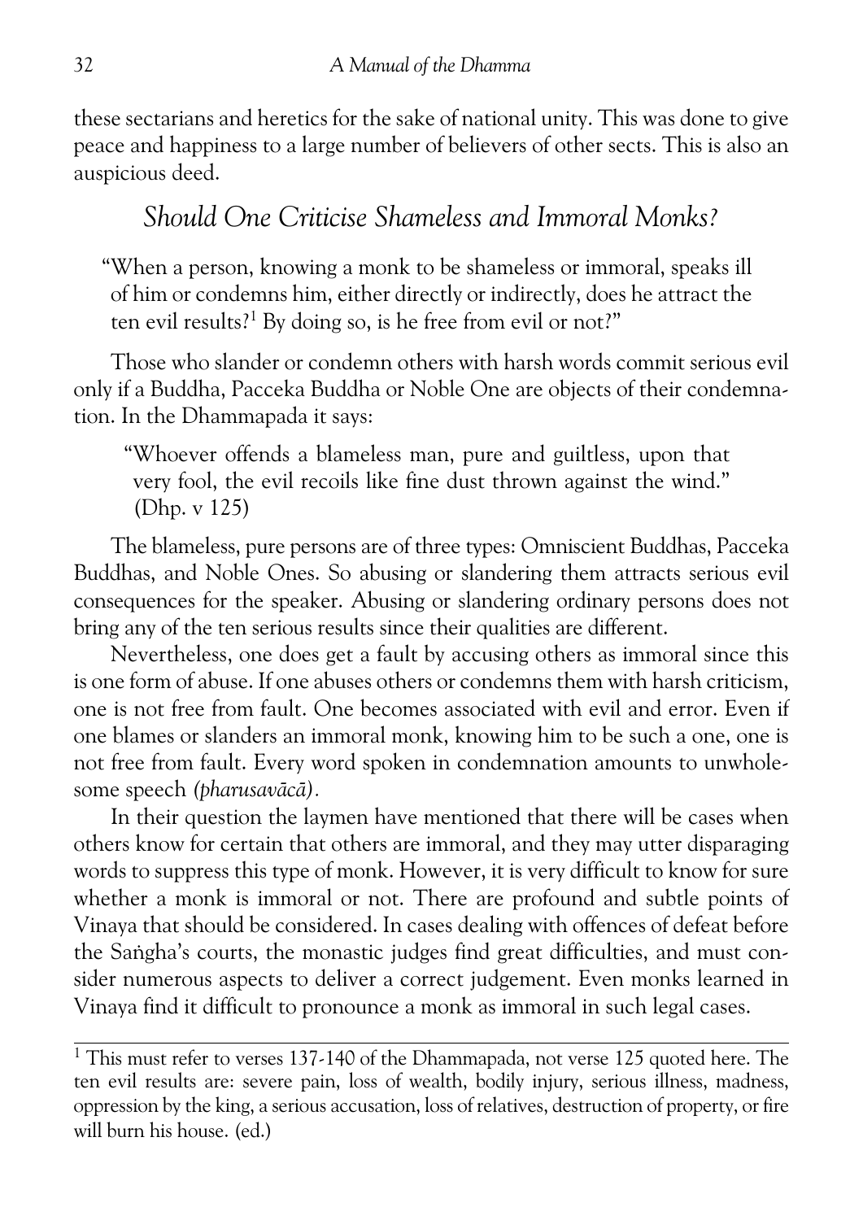these sectarians and heretics for the sake of national unity. This was done to give peace and happiness to a large number of believers of other sects. This is also an auspicious deed.

## *Should One Criticise Shameless and Immoral Monks?*

> "When a person, knowing a monk to be shameless or immoral, speaks ill of him or condemns him, either directly or indirectly, does he attract the ten evil results?[1] By doing so, is he free from evil or not?"

Those who slander or condemn others with harsh words commit serious evil only if a Buddha, Pacceka Buddha or Noble One are objects of their condemnation. In the Dhammapada it says:

> "Whoever offends a blameless man, pure and guiltless, upon that very fool, the evil recoils like fine dust thrown against the wind." (Dhp. v 125)

The blameless, pure persons are of three types: Omniscient Buddhas, Pacceka Buddhas, and Noble Ones. So abusing or slandering them attracts serious evil consequences for the speaker. Abusing or slandering ordinary persons does not bring any of the ten serious results since their qualities are different.

Nevertheless, one does get a fault by accusing others as immoral since this is one form of abuse. If one abuses others or condemns them with harsh criticism, one is not free from fault. One becomes associated with evil and error. Even if one blames or slanders an immoral monk, knowing him to be such a one, one is not free from fault. Every word spoken in condemnation amounts to unwholesome speech *(pharusavācā)*.

In their question the laymen have mentioned that there will be cases when others know for certain that others are immoral, and they may utter disparaging words to suppress this type of monk. However, it is very difficult to know for sure whether a monk is immoral or not. There are profound and subtle points of Vinaya that should be considered. In cases dealing with offences of defeat before the Saṅgha's courts, the monastic judges find great difficulties, and must consider numerous aspects to deliver a correct judgement. Even monks learned in Vinaya find it difficult to pronounce a monk as immoral in such legal cases.

---

[1] This must refer to verses 137-140 of the Dhammapada, not verse 125 quoted here. The ten evil results are: severe pain, loss of wealth, bodily injury, serious illness, madness, oppression by the king, a serious accusation, loss of relatives, destruction of property, or fire will burn his house. (ed.)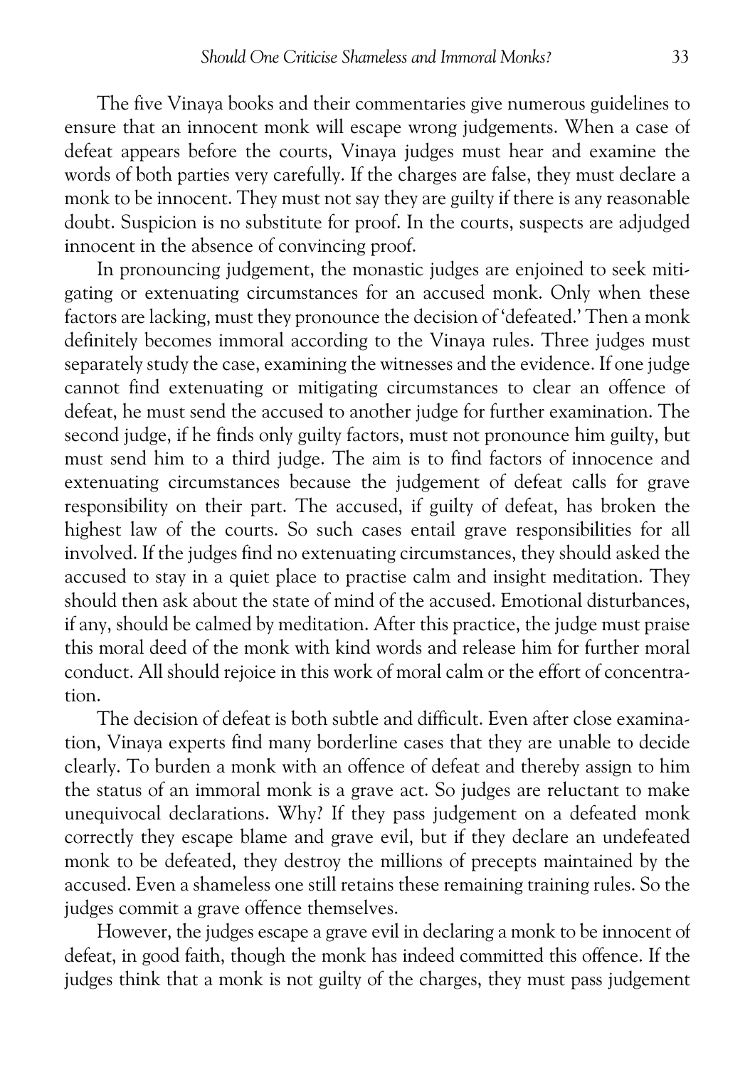The five Vinaya books and their commentaries give numerous guidelines to ensure that an innocent monk will escape wrong judgements. When a case of defeat appears before the courts, Vinaya judges must hear and examine the words of both parties very carefully. If the charges are false, they must declare a monk to be innocent. They must not say they are guilty if there is any reasonable doubt. Suspicion is no substitute for proof. In the courts, suspects are adjudged innocent in the absence of convincing proof.

In pronouncing judgement, the monastic judges are enjoined to seek mitigating or extenuating circumstances for an accused monk. Only when these factors are lacking, must they pronounce the decision of 'defeated.' Then a monk definitely becomes immoral according to the Vinaya rules. Three judges must separately study the case, examining the witnesses and the evidence. If one judge cannot find extenuating or mitigating circumstances to clear an offence of defeat, he must send the accused to another judge for further examination. The second judge, if he finds only guilty factors, must not pronounce him guilty, but must send him to a third judge. The aim is to find factors of innocence and extenuating circumstances because the judgement of defeat calls for grave responsibility on their part. The accused, if guilty of defeat, has broken the highest law of the courts. So such cases entail grave responsibilities for all involved. If the judges find no extenuating circumstances, they should asked the accused to stay in a quiet place to practise calm and insight meditation. They should then ask about the state of mind of the accused. Emotional disturbances, if any, should be calmed by meditation. After this practice, the judge must praise this moral deed of the monk with kind words and release him for further moral conduct. All should rejoice in this work of moral calm or the effort of concentration.

The decision of defeat is both subtle and difficult. Even after close examination, Vinaya experts find many borderline cases that they are unable to decide clearly. To burden a monk with an offence of defeat and thereby assign to him the status of an immoral monk is a grave act. So judges are reluctant to make unequivocal declarations. Why? If they pass judgement on a defeated monk correctly they escape blame and grave evil, but if they declare an undefeated monk to be defeated, they destroy the millions of precepts maintained by the accused. Even a shameless one still retains these remaining training rules. So the judges commit a grave offence themselves.

However, the judges escape a grave evil in declaring a monk to be innocent of defeat, in good faith, though the monk has indeed committed this offence. If the judges think that a monk is not guilty of the charges, they must pass judgement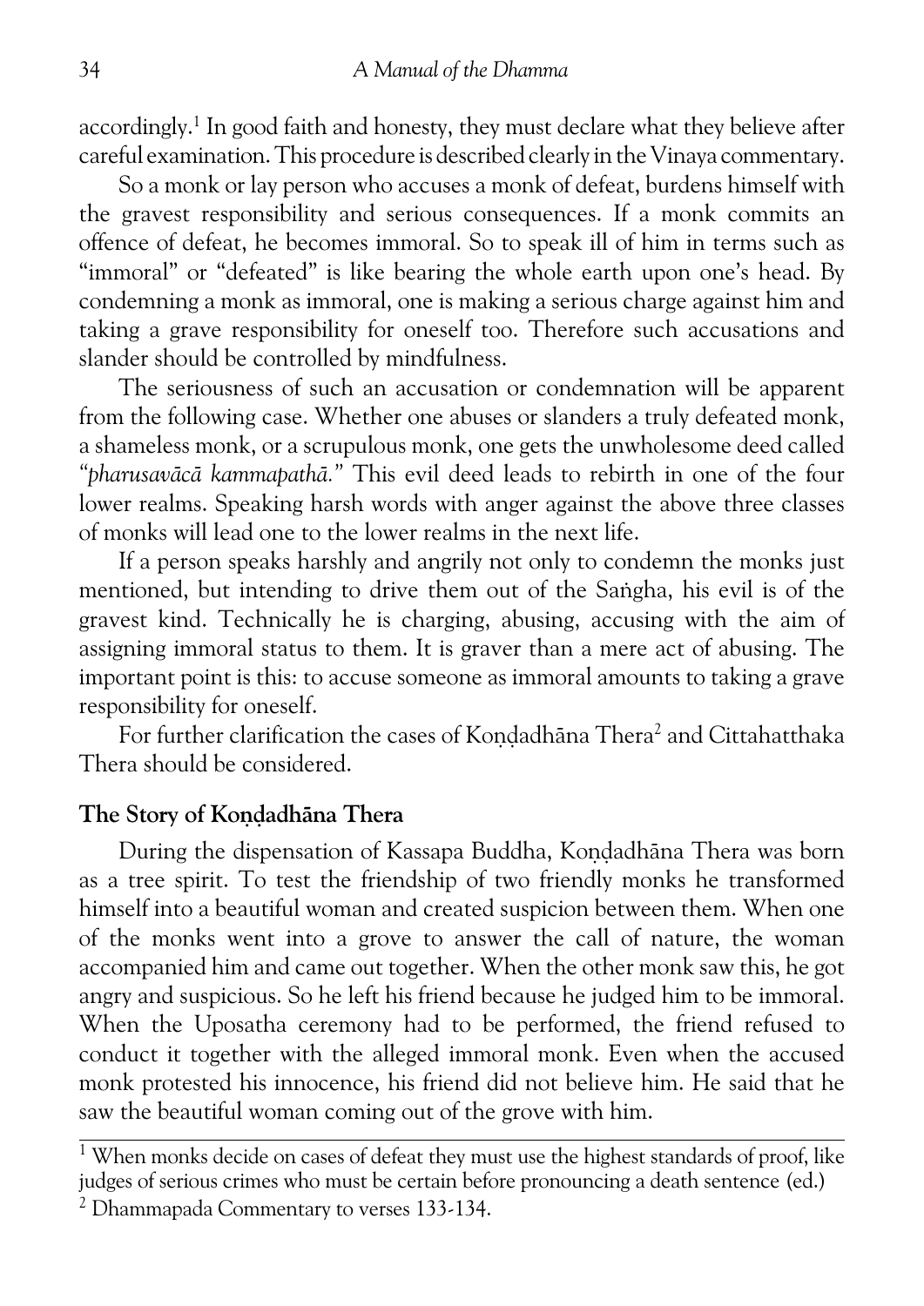accordingly.[1] In good faith and honesty, they must declare what they believe after careful examination. This procedure is described clearly in the Vinaya commentary.

So a monk or lay person who accuses a monk of defeat, burdens himself with the gravest responsibility and serious consequences. If a monk commits an offence of defeat, he becomes immoral. So to speak ill of him in terms such as "immoral" or "defeated" is like bearing the whole earth upon one's head. By condemning a monk as immoral, one is making a serious charge against him and taking a grave responsibility for oneself too. Therefore such accusations and slander should be controlled by mindfulness.

The seriousness of such an accusation or condemnation will be apparent from the following case. Whether one abuses or slanders a truly defeated monk, a shameless monk, or a scrupulous monk, one gets the unwholesome deed called "*pharusavācā kammapathā.*" This evil deed leads to rebirth in one of the four lower realms. Speaking harsh words with anger against the above three classes of monks will lead one to the lower realms in the next life.

If a person speaks harshly and angrily not only to condemn the monks just mentioned, but intending to drive them out of the Saṅgha, his evil is of the gravest kind. Technically he is charging, abusing, accusing with the aim of assigning immoral status to them. It is graver than a mere act of abusing. The important point is this: to accuse someone as immoral amounts to taking a grave responsibility for oneself.

For further clarification the cases of Koṇḍadhāna Thera[2] and Cittahatthaka Thera should be considered.

### The Story of Koṇḍadhāna Thera

During the dispensation of Kassapa Buddha, Koṇḍadhāna Thera was born as a tree spirit. To test the friendship of two friendly monks he transformed himself into a beautiful woman and created suspicion between them. When one of the monks went into a grove to answer the call of nature, the woman accompanied him and came out together. When the other monk saw this, he got angry and suspicious. So he left his friend because he judged him to be immoral. When the Uposatha ceremony had to be performed, the friend refused to conduct it together with the alleged immoral monk. Even when the accused monk protested his innocence, his friend did not believe him. He said that he saw the beautiful woman coming out of the grove with him.

---

[1] When monks decide on cases of defeat they must use the highest standards of proof, like judges of serious crimes who must be certain before pronouncing a death sentence (ed.)

[2] Dhammapada Commentary to verses 133-134.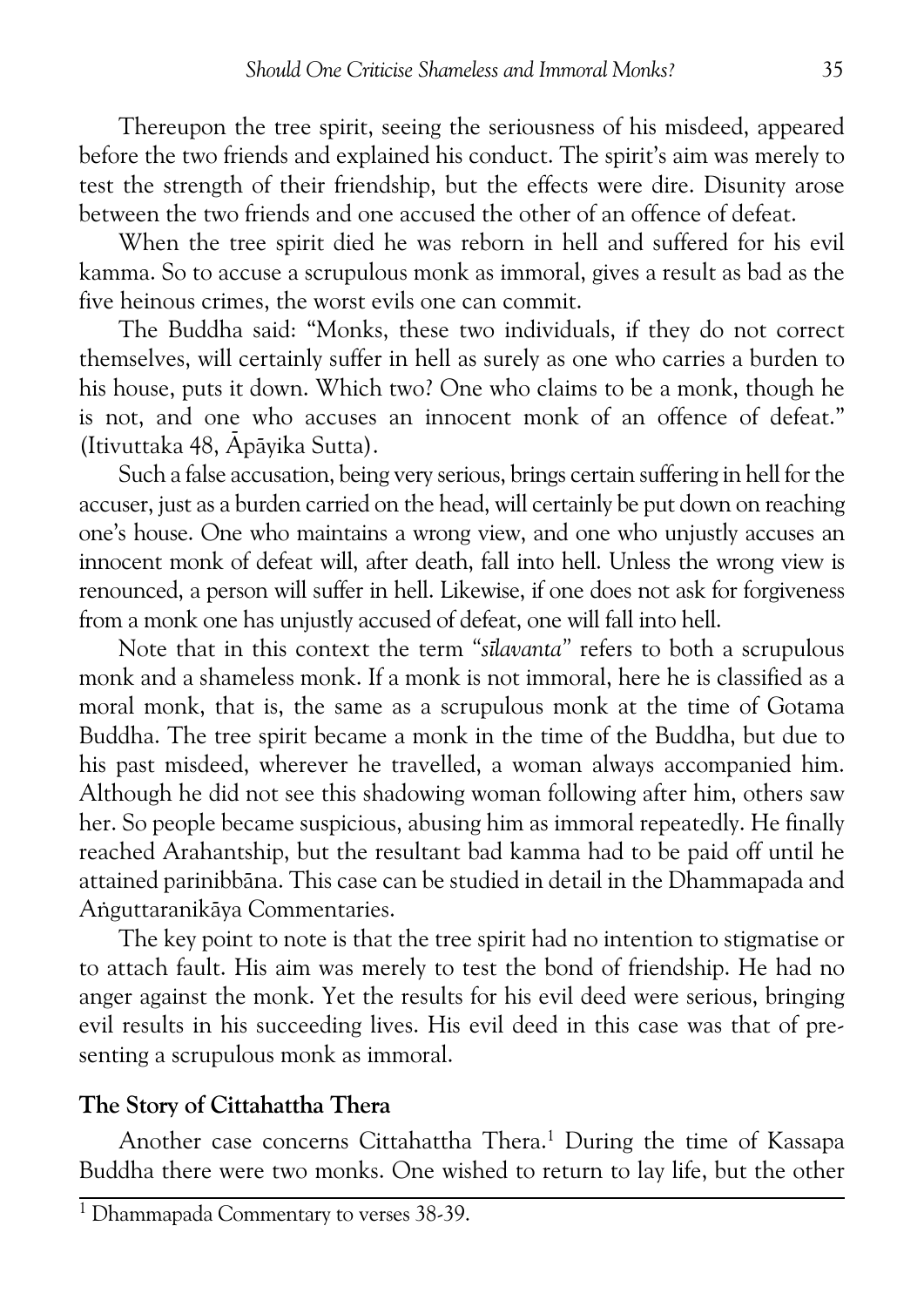Thereupon the tree spirit, seeing the seriousness of his misdeed, appeared before the two friends and explained his conduct. The spirit's aim was merely to test the strength of their friendship, but the effects were dire. Disunity arose between the two friends and one accused the other of an offence of defeat.

When the tree spirit died he was reborn in hell and suffered for his evil kamma. So to accuse a scrupulous monk as immoral, gives a result as bad as the five heinous crimes, the worst evils one can commit.

The Buddha said: "Monks, these two individuals, if they do not correct themselves, will certainly suffer in hell as surely as one who carries a burden to his house, puts it down. Which two? One who claims to be a monk, though he is not, and one who accuses an innocent monk of an offence of defeat." (Itivuttaka 48, Āpāyika Sutta).

Such a false accusation, being very serious, brings certain suffering in hell for the accuser, just as a burden carried on the head, will certainly be put down on reaching one's house. One who maintains a wrong view, and one who unjustly accuses an innocent monk of defeat will, after death, fall into hell. Unless the wrong view is renounced, a person will suffer in hell. Likewise, if one does not ask for forgiveness from a monk one has unjustly accused of defeat, one will fall into hell.

Note that in this context the term "*sīlavanta*" refers to both a scrupulous monk and a shameless monk. If a monk is not immoral, here he is classified as a moral monk, that is, the same as a scrupulous monk at the time of Gotama Buddha. The tree spirit became a monk in the time of the Buddha, but due to his past misdeed, wherever he travelled, a woman always accompanied him. Although he did not see this shadowing woman following after him, others saw her. So people became suspicious, abusing him as immoral repeatedly. He finally reached Arahantship, but the resultant bad kamma had to be paid off until he attained parinibbāna. This case can be studied in detail in the Dhammapada and Aṅguttaranikāya Commentaries.

The key point to note is that the tree spirit had no intention to stigmatise or to attach fault. His aim was merely to test the bond of friendship. He had no anger against the monk. Yet the results for his evil deed were serious, bringing evil results in his succeeding lives. His evil deed in this case was that of presenting a scrupulous monk as immoral.

### The Story of Cittahattha Thera

Another case concerns Cittahattha Thera.[1] During the time of Kassapa Buddha there were two monks. One wished to return to lay life, but the other

[1] Dhammapada Commentary to verses 38-39.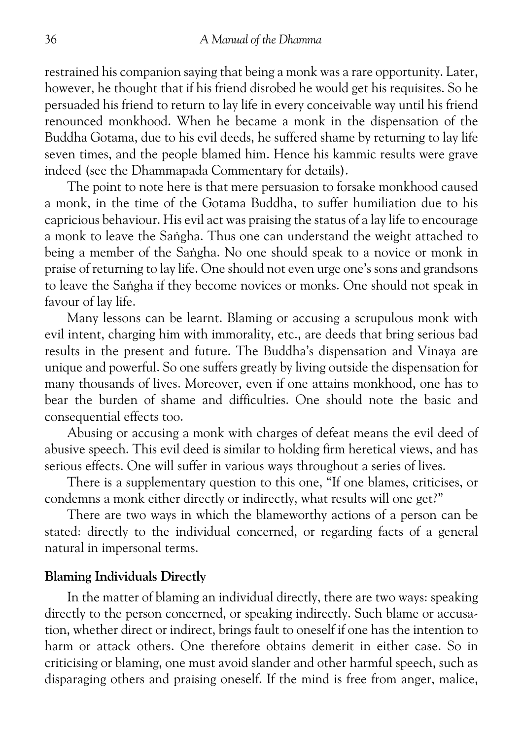restrained his companion saying that being a monk was a rare opportunity. Later, however, he thought that if his friend disrobed he would get his requisites. So he persuaded his friend to return to lay life in every conceivable way until his friend renounced monkhood. When he became a monk in the dispensation of the Buddha Gotama, due to his evil deeds, he suffered shame by returning to lay life seven times, and the people blamed him. Hence his kammic results were grave indeed (see the Dhammapada Commentary for details).

The point to note here is that mere persuasion to forsake monkhood caused a monk, in the time of the Gotama Buddha, to suffer humiliation due to his capricious behaviour. His evil act was praising the status of a lay life to encourage a monk to leave the Saṅgha. Thus one can understand the weight attached to being a member of the Saṅgha. No one should speak to a novice or monk in praise of returning to lay life. One should not even urge one's sons and grandsons to leave the Saṅgha if they become novices or monks. One should not speak in favour of lay life.

Many lessons can be learnt. Blaming or accusing a scrupulous monk with evil intent, charging him with immorality, etc., are deeds that bring serious bad results in the present and future. The Buddha's dispensation and Vinaya are unique and powerful. So one suffers greatly by living outside the dispensation for many thousands of lives. Moreover, even if one attains monkhood, one has to bear the burden of shame and difficulties. One should note the basic and consequential effects too.

Abusing or accusing a monk with charges of defeat means the evil deed of abusive speech. This evil deed is similar to holding firm heretical views, and has serious effects. One will suffer in various ways throughout a series of lives.

There is a supplementary question to this one, "If one blames, criticises, or condemns a monk either directly or indirectly, what results will one get?"

There are two ways in which the blameworthy actions of a person can be stated: directly to the individual concerned, or regarding facts of a general natural in impersonal terms.

**Blaming Individuals Directly**

In the matter of blaming an individual directly, there are two ways: speaking directly to the person concerned, or speaking indirectly. Such blame or accusation, whether direct or indirect, brings fault to oneself if one has the intention to harm or attack others. One therefore obtains demerit in either case. So in criticising or blaming, one must avoid slander and other harmful speech, such as disparaging others and praising oneself. If the mind is free from anger, malice,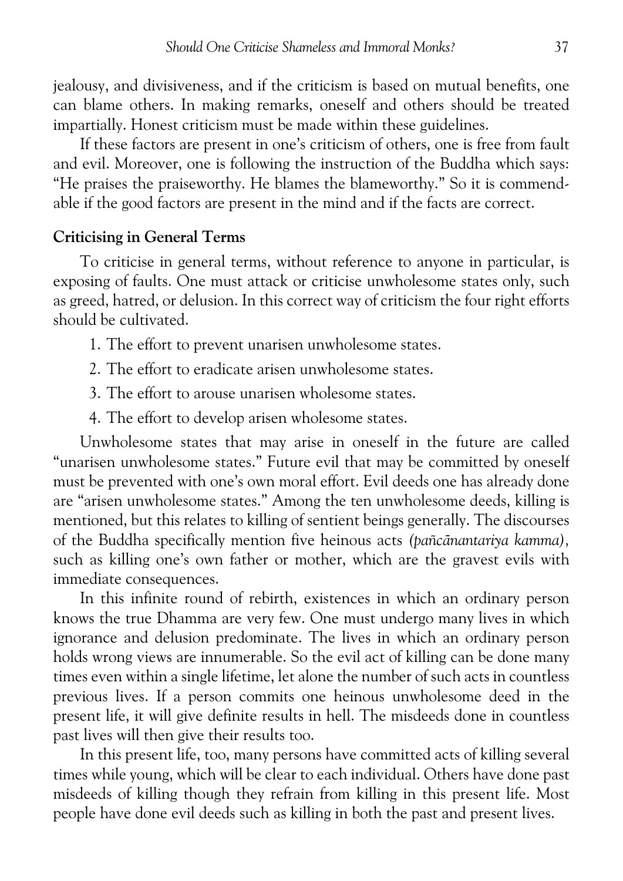jealousy, and divisiveness, and if the criticism is based on mutual benefits, one can blame others. In making remarks, oneself and others should be treated impartially. Honest criticism must be made within these guidelines.

If these factors are present in one's criticism of others, one is free from fault and evil. Moreover, one is following the instruction of the Buddha which says: "He praises the praiseworthy. He blames the blameworthy." So it is commendable if the good factors are present in the mind and if the facts are correct.

**Criticising in General Terms**

To criticise in general terms, without reference to anyone in particular, is exposing of faults. One must attack or criticise unwholesome states only, such as greed, hatred, or delusion. In this correct way of criticism the four right efforts should be cultivated.

1. The effort to prevent unarisen unwholesome states.
2. The effort to eradicate arisen unwholesome states.
3. The effort to arouse unarisen wholesome states.
4. The effort to develop arisen wholesome states.

Unwholesome states that may arise in oneself in the future are called "unarisen unwholesome states." Future evil that may be committed by oneself must be prevented with one's own moral effort. Evil deeds one has already done are "arisen unwholesome states." Among the ten unwholesome deeds, killing is mentioned, but this relates to killing of sentient beings generally. The discourses of the Buddha specifically mention five heinous acts *(pañcānantariya kamma)*, such as killing one's own father or mother, which are the gravest evils with immediate consequences.

In this infinite round of rebirth, existences in which an ordinary person knows the true Dhamma are very few. One must undergo many lives in which ignorance and delusion predominate. The lives in which an ordinary person holds wrong views are innumerable. So the evil act of killing can be done many times even within a single lifetime, let alone the number of such acts in countless previous lives. If a person commits one heinous unwholesome deed in the present life, it will give definite results in hell. The misdeeds done in countless past lives will then give their results too.

In this present life, too, many persons have committed acts of killing several times while young, which will be clear to each individual. Others have done past misdeeds of killing though they refrain from killing in this present life. Most people have done evil deeds such as killing in both the past and present lives.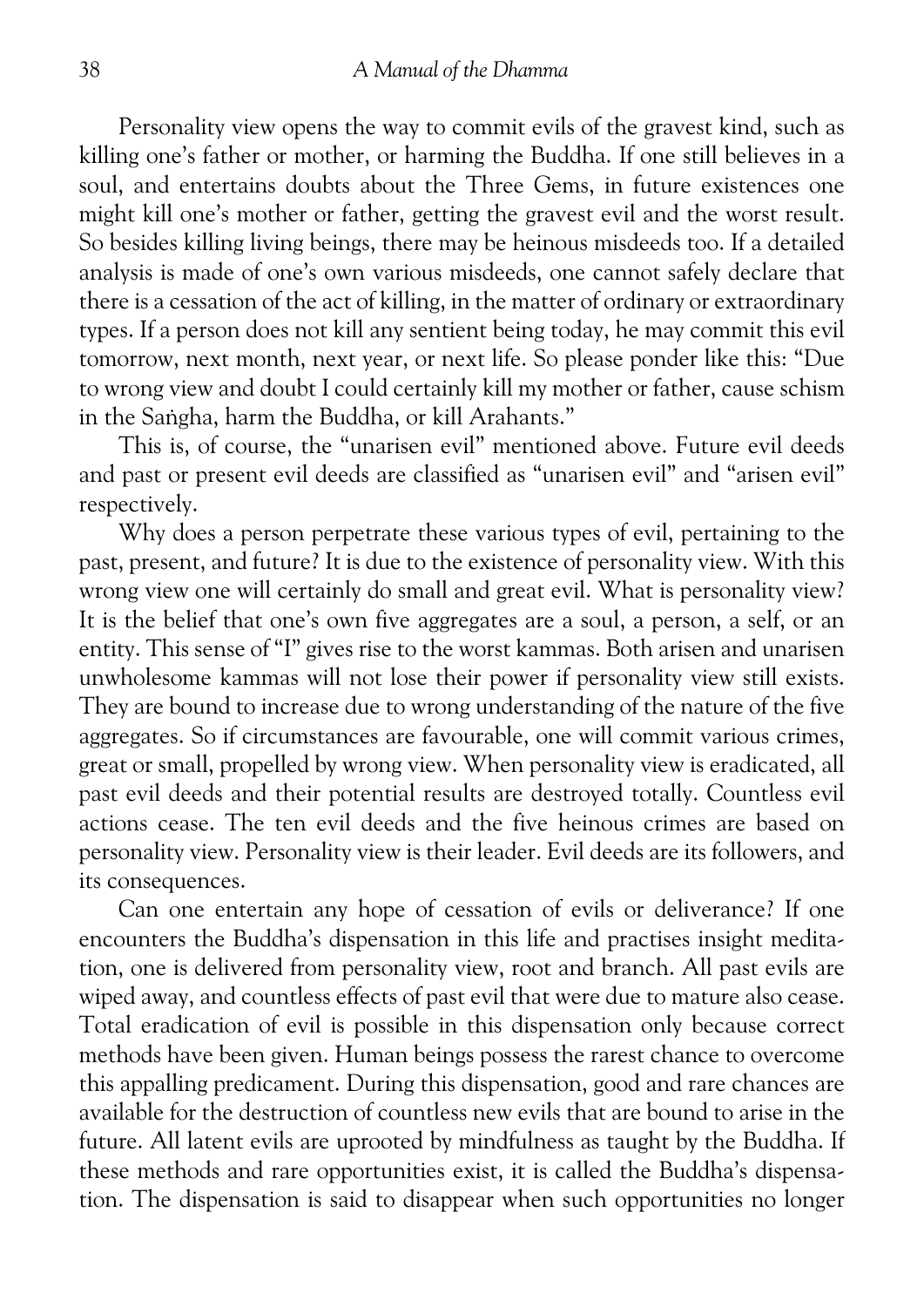Personality view opens the way to commit evils of the gravest kind, such as killing one's father or mother, or harming the Buddha. If one still believes in a soul, and entertains doubts about the Three Gems, in future existences one might kill one's mother or father, getting the gravest evil and the worst result. So besides killing living beings, there may be heinous misdeeds too. If a detailed analysis is made of one's own various misdeeds, one cannot safely declare that there is a cessation of the act of killing, in the matter of ordinary or extraordinary types. If a person does not kill any sentient being today, he may commit this evil tomorrow, next month, next year, or next life. So please ponder like this: "Due to wrong view and doubt I could certainly kill my mother or father, cause schism in the Saṅgha, harm the Buddha, or kill Arahants."

This is, of course, the "unarisen evil" mentioned above. Future evil deeds and past or present evil deeds are classified as "unarisen evil" and "arisen evil" respectively.

Why does a person perpetrate these various types of evil, pertaining to the past, present, and future? It is due to the existence of personality view. With this wrong view one will certainly do small and great evil. What is personality view? It is the belief that one's own five aggregates are a soul, a person, a self, or an entity. This sense of "I" gives rise to the worst kammas. Both arisen and unarisen unwholesome kammas will not lose their power if personality view still exists. They are bound to increase due to wrong understanding of the nature of the five aggregates. So if circumstances are favourable, one will commit various crimes, great or small, propelled by wrong view. When personality view is eradicated, all past evil deeds and their potential results are destroyed totally. Countless evil actions cease. The ten evil deeds and the five heinous crimes are based on personality view. Personality view is their leader. Evil deeds are its followers, and its consequences.

Can one entertain any hope of cessation of evils or deliverance? If one encounters the Buddha's dispensation in this life and practises insight meditation, one is delivered from personality view, root and branch. All past evils are wiped away, and countless effects of past evil that were due to mature also cease. Total eradication of evil is possible in this dispensation only because correct methods have been given. Human beings possess the rarest chance to overcome this appalling predicament. During this dispensation, good and rare chances are available for the destruction of countless new evils that are bound to arise in the future. All latent evils are uprooted by mindfulness as taught by the Buddha. If these methods and rare opportunities exist, it is called the Buddha's dispensation. The dispensation is said to disappear when such opportunities no longer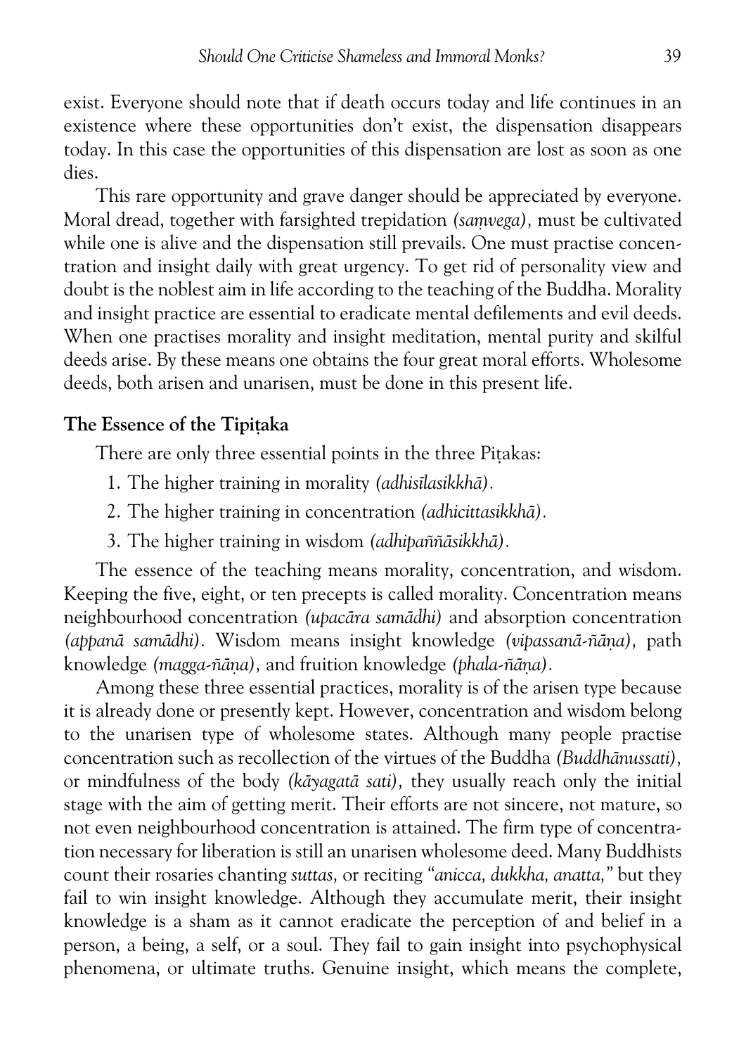exist. Everyone should note that if death occurs today and life continues in an existence where these opportunities don't exist, the dispensation disappears today. In this case the opportunities of this dispensation are lost as soon as one dies.

This rare opportunity and grave danger should be appreciated by everyone. Moral dread, together with farsighted trepidation *(saṃvega),* must be cultivated while one is alive and the dispensation still prevails. One must practise concentration and insight daily with great urgency. To get rid of personality view and doubt is the noblest aim in life according to the teaching of the Buddha. Morality and insight practice are essential to eradicate mental defilements and evil deeds. When one practises morality and insight meditation, mental purity and skilful deeds arise. By these means one obtains the four great moral efforts. Wholesome deeds, both arisen and unarisen, must be done in this present life.

### The Essence of the Tipiṭaka

There are only three essential points in the three Piṭakas:

1. The higher training in morality *(adhisīlasikkhā).*
2. The higher training in concentration *(adhicittasikkhā).*
3. The higher training in wisdom *(adhipaññāsikkhā).*

The essence of the teaching means morality, concentration, and wisdom. Keeping the five, eight, or ten precepts is called morality. Concentration means neighbourhood concentration *(upacāra samādhi)* and absorption concentration *(appanā samādhi).* Wisdom means insight knowledge *(vipassanā-ñāṇa),* path knowledge *(magga-ñāṇa),* and fruition knowledge *(phala-ñāṇa).*

Among these three essential practices, morality is of the arisen type because it is already done or presently kept. However, concentration and wisdom belong to the unarisen type of wholesome states. Although many people practise concentration such as recollection of the virtues of the Buddha *(Buddhānussati),* or mindfulness of the body *(kāyagatā sati),* they usually reach only the initial stage with the aim of getting merit. Their efforts are not sincere, not mature, so not even neighbourhood concentration is attained. The firm type of concentration necessary for liberation is still an unarisen wholesome deed. Many Buddhists count their rosaries chanting *suttas,* or reciting "*anicca, dukkha, anatta,*" but they fail to win insight knowledge. Although they accumulate merit, their insight knowledge is a sham as it cannot eradicate the perception of and belief in a person, a being, a self, or a soul. They fail to gain insight into psychophysical phenomena, or ultimate truths. Genuine insight, which means the complete,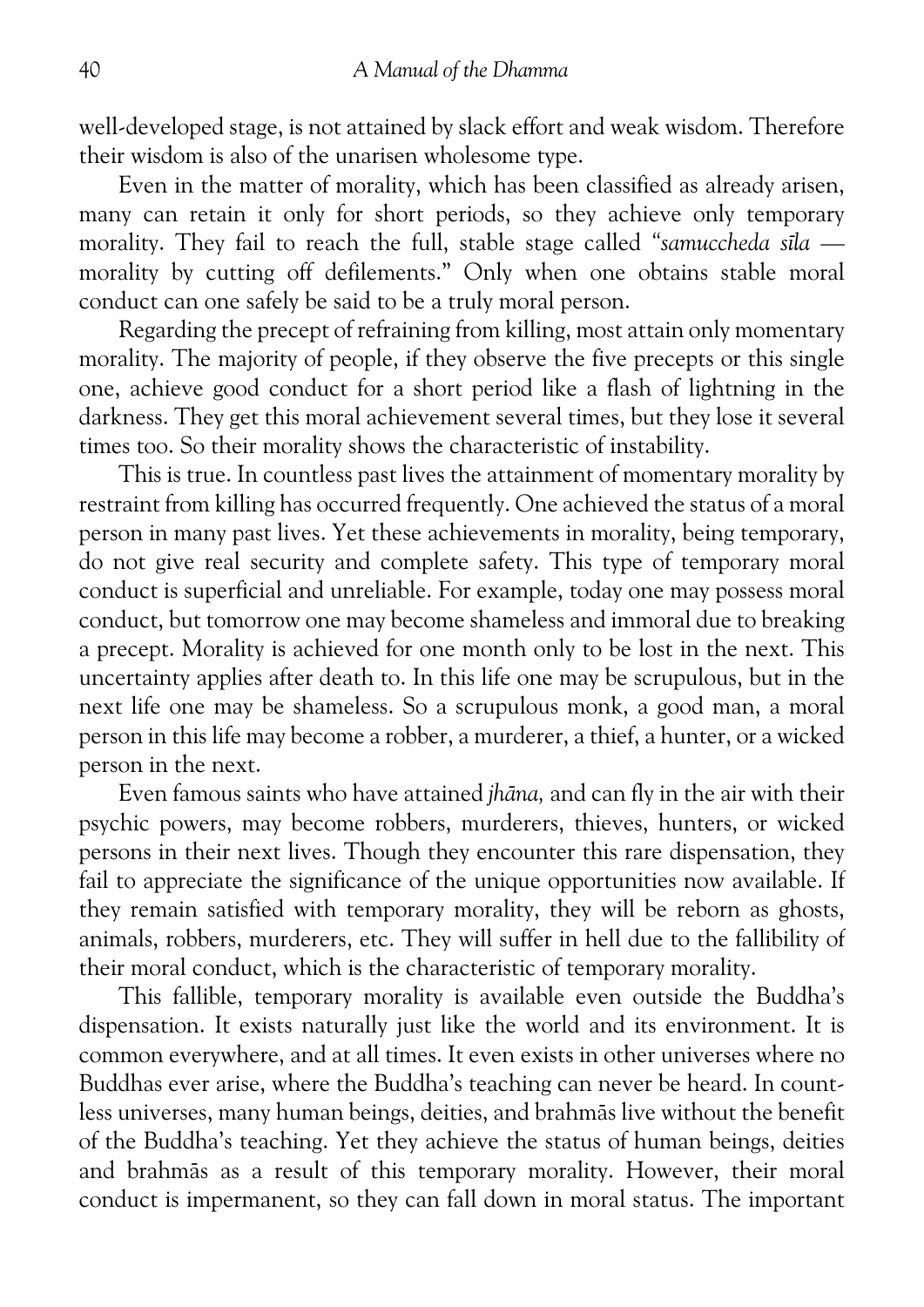well-developed stage, is not attained by slack effort and weak wisdom. Therefore their wisdom is also of the unarisen wholesome type.

Even in the matter of morality, which has been classified as already arisen, many can retain it only for short periods, so they achieve only temporary morality. They fail to reach the full, stable stage called "*samuccheda sīla* — morality by cutting off defilements." Only when one obtains stable moral conduct can one safely be said to be a truly moral person.

Regarding the precept of refraining from killing, most attain only momentary morality. The majority of people, if they observe the five precepts or this single one, achieve good conduct for a short period like a flash of lightning in the darkness. They get this moral achievement several times, but they lose it several times too. So their morality shows the characteristic of instability.

This is true. In countless past lives the attainment of momentary morality by restraint from killing has occurred frequently. One achieved the status of a moral person in many past lives. Yet these achievements in morality, being temporary, do not give real security and complete safety. This type of temporary moral conduct is superficial and unreliable. For example, today one may possess moral conduct, but tomorrow one may become shameless and immoral due to breaking a precept. Morality is achieved for one month only to be lost in the next. This uncertainty applies after death to. In this life one may be scrupulous, but in the next life one may be shameless. So a scrupulous monk, a good man, a moral person in this life may become a robber, a murderer, a thief, a hunter, or a wicked person in the next.

Even famous saints who have attained *jhāna,* and can fly in the air with their psychic powers, may become robbers, murderers, thieves, hunters, or wicked persons in their next lives. Though they encounter this rare dispensation, they fail to appreciate the significance of the unique opportunities now available. If they remain satisfied with temporary morality, they will be reborn as ghosts, animals, robbers, murderers, etc. They will suffer in hell due to the fallibility of their moral conduct, which is the characteristic of temporary morality.

This fallible, temporary morality is available even outside the Buddha's dispensation. It exists naturally just like the world and its environment. It is common everywhere, and at all times. It even exists in other universes where no Buddhas ever arise, where the Buddha's teaching can never be heard. In countless universes, many human beings, deities, and brahmās live without the benefit of the Buddha's teaching. Yet they achieve the status of human beings, deities and brahmās as a result of this temporary morality. However, their moral conduct is impermanent, so they can fall down in moral status. The important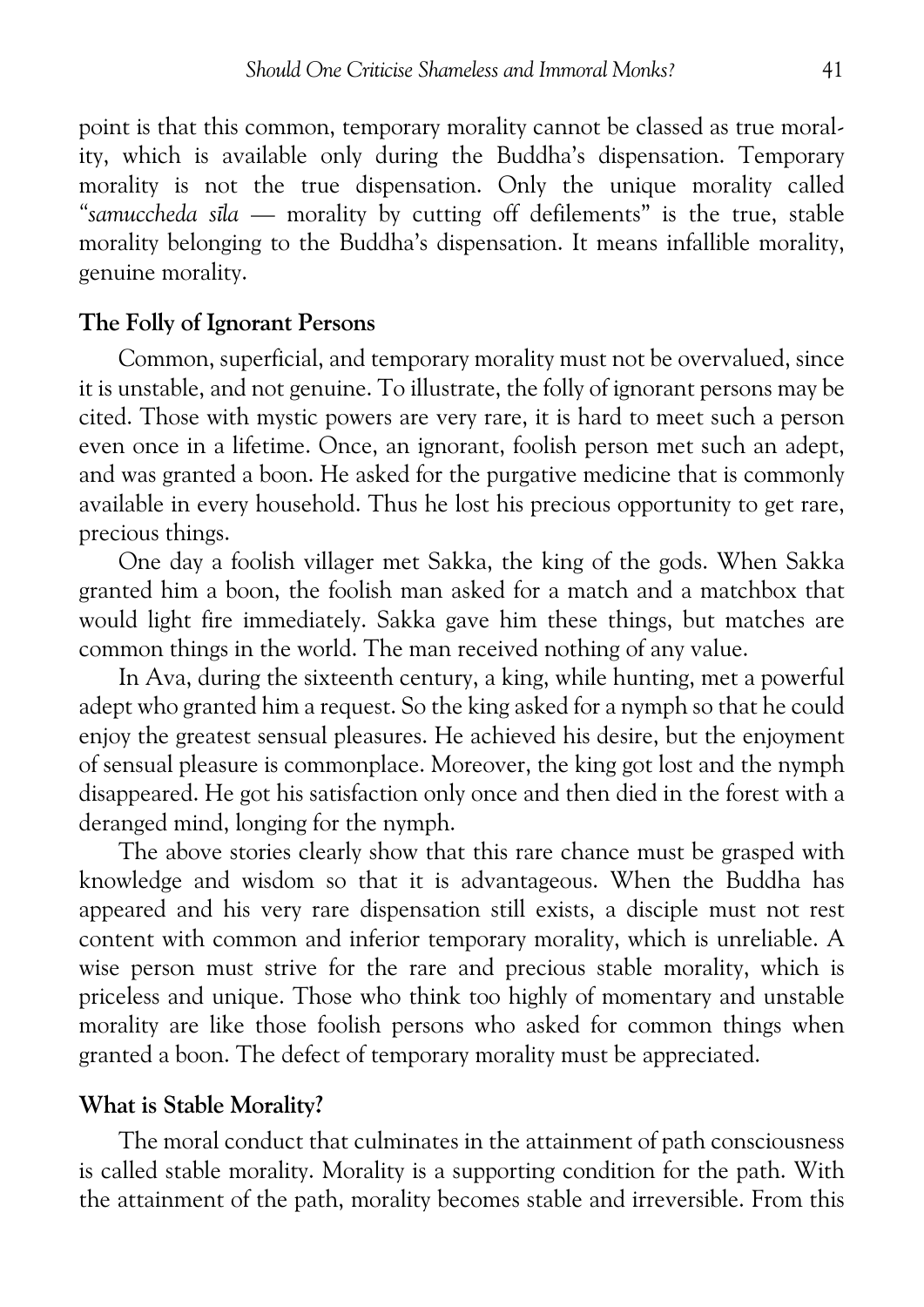point is that this common, temporary morality cannot be classed as true morality, which is available only during the Buddha's dispensation. Temporary morality is not the true dispensation. Only the unique morality called "*samuccheda sīla* — morality by cutting off defilements" is the true, stable morality belonging to the Buddha's dispensation. It means infallible morality, genuine morality.

## The Folly of Ignorant Persons

Common, superficial, and temporary morality must not be overvalued, since it is unstable, and not genuine. To illustrate, the folly of ignorant persons may be cited. Those with mystic powers are very rare, it is hard to meet such a person even once in a lifetime. Once, an ignorant, foolish person met such an adept, and was granted a boon. He asked for the purgative medicine that is commonly available in every household. Thus he lost his precious opportunity to get rare, precious things.

One day a foolish villager met Sakka, the king of the gods. When Sakka granted him a boon, the foolish man asked for a match and a matchbox that would light fire immediately. Sakka gave him these things, but matches are common things in the world. The man received nothing of any value.

In Ava, during the sixteenth century, a king, while hunting, met a powerful adept who granted him a request. So the king asked for a nymph so that he could enjoy the greatest sensual pleasures. He achieved his desire, but the enjoyment of sensual pleasure is commonplace. Moreover, the king got lost and the nymph disappeared. He got his satisfaction only once and then died in the forest with a deranged mind, longing for the nymph.

The above stories clearly show that this rare chance must be grasped with knowledge and wisdom so that it is advantageous. When the Buddha has appeared and his very rare dispensation still exists, a disciple must not rest content with common and inferior temporary morality, which is unreliable. A wise person must strive for the rare and precious stable morality, which is priceless and unique. Those who think too highly of momentary and unstable morality are like those foolish persons who asked for common things when granted a boon. The defect of temporary morality must be appreciated.

## What is Stable Morality?

The moral conduct that culminates in the attainment of path consciousness is called stable morality. Morality is a supporting condition for the path. With the attainment of the path, morality becomes stable and irreversible. From this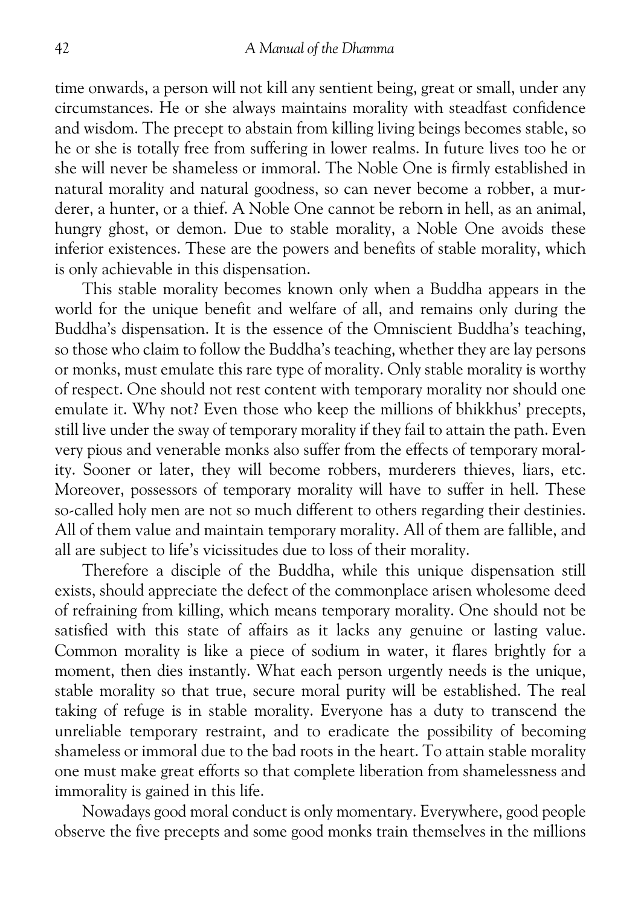time onwards, a person will not kill any sentient being, great or small, under any circumstances. He or she always maintains morality with steadfast confidence and wisdom. The precept to abstain from killing living beings becomes stable, so he or she is totally free from suffering in lower realms. In future lives too he or she will never be shameless or immoral. The Noble One is firmly established in natural morality and natural goodness, so can never become a robber, a murderer, a hunter, or a thief. A Noble One cannot be reborn in hell, as an animal, hungry ghost, or demon. Due to stable morality, a Noble One avoids these inferior existences. These are the powers and benefits of stable morality, which is only achievable in this dispensation.

This stable morality becomes known only when a Buddha appears in the world for the unique benefit and welfare of all, and remains only during the Buddha's dispensation. It is the essence of the Omniscient Buddha's teaching, so those who claim to follow the Buddha's teaching, whether they are lay persons or monks, must emulate this rare type of morality. Only stable morality is worthy of respect. One should not rest content with temporary morality nor should one emulate it. Why not? Even those who keep the millions of bhikkhus' precepts, still live under the sway of temporary morality if they fail to attain the path. Even very pious and venerable monks also suffer from the effects of temporary morality. Sooner or later, they will become robbers, murderers thieves, liars, etc. Moreover, possessors of temporary morality will have to suffer in hell. These so-called holy men are not so much different to others regarding their destinies. All of them value and maintain temporary morality. All of them are fallible, and all are subject to life's vicissitudes due to loss of their morality.

Therefore a disciple of the Buddha, while this unique dispensation still exists, should appreciate the defect of the commonplace arisen wholesome deed of refraining from killing, which means temporary morality. One should not be satisfied with this state of affairs as it lacks any genuine or lasting value. Common morality is like a piece of sodium in water, it flares brightly for a moment, then dies instantly. What each person urgently needs is the unique, stable morality so that true, secure moral purity will be established. The real taking of refuge is in stable morality. Everyone has a duty to transcend the unreliable temporary restraint, and to eradicate the possibility of becoming shameless or immoral due to the bad roots in the heart. To attain stable morality one must make great efforts so that complete liberation from shamelessness and immorality is gained in this life.

Nowadays good moral conduct is only momentary. Everywhere, good people observe the five precepts and some good monks train themselves in the millions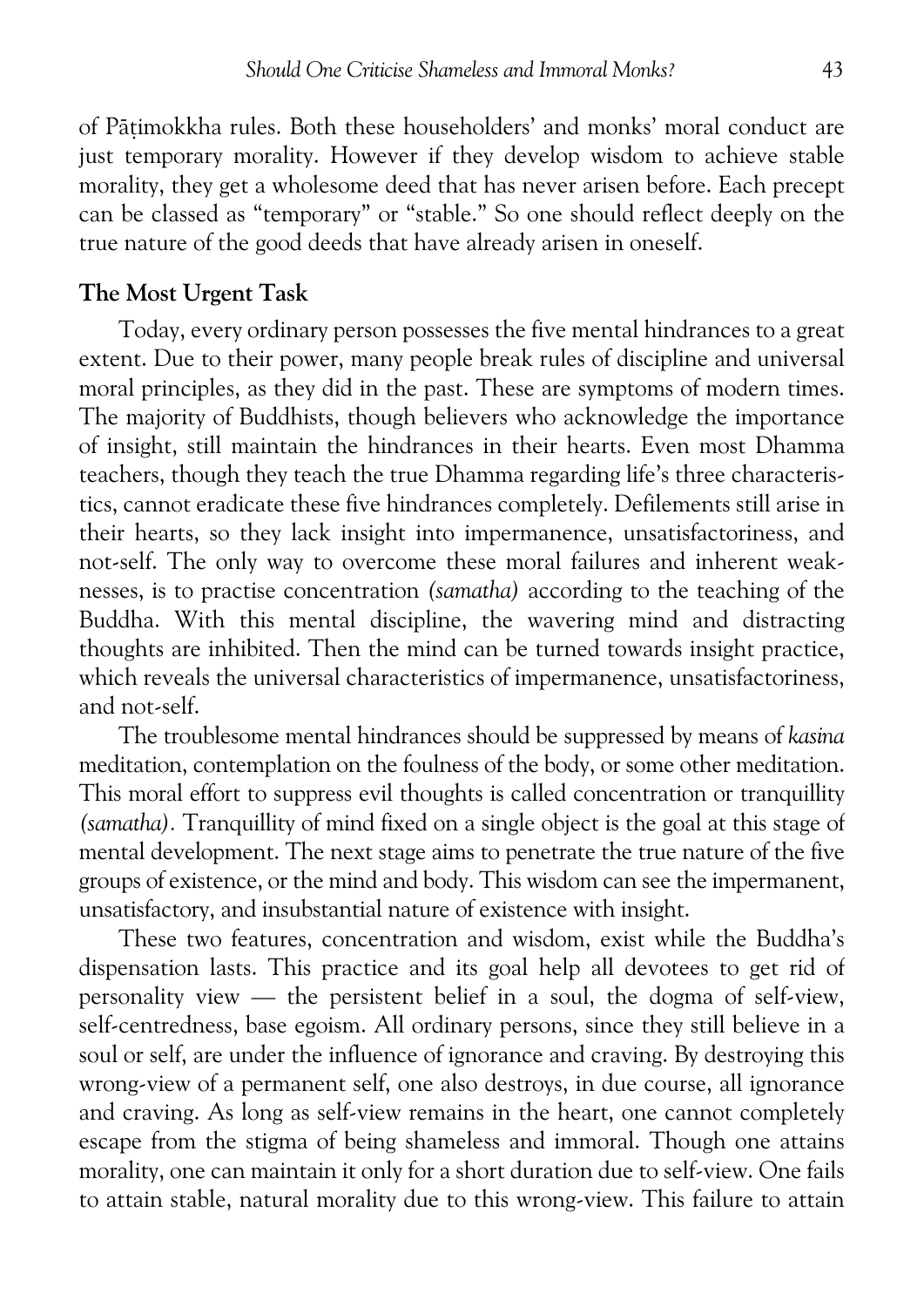of Pāṭimokkha rules. Both these householders' and monks' moral conduct are just temporary morality. However if they develop wisdom to achieve stable morality, they get a wholesome deed that has never arisen before. Each precept can be classed as "temporary" or "stable." So one should reflect deeply on the true nature of the good deeds that have already arisen in oneself.

## The Most Urgent Task

Today, every ordinary person possesses the five mental hindrances to a great extent. Due to their power, many people break rules of discipline and universal moral principles, as they did in the past. These are symptoms of modern times. The majority of Buddhists, though believers who acknowledge the importance of insight, still maintain the hindrances in their hearts. Even most Dhamma teachers, though they teach the true Dhamma regarding life's three characteristics, cannot eradicate these five hindrances completely. Defilements still arise in their hearts, so they lack insight into impermanence, unsatisfactoriness, and not-self. The only way to overcome these moral failures and inherent weaknesses, is to practise concentration *(samatha)* according to the teaching of the Buddha. With this mental discipline, the wavering mind and distracting thoughts are inhibited. Then the mind can be turned towards insight practice, which reveals the universal characteristics of impermanence, unsatisfactoriness, and not-self.

The troublesome mental hindrances should be suppressed by means of *kasina* meditation, contemplation on the foulness of the body, or some other meditation. This moral effort to suppress evil thoughts is called concentration or tranquillity *(samatha).* Tranquillity of mind fixed on a single object is the goal at this stage of mental development. The next stage aims to penetrate the true nature of the five groups of existence, or the mind and body. This wisdom can see the impermanent, unsatisfactory, and insubstantial nature of existence with insight.

These two features, concentration and wisdom, exist while the Buddha's dispensation lasts. This practice and its goal help all devotees to get rid of personality view — the persistent belief in a soul, the dogma of self-view, self-centredness, base egoism. All ordinary persons, since they still believe in a soul or self, are under the influence of ignorance and craving. By destroying this wrong-view of a permanent self, one also destroys, in due course, all ignorance and craving. As long as self-view remains in the heart, one cannot completely escape from the stigma of being shameless and immoral. Though one attains morality, one can maintain it only for a short duration due to self-view. One fails to attain stable, natural morality due to this wrong-view. This failure to attain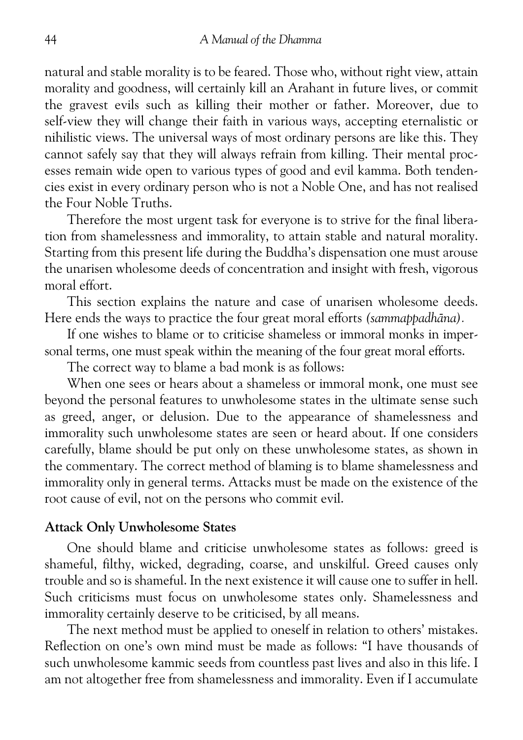natural and stable morality is to be feared. Those who, without right view, attain morality and goodness, will certainly kill an Arahant in future lives, or commit the gravest evils such as killing their mother or father. Moreover, due to self-view they will change their faith in various ways, accepting eternalistic or nihilistic views. The universal ways of most ordinary persons are like this. They cannot safely say that they will always refrain from killing. Their mental processes remain wide open to various types of good and evil kamma. Both tendencies exist in every ordinary person who is not a Noble One, and has not realised the Four Noble Truths.

Therefore the most urgent task for everyone is to strive for the final liberation from shamelessness and immorality, to attain stable and natural morality. Starting from this present life during the Buddha's dispensation one must arouse the unarisen wholesome deeds of concentration and insight with fresh, vigorous moral effort.

This section explains the nature and case of unarisen wholesome deeds. Here ends the ways to practice the four great moral efforts *(sammappadhāna).*

If one wishes to blame or to criticise shameless or immoral monks in impersonal terms, one must speak within the meaning of the four great moral efforts.

The correct way to blame a bad monk is as follows:

When one sees or hears about a shameless or immoral monk, one must see beyond the personal features to unwholesome states in the ultimate sense such as greed, anger, or delusion. Due to the appearance of shamelessness and immorality such unwholesome states are seen or heard about. If one considers carefully, blame should be put only on these unwholesome states, as shown in the commentary. The correct method of blaming is to blame shamelessness and immorality only in general terms. Attacks must be made on the existence of the root cause of evil, not on the persons who commit evil.

### Attack Only Unwholesome States

One should blame and criticise unwholesome states as follows: greed is shameful, filthy, wicked, degrading, coarse, and unskilful. Greed causes only trouble and so is shameful. In the next existence it will cause one to suffer in hell. Such criticisms must focus on unwholesome states only. Shamelessness and immorality certainly deserve to be criticised, by all means.

The next method must be applied to oneself in relation to others' mistakes. Reflection on one's own mind must be made as follows: "I have thousands of such unwholesome kammic seeds from countless past lives and also in this life. I am not altogether free from shamelessness and immorality. Even if I accumulate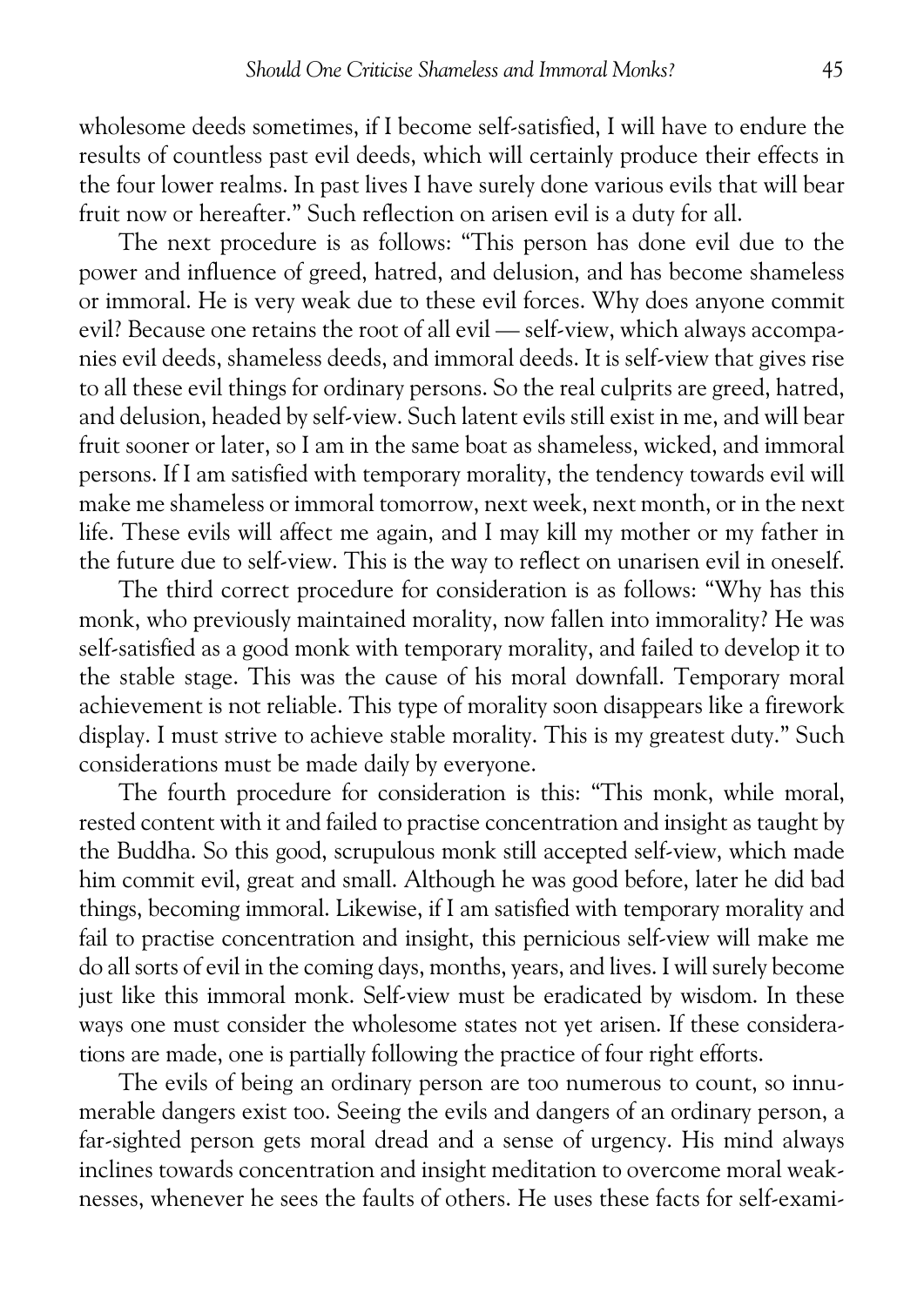wholesome deeds sometimes, if I become self-satisfied, I will have to endure the results of countless past evil deeds, which will certainly produce their effects in the four lower realms. In past lives I have surely done various evils that will bear fruit now or hereafter." Such reflection on arisen evil is a duty for all.

The next procedure is as follows: "This person has done evil due to the power and influence of greed, hatred, and delusion, and has become shameless or immoral. He is very weak due to these evil forces. Why does anyone commit evil? Because one retains the root of all evil — self-view, which always accompanies evil deeds, shameless deeds, and immoral deeds. It is self-view that gives rise to all these evil things for ordinary persons. So the real culprits are greed, hatred, and delusion, headed by self-view. Such latent evils still exist in me, and will bear fruit sooner or later, so I am in the same boat as shameless, wicked, and immoral persons. If I am satisfied with temporary morality, the tendency towards evil will make me shameless or immoral tomorrow, next week, next month, or in the next life. These evils will affect me again, and I may kill my mother or my father in the future due to self-view. This is the way to reflect on unarisen evil in oneself.

The third correct procedure for consideration is as follows: "Why has this monk, who previously maintained morality, now fallen into immorality? He was self-satisfied as a good monk with temporary morality, and failed to develop it to the stable stage. This was the cause of his moral downfall. Temporary moral achievement is not reliable. This type of morality soon disappears like a firework display. I must strive to achieve stable morality. This is my greatest duty." Such considerations must be made daily by everyone.

The fourth procedure for consideration is this: "This monk, while moral, rested content with it and failed to practise concentration and insight as taught by the Buddha. So this good, scrupulous monk still accepted self-view, which made him commit evil, great and small. Although he was good before, later he did bad things, becoming immoral. Likewise, if I am satisfied with temporary morality and fail to practise concentration and insight, this pernicious self-view will make me do all sorts of evil in the coming days, months, years, and lives. I will surely become just like this immoral monk. Self-view must be eradicated by wisdom. In these ways one must consider the wholesome states not yet arisen. If these considerations are made, one is partially following the practice of four right efforts.

The evils of being an ordinary person are too numerous to count, so innumerable dangers exist too. Seeing the evils and dangers of an ordinary person, a far-sighted person gets moral dread and a sense of urgency. His mind always inclines towards concentration and insight meditation to overcome moral weaknesses, whenever he sees the faults of others. He uses these facts for self-exami-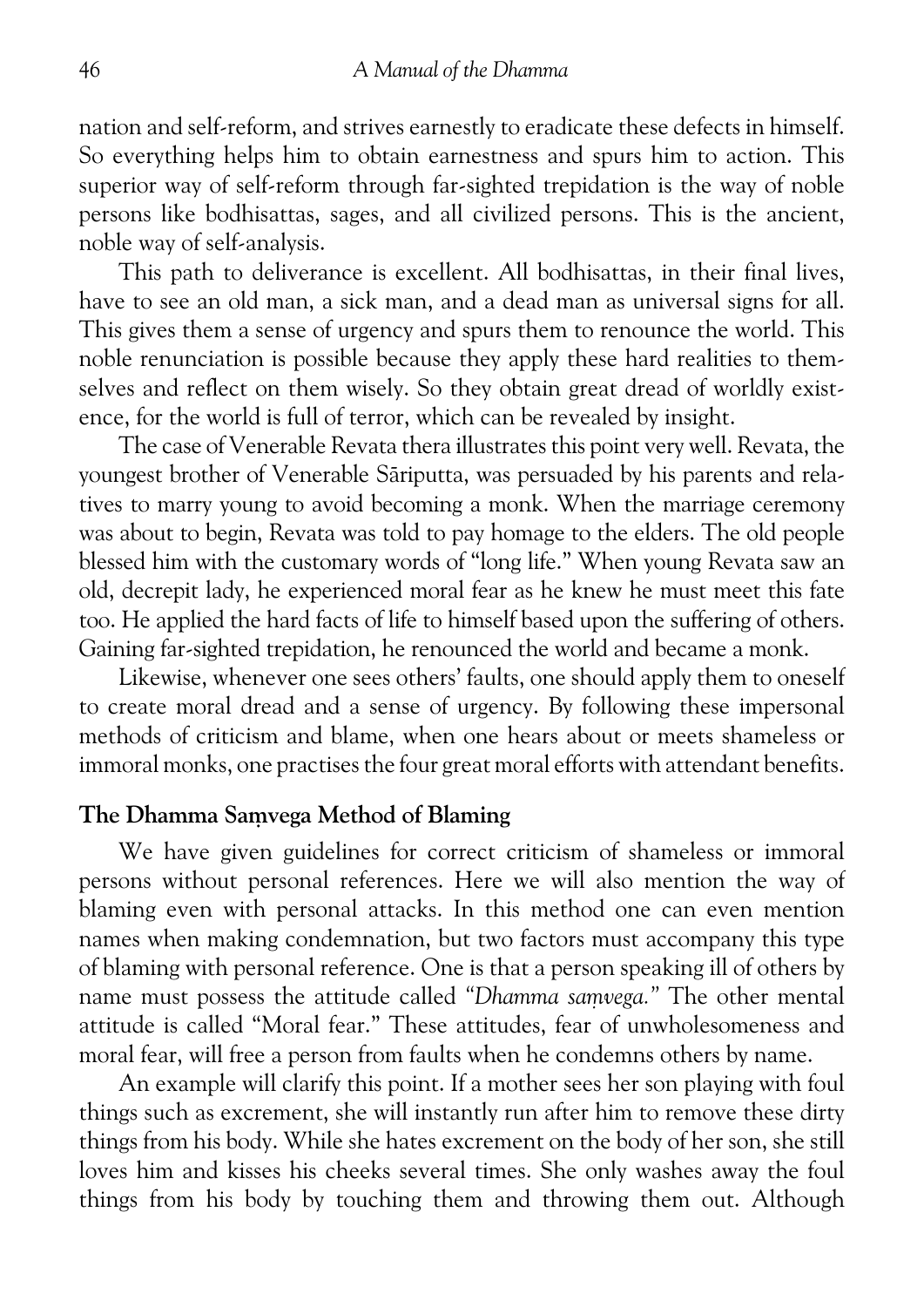nation and self-reform, and strives earnestly to eradicate these defects in himself. So everything helps him to obtain earnestness and spurs him to action. This superior way of self-reform through far-sighted trepidation is the way of noble persons like bodhisattas, sages, and all civilized persons. This is the ancient, noble way of self-analysis.

This path to deliverance is excellent. All bodhisattas, in their final lives, have to see an old man, a sick man, and a dead man as universal signs for all. This gives them a sense of urgency and spurs them to renounce the world. This noble renunciation is possible because they apply these hard realities to themselves and reflect on them wisely. So they obtain great dread of worldly existence, for the world is full of terror, which can be revealed by insight.

The case of Venerable Revata thera illustrates this point very well. Revata, the youngest brother of Venerable Sāriputta, was persuaded by his parents and relatives to marry young to avoid becoming a monk. When the marriage ceremony was about to begin, Revata was told to pay homage to the elders. The old people blessed him with the customary words of "long life." When young Revata saw an old, decrepit lady, he experienced moral fear as he knew he must meet this fate too. He applied the hard facts of life to himself based upon the suffering of others. Gaining far-sighted trepidation, he renounced the world and became a monk.

Likewise, whenever one sees others' faults, one should apply them to oneself to create moral dread and a sense of urgency. By following these impersonal methods of criticism and blame, when one hears about or meets shameless or immoral monks, one practises the four great moral efforts with attendant benefits.

### The Dhamma Saṃvega Method of Blaming

We have given guidelines for correct criticism of shameless or immoral persons without personal references. Here we will also mention the way of blaming even with personal attacks. In this method one can even mention names when making condemnation, but two factors must accompany this type of blaming with personal reference. One is that a person speaking ill of others by name must possess the attitude called *"Dhamma saṃvega."* The other mental attitude is called "Moral fear." These attitudes, fear of unwholesomeness and moral fear, will free a person from faults when he condemns others by name.

An example will clarify this point. If a mother sees her son playing with foul things such as excrement, she will instantly run after him to remove these dirty things from his body. While she hates excrement on the body of her son, she still loves him and kisses his cheeks several times. She only washes away the foul things from his body by touching them and throwing them out. Although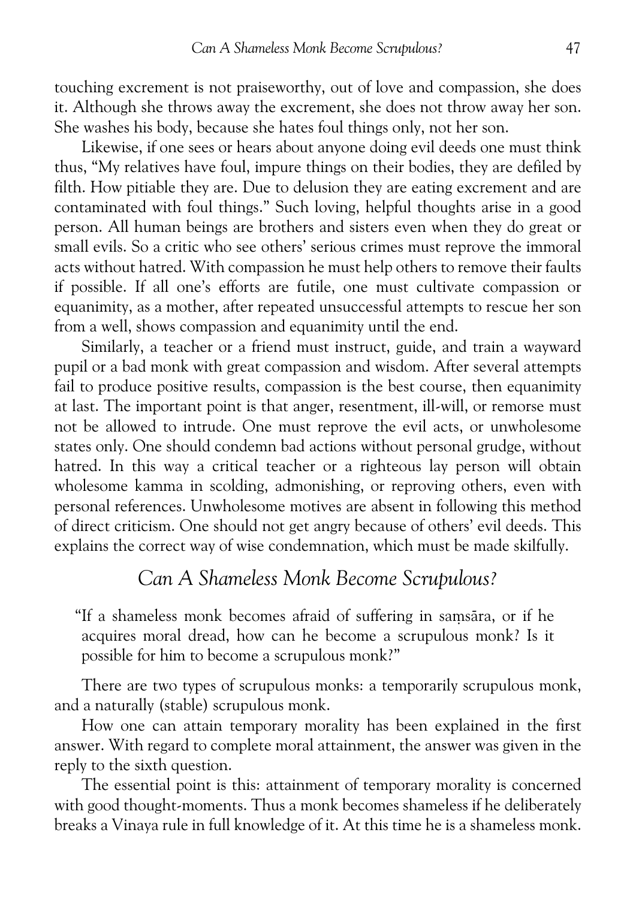touching excrement is not praiseworthy, out of love and compassion, she does it. Although she throws away the excrement, she does not throw away her son. She washes his body, because she hates foul things only, not her son.

Likewise, if one sees or hears about anyone doing evil deeds one must think thus, "My relatives have foul, impure things on their bodies, they are defiled by filth. How pitiable they are. Due to delusion they are eating excrement and are contaminated with foul things." Such loving, helpful thoughts arise in a good person. All human beings are brothers and sisters even when they do great or small evils. So a critic who see others' serious crimes must reprove the immoral acts without hatred. With compassion he must help others to remove their faults if possible. If all one's efforts are futile, one must cultivate compassion or equanimity, as a mother, after repeated unsuccessful attempts to rescue her son from a well, shows compassion and equanimity until the end.

Similarly, a teacher or a friend must instruct, guide, and train a wayward pupil or a bad monk with great compassion and wisdom. After several attempts fail to produce positive results, compassion is the best course, then equanimity at last. The important point is that anger, resentment, ill-will, or remorse must not be allowed to intrude. One must reprove the evil acts, or unwholesome states only. One should condemn bad actions without personal grudge, without hatred. In this way a critical teacher or a righteous lay person will obtain wholesome kamma in scolding, admonishing, or reproving others, even with personal references. Unwholesome motives are absent in following this method of direct criticism. One should not get angry because of others' evil deeds. This explains the correct way of wise condemnation, which must be made skilfully.

## *Can A Shameless Monk Become Scrupulous?*

> "If a shameless monk becomes afraid of suffering in saṃsāra, or if he acquires moral dread, how can he become a scrupulous monk? Is it possible for him to become a scrupulous monk?"

There are two types of scrupulous monks: a temporarily scrupulous monk, and a naturally (stable) scrupulous monk.

How one can attain temporary morality has been explained in the first answer. With regard to complete moral attainment, the answer was given in the reply to the sixth question.

The essential point is this: attainment of temporary morality is concerned with good thought-moments. Thus a monk becomes shameless if he deliberately breaks a Vinaya rule in full knowledge of it. At this time he is a shameless monk.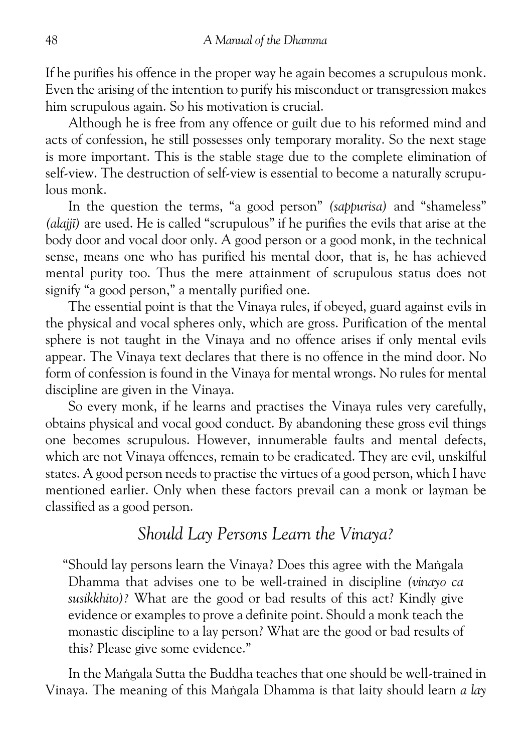If he purifies his offence in the proper way he again becomes a scrupulous monk. Even the arising of the intention to purify his misconduct or transgression makes him scrupulous again. So his motivation is crucial.

Although he is free from any offence or guilt due to his reformed mind and acts of confession, he still possesses only temporary morality. So the next stage is more important. This is the stable stage due to the complete elimination of self-view. The destruction of self-view is essential to become a naturally scrupulous monk.

In the question the terms, "a good person" *(sappurisa)* and "shameless" *(alajjī)* are used. He is called "scrupulous" if he purifies the evils that arise at the body door and vocal door only. A good person or a good monk, in the technical sense, means one who has purified his mental door, that is, he has achieved mental purity too. Thus the mere attainment of scrupulous status does not signify "a good person," a mentally purified one.

The essential point is that the Vinaya rules, if obeyed, guard against evils in the physical and vocal spheres only, which are gross. Purification of the mental sphere is not taught in the Vinaya and no offence arises if only mental evils appear. The Vinaya text declares that there is no offence in the mind door. No form of confession is found in the Vinaya for mental wrongs. No rules for mental discipline are given in the Vinaya.

So every monk, if he learns and practises the Vinaya rules very carefully, obtains physical and vocal good conduct. By abandoning these gross evil things one becomes scrupulous. However, innumerable faults and mental defects, which are not Vinaya offences, remain to be eradicated. They are evil, unskilful states. A good person needs to practise the virtues of a good person, which I have mentioned earlier. Only when these factors prevail can a monk or layman be classified as a good person.

## *Should Lay Persons Learn the Vinaya?*

> "Should lay persons learn the Vinaya? Does this agree with the Maṅgala Dhamma that advises one to be well-trained in discipline *(vinayo ca susikkhito)?* What are the good or bad results of this act? Kindly give evidence or examples to prove a definite point. Should a monk teach the monastic discipline to a lay person? What are the good or bad results of this? Please give some evidence."

In the Maṅgala Sutta the Buddha teaches that one should be well-trained in Vinaya. The meaning of this Maṅgala Dhamma is that laity should learn *a lay*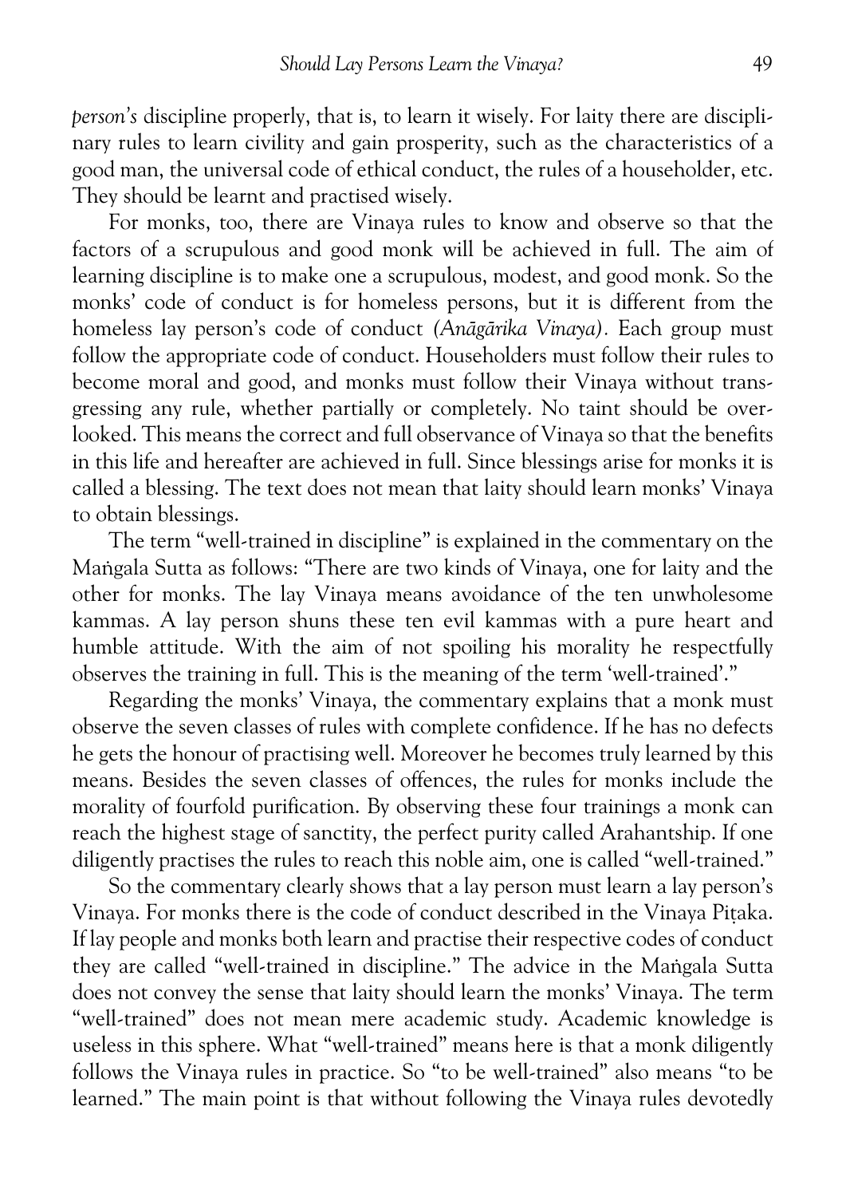*person's* discipline properly, that is, to learn it wisely. For laity there are disciplinary rules to learn civility and gain prosperity, such as the characteristics of a good man, the universal code of ethical conduct, the rules of a householder, etc. They should be learnt and practised wisely.

For monks, too, there are Vinaya rules to know and observe so that the factors of a scrupulous and good monk will be achieved in full. The aim of learning discipline is to make one a scrupulous, modest, and good monk. So the monks' code of conduct is for homeless persons, but it is different from the homeless lay person's code of conduct *(Anāgārika Vinaya).* Each group must follow the appropriate code of conduct. Householders must follow their rules to become moral and good, and monks must follow their Vinaya without transgressing any rule, whether partially or completely. No taint should be overlooked. This means the correct and full observance of Vinaya so that the benefits in this life and hereafter are achieved in full. Since blessings arise for monks it is called a blessing. The text does not mean that laity should learn monks' Vinaya to obtain blessings.

The term "well-trained in discipline" is explained in the commentary on the Maṅgala Sutta as follows: "There are two kinds of Vinaya, one for laity and the other for monks. The lay Vinaya means avoidance of the ten unwholesome kammas. A lay person shuns these ten evil kammas with a pure heart and humble attitude. With the aim of not spoiling his morality he respectfully observes the training in full. This is the meaning of the term 'well-trained'."

Regarding the monks' Vinaya, the commentary explains that a monk must observe the seven classes of rules with complete confidence. If he has no defects he gets the honour of practising well. Moreover he becomes truly learned by this means. Besides the seven classes of offences, the rules for monks include the morality of fourfold purification. By observing these four trainings a monk can reach the highest stage of sanctity, the perfect purity called Arahantship. If one diligently practises the rules to reach this noble aim, one is called "well-trained."

So the commentary clearly shows that a lay person must learn a lay person's Vinaya. For monks there is the code of conduct described in the Vinaya Piṭaka. If lay people and monks both learn and practise their respective codes of conduct they are called "well-trained in discipline." The advice in the Maṅgala Sutta does not convey the sense that laity should learn the monks' Vinaya. The term "well-trained" does not mean mere academic study. Academic knowledge is useless in this sphere. What "well-trained" means here is that a monk diligently follows the Vinaya rules in practice. So "to be well-trained" also means "to be learned." The main point is that without following the Vinaya rules devotedly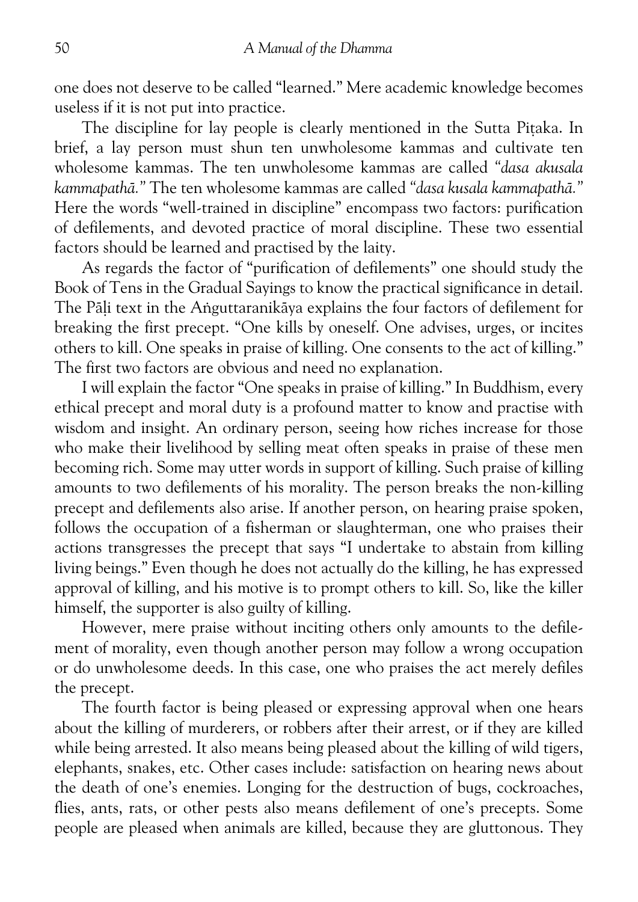one does not deserve to be called "learned." Mere academic knowledge becomes useless if it is not put into practice.

The discipline for lay people is clearly mentioned in the Sutta Piṭaka. In brief, a lay person must shun ten unwholesome kammas and cultivate ten wholesome kammas. The ten unwholesome kammas are called "*dasa akusala kammapathā.*" The ten wholesome kammas are called "*dasa kusala kammapathā.*" Here the words "well-trained in discipline" encompass two factors: purification of defilements, and devoted practice of moral discipline. These two essential factors should be learned and practised by the laity.

As regards the factor of "purification of defilements" one should study the Book of Tens in the Gradual Sayings to know the practical significance in detail. The Pāḷi text in the Aṅguttaranikāya explains the four factors of defilement for breaking the first precept. "One kills by oneself. One advises, urges, or incites others to kill. One speaks in praise of killing. One consents to the act of killing." The first two factors are obvious and need no explanation.

I will explain the factor "One speaks in praise of killing." In Buddhism, every ethical precept and moral duty is a profound matter to know and practise with wisdom and insight. An ordinary person, seeing how riches increase for those who make their livelihood by selling meat often speaks in praise of these men becoming rich. Some may utter words in support of killing. Such praise of killing amounts to two defilements of his morality. The person breaks the non-killing precept and defilements also arise. If another person, on hearing praise spoken, follows the occupation of a fisherman or slaughterman, one who praises their actions transgresses the precept that says "I undertake to abstain from killing living beings." Even though he does not actually do the killing, he has expressed approval of killing, and his motive is to prompt others to kill. So, like the killer himself, the supporter is also guilty of killing.

However, mere praise without inciting others only amounts to the defilement of morality, even though another person may follow a wrong occupation or do unwholesome deeds. In this case, one who praises the act merely defiles the precept.

The fourth factor is being pleased or expressing approval when one hears about the killing of murderers, or robbers after their arrest, or if they are killed while being arrested. It also means being pleased about the killing of wild tigers, elephants, snakes, etc. Other cases include: satisfaction on hearing news about the death of one's enemies. Longing for the destruction of bugs, cockroaches, flies, ants, rats, or other pests also means defilement of one's precepts. Some people are pleased when animals are killed, because they are gluttonous. They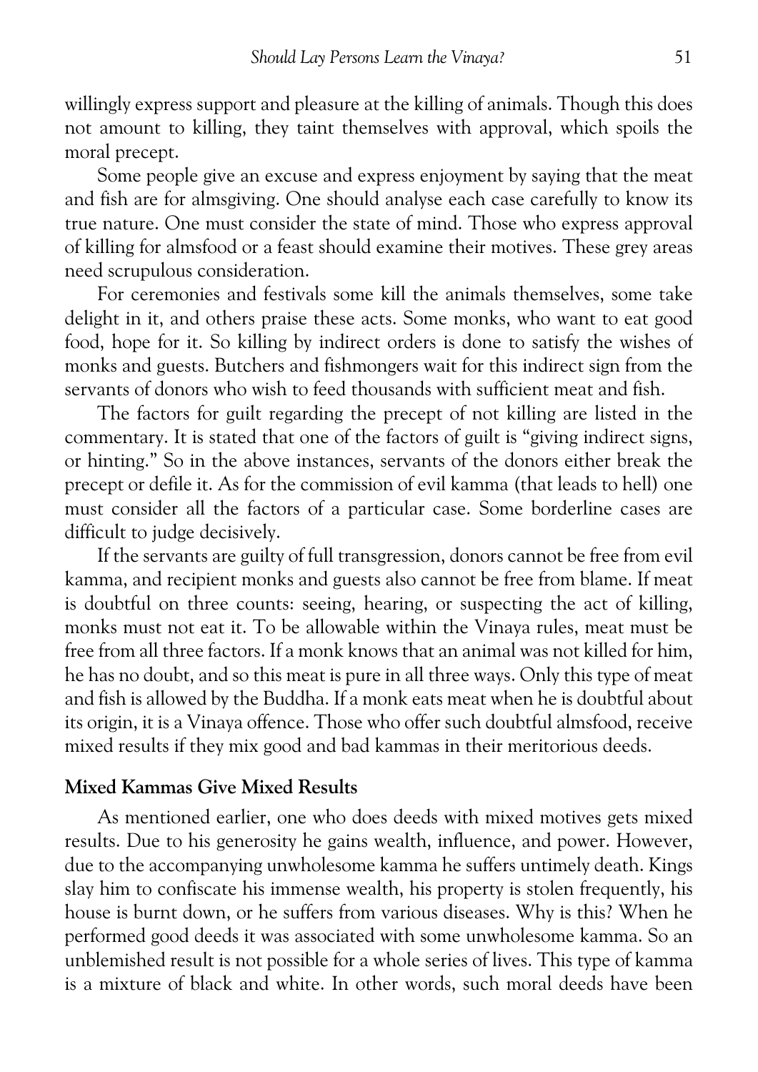willingly express support and pleasure at the killing of animals. Though this does not amount to killing, they taint themselves with approval, which spoils the moral precept.

Some people give an excuse and express enjoyment by saying that the meat and fish are for almsgiving. One should analyse each case carefully to know its true nature. One must consider the state of mind. Those who express approval of killing for almsfood or a feast should examine their motives. These grey areas need scrupulous consideration.

For ceremonies and festivals some kill the animals themselves, some take delight in it, and others praise these acts. Some monks, who want to eat good food, hope for it. So killing by indirect orders is done to satisfy the wishes of monks and guests. Butchers and fishmongers wait for this indirect sign from the servants of donors who wish to feed thousands with sufficient meat and fish.

The factors for guilt regarding the precept of not killing are listed in the commentary. It is stated that one of the factors of guilt is "giving indirect signs, or hinting." So in the above instances, servants of the donors either break the precept or defile it. As for the commission of evil kamma (that leads to hell) one must consider all the factors of a particular case. Some borderline cases are difficult to judge decisively.

If the servants are guilty of full transgression, donors cannot be free from evil kamma, and recipient monks and guests also cannot be free from blame. If meat is doubtful on three counts: seeing, hearing, or suspecting the act of killing, monks must not eat it. To be allowable within the Vinaya rules, meat must be free from all three factors. If a monk knows that an animal was not killed for him, he has no doubt, and so this meat is pure in all three ways. Only this type of meat and fish is allowed by the Buddha. If a monk eats meat when he is doubtful about its origin, it is a Vinaya offence. Those who offer such doubtful almsfood, receive mixed results if they mix good and bad kammas in their meritorious deeds.

### Mixed Kammas Give Mixed Results

As mentioned earlier, one who does deeds with mixed motives gets mixed results. Due to his generosity he gains wealth, influence, and power. However, due to the accompanying unwholesome kamma he suffers untimely death. Kings slay him to confiscate his immense wealth, his property is stolen frequently, his house is burnt down, or he suffers from various diseases. Why is this? When he performed good deeds it was associated with some unwholesome kamma. So an unblemished result is not possible for a whole series of lives. This type of kamma is a mixture of black and white. In other words, such moral deeds have been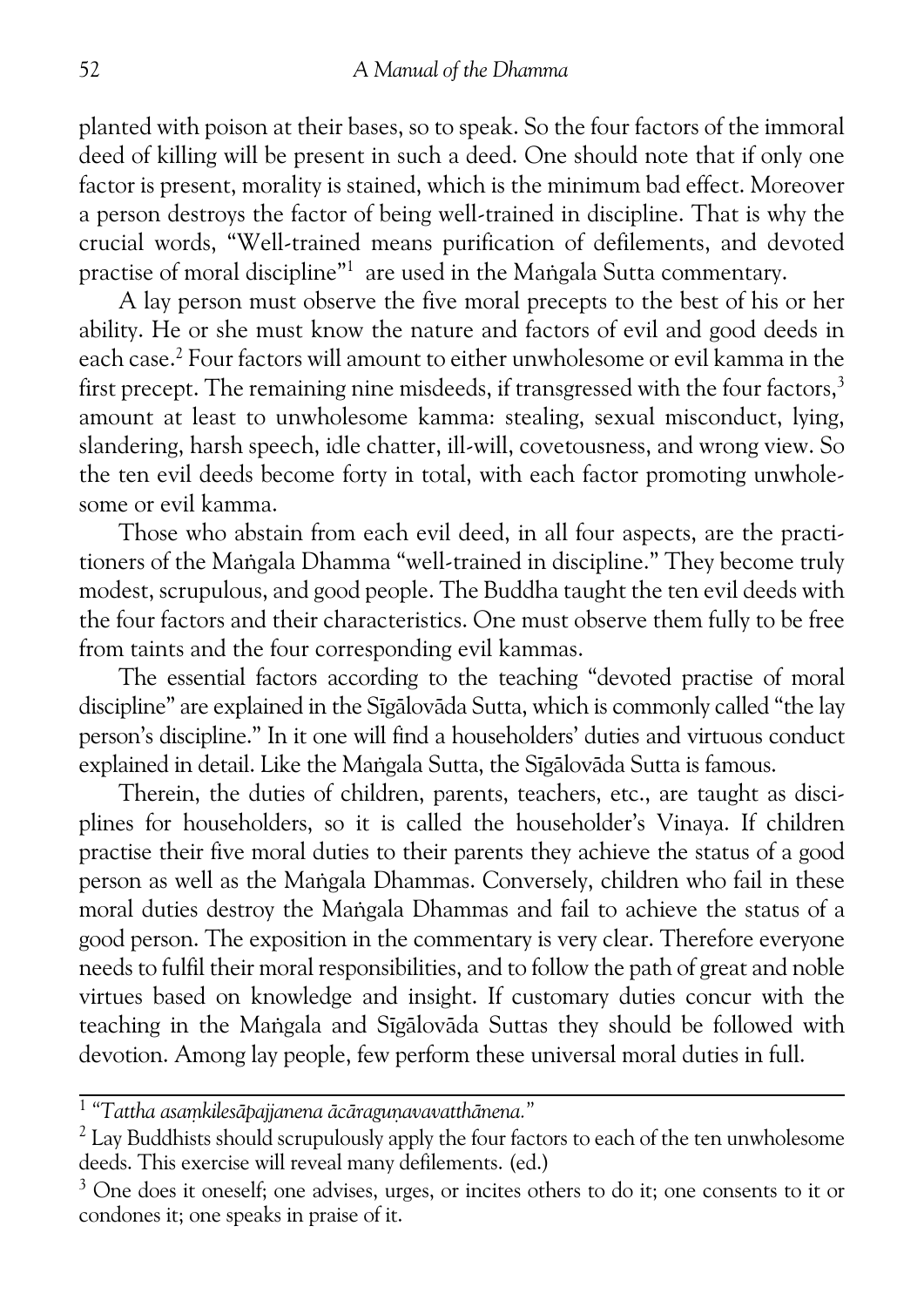planted with poison at their bases, so to speak. So the four factors of the immoral deed of killing will be present in such a deed. One should note that if only one factor is present, morality is stained, which is the minimum bad effect. Moreover a person destroys the factor of being well-trained in discipline. That is why the crucial words, "Well-trained means purification of defilements, and devoted practise of moral discipline"[1] are used in the Maṅgala Sutta commentary.

A lay person must observe the five moral precepts to the best of his or her ability. He or she must know the nature and factors of evil and good deeds in each case.[2] Four factors will amount to either unwholesome or evil kamma in the first precept. The remaining nine misdeeds, if transgressed with the four factors,[3] amount at least to unwholesome kamma: stealing, sexual misconduct, lying, slandering, harsh speech, idle chatter, ill-will, covetousness, and wrong view. So the ten evil deeds become forty in total, with each factor promoting unwholesome or evil kamma.

Those who abstain from each evil deed, in all four aspects, are the practitioners of the Maṅgala Dhamma "well-trained in discipline." They become truly modest, scrupulous, and good people. The Buddha taught the ten evil deeds with the four factors and their characteristics. One must observe them fully to be free from taints and the four corresponding evil kammas.

The essential factors according to the teaching "devoted practise of moral discipline" are explained in the Sīgālovāda Sutta, which is commonly called "the lay person's discipline." In it one will find a householders' duties and virtuous conduct explained in detail. Like the Maṅgala Sutta, the Sīgālovāda Sutta is famous.

Therein, the duties of children, parents, teachers, etc., are taught as disciplines for householders, so it is called the householder's Vinaya. If children practise their five moral duties to their parents they achieve the status of a good person as well as the Maṅgala Dhammas. Conversely, children who fail in these moral duties destroy the Maṅgala Dhammas and fail to achieve the status of a good person. The exposition in the commentary is very clear. Therefore everyone needs to fulfil their moral responsibilities, and to follow the path of great and noble virtues based on knowledge and insight. If customary duties concur with the teaching in the Maṅgala and Sīgālovāda Suttas they should be followed with devotion. Among lay people, few perform these universal moral duties in full.

---

[1] *"Tattha asaṃkilesāpajjanena ācāraguṇavavatthānena."*

[2] Lay Buddhists should scrupulously apply the four factors to each of the ten unwholesome deeds. This exercise will reveal many defilements. (ed.)

[3] One does it oneself; one advises, urges, or incites others to do it; one consents to it or condones it; one speaks in praise of it.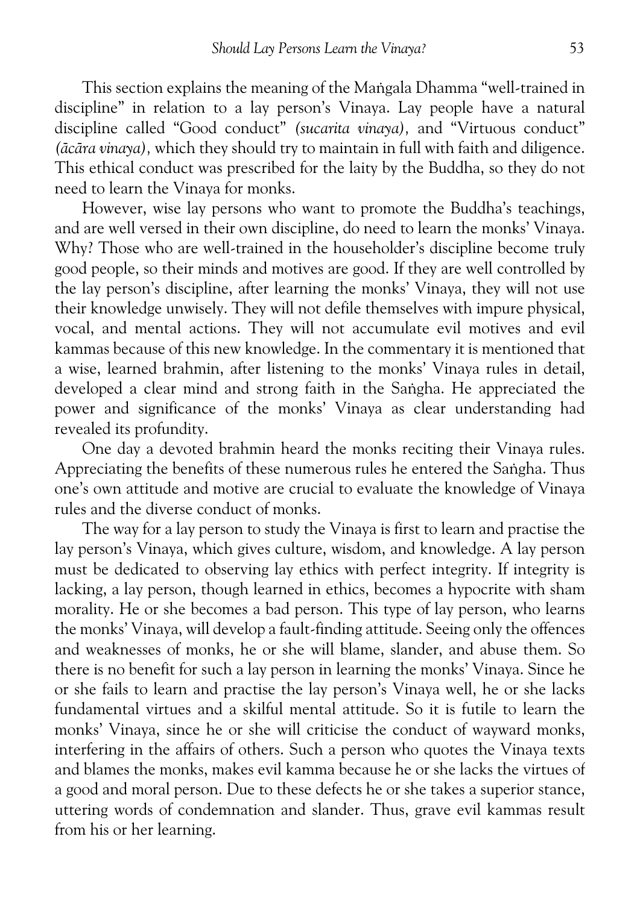This section explains the meaning of the Maṅgala Dhamma "well-trained in discipline" in relation to a lay person's Vinaya. Lay people have a natural discipline called "Good conduct" *(sucarita vinaya),* and "Virtuous conduct" *(ācāra vinaya),* which they should try to maintain in full with faith and diligence. This ethical conduct was prescribed for the laity by the Buddha, so they do not need to learn the Vinaya for monks.

However, wise lay persons who want to promote the Buddha's teachings, and are well versed in their own discipline, do need to learn the monks' Vinaya. Why? Those who are well-trained in the householder's discipline become truly good people, so their minds and motives are good. If they are well controlled by the lay person's discipline, after learning the monks' Vinaya, they will not use their knowledge unwisely. They will not defile themselves with impure physical, vocal, and mental actions. They will not accumulate evil motives and evil kammas because of this new knowledge. In the commentary it is mentioned that a wise, learned brahmin, after listening to the monks' Vinaya rules in detail, developed a clear mind and strong faith in the Saṅgha. He appreciated the power and significance of the monks' Vinaya as clear understanding had revealed its profundity.

One day a devoted brahmin heard the monks reciting their Vinaya rules. Appreciating the benefits of these numerous rules he entered the Saṅgha. Thus one's own attitude and motive are crucial to evaluate the knowledge of Vinaya rules and the diverse conduct of monks.

The way for a lay person to study the Vinaya is first to learn and practise the lay person's Vinaya, which gives culture, wisdom, and knowledge. A lay person must be dedicated to observing lay ethics with perfect integrity. If integrity is lacking, a lay person, though learned in ethics, becomes a hypocrite with sham morality. He or she becomes a bad person. This type of lay person, who learns the monks' Vinaya, will develop a fault-finding attitude. Seeing only the offences and weaknesses of monks, he or she will blame, slander, and abuse them. So there is no benefit for such a lay person in learning the monks' Vinaya. Since he or she fails to learn and practise the lay person's Vinaya well, he or she lacks fundamental virtues and a skilful mental attitude. So it is futile to learn the monks' Vinaya, since he or she will criticise the conduct of wayward monks, interfering in the affairs of others. Such a person who quotes the Vinaya texts and blames the monks, makes evil kamma because he or she lacks the virtues of a good and moral person. Due to these defects he or she takes a superior stance, uttering words of condemnation and slander. Thus, grave evil kammas result from his or her learning.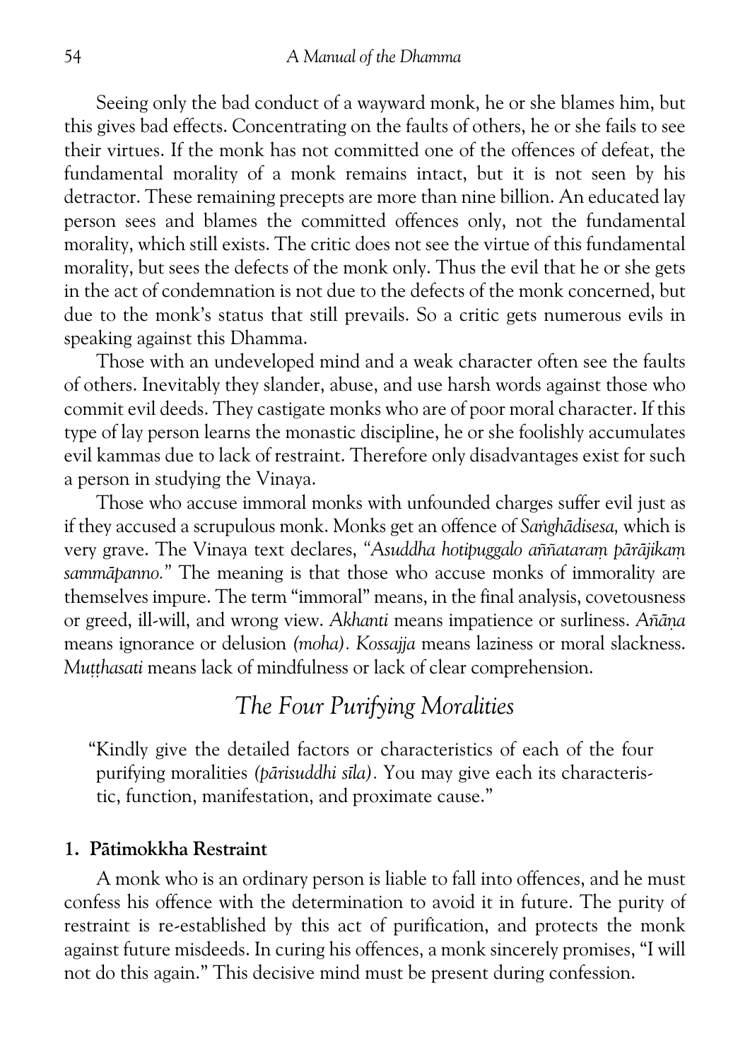Seeing only the bad conduct of a wayward monk, he or she blames him, but this gives bad effects. Concentrating on the faults of others, he or she fails to see their virtues. If the monk has not committed one of the offences of defeat, the fundamental morality of a monk remains intact, but it is not seen by his detractor. These remaining precepts are more than nine billion. An educated lay person sees and blames the committed offences only, not the fundamental morality, which still exists. The critic does not see the virtue of this fundamental morality, but sees the defects of the monk only. Thus the evil that he or she gets in the act of condemnation is not due to the defects of the monk concerned, but due to the monk's status that still prevails. So a critic gets numerous evils in speaking against this Dhamma.

Those with an undeveloped mind and a weak character often see the faults of others. Inevitably they slander, abuse, and use harsh words against those who commit evil deeds. They castigate monks who are of poor moral character. If this type of lay person learns the monastic discipline, he or she foolishly accumulates evil kammas due to lack of restraint. Therefore only disadvantages exist for such a person in studying the Vinaya.

Those who accuse immoral monks with unfounded charges suffer evil just as if they accused a scrupulous monk. Monks get an offence of *Saṅghādisesa,* which is very grave. The Vinaya text declares, "*Asuddha hotipuggalo aññataraṃ pārājikaṃ sammāpanno.*" The meaning is that those who accuse monks of immorality are themselves impure. The term "immoral" means, in the final analysis, covetousness or greed, ill-will, and wrong view. *Akhanti* means impatience or surliness. *Aññāṇa* means ignorance or delusion *(moha)*. *Kossajja* means laziness or moral slackness. *Muṭṭhasati* means lack of mindfulness or lack of clear comprehension.

## *The Four Purifying Moralities*

> "Kindly give the detailed factors or characteristics of each of the four purifying moralities *(pārisuddhi sīla)*. You may give each its characteristic, function, manifestation, and proximate cause."

### 1. Pātimokkha Restraint

A monk who is an ordinary person is liable to fall into offences, and he must confess his offence with the determination to avoid it in future. The purity of restraint is re-established by this act of purification, and protects the monk against future misdeeds. In curing his offences, a monk sincerely promises, "I will not do this again." This decisive mind must be present during confession.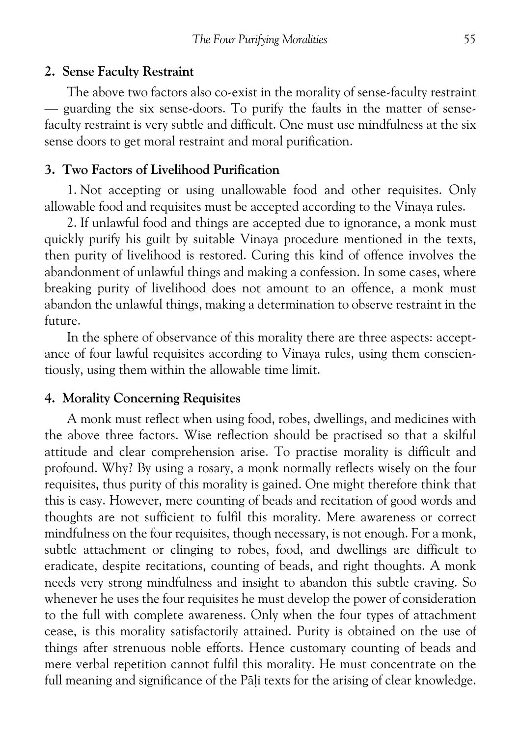## 2. Sense Faculty Restraint

The above two factors also co-exist in the morality of sense-faculty restraint — guarding the six sense-doors. To purify the faults in the matter of sense-faculty restraint is very subtle and difficult. One must use mindfulness at the six sense doors to get moral restraint and moral purification.

## 3. Two Factors of Livelihood Purification

1. Not accepting or using unallowable food and other requisites. Only allowable food and requisites must be accepted according to the Vinaya rules.

2. If unlawful food and things are accepted due to ignorance, a monk must quickly purify his guilt by suitable Vinaya procedure mentioned in the texts, then purity of livelihood is restored. Curing this kind of offence involves the abandonment of unlawful things and making a confession. In some cases, where breaking purity of livelihood does not amount to an offence, a monk must abandon the unlawful things, making a determination to observe restraint in the future.

In the sphere of observance of this morality there are three aspects: acceptance of four lawful requisites according to Vinaya rules, using them conscientiously, using them within the allowable time limit.

## 4. Morality Concerning Requisites

A monk must reflect when using food, robes, dwellings, and medicines with the above three factors. Wise reflection should be practised so that a skilful attitude and clear comprehension arise. To practise morality is difficult and profound. Why? By using a rosary, a monk normally reflects wisely on the four requisites, thus purity of this morality is gained. One might therefore think that this is easy. However, mere counting of beads and recitation of good words and thoughts are not sufficient to fulfil this morality. Mere awareness or correct mindfulness on the four requisites, though necessary, is not enough. For a monk, subtle attachment or clinging to robes, food, and dwellings are difficult to eradicate, despite recitations, counting of beads, and right thoughts. A monk needs very strong mindfulness and insight to abandon this subtle craving. So whenever he uses the four requisites he must develop the power of consideration to the full with complete awareness. Only when the four types of attachment cease, is this morality satisfactorily attained. Purity is obtained on the use of things after strenuous noble efforts. Hence customary counting of beads and mere verbal repetition cannot fulfil this morality. He must concentrate on the full meaning and significance of the Pāḷi texts for the arising of clear knowledge.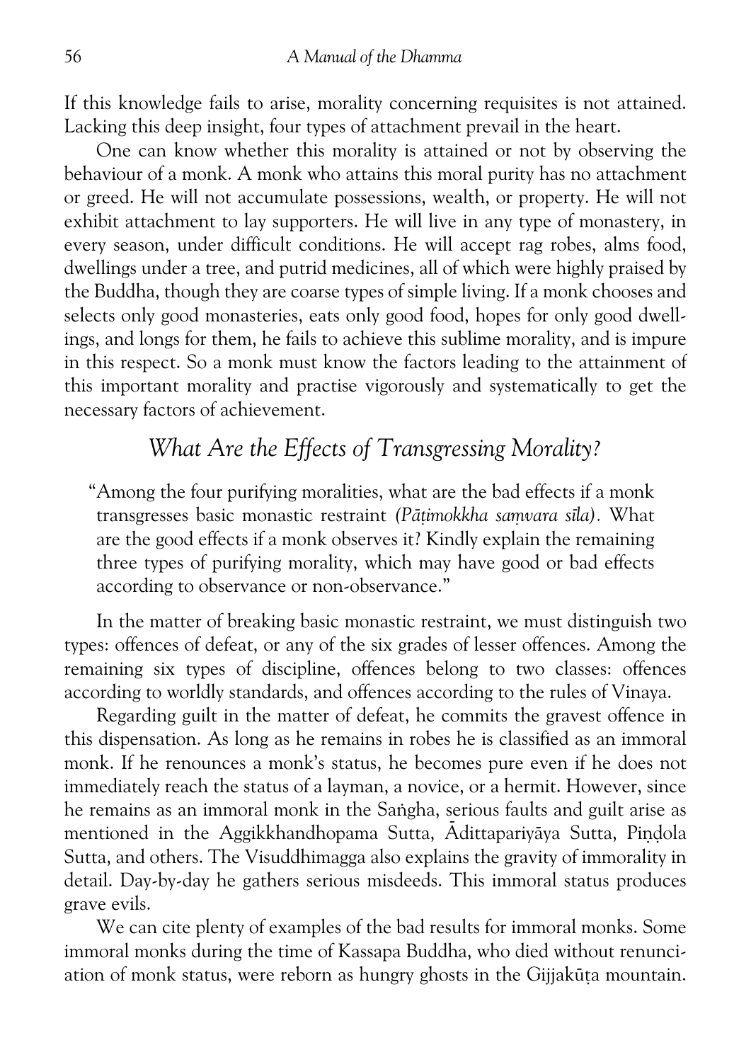If this knowledge fails to arise, morality concerning requisites is not attained. Lacking this deep insight, four types of attachment prevail in the heart.

One can know whether this morality is attained or not by observing the behaviour of a monk. A monk who attains this moral purity has no attachment or greed. He will not accumulate possessions, wealth, or property. He will not exhibit attachment to lay supporters. He will live in any type of monastery, in every season, under difficult conditions. He will accept rag robes, alms food, dwellings under a tree, and putrid medicines, all of which were highly praised by the Buddha, though they are coarse types of simple living. If a monk chooses and selects only good monasteries, eats only good food, hopes for only good dwellings, and longs for them, he fails to achieve this sublime morality, and is impure in this respect. So a monk must know the factors leading to the attainment of this important morality and practise vigorously and systematically to get the necessary factors of achievement.

## *What Are the Effects of Transgressing Morality?*

> "Among the four purifying moralities, what are the bad effects if a monk transgresses basic monastic restraint *(Pāṭimokkha saṃvara sīla)*. What are the good effects if a monk observes it? Kindly explain the remaining three types of purifying morality, which may have good or bad effects according to observance or non-observance."

In the matter of breaking basic monastic restraint, we must distinguish two types: offences of defeat, or any of the six grades of lesser offences. Among the remaining six types of discipline, offences belong to two classes: offences according to worldly standards, and offences according to the rules of Vinaya.

Regarding guilt in the matter of defeat, he commits the gravest offence in this dispensation. As long as he remains in robes he is classified as an immoral monk. If he renounces a monk's status, he becomes pure even if he does not immediately reach the status of a layman, a novice, or a hermit. However, since he remains as an immoral monk in the Saṅgha, serious faults and guilt arise as mentioned in the Aggikkhandhopama Sutta, Ādittapariyāya Sutta, Piṇḍola Sutta, and others. The Visuddhimagga also explains the gravity of immorality in detail. Day-by-day he gathers serious misdeeds. This immoral status produces grave evils.

We can cite plenty of examples of the bad results for immoral monks. Some immoral monks during the time of Kassapa Buddha, who died without renunciation of monk status, were reborn as hungry ghosts in the Gijjakūṭa mountain.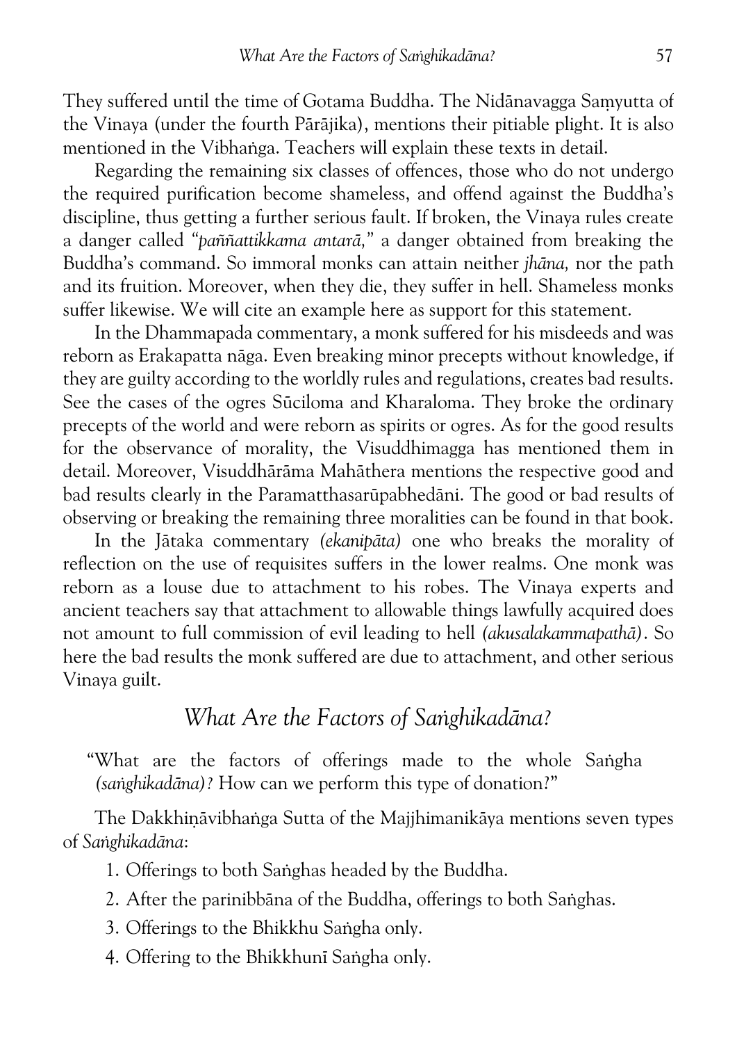They suffered until the time of Gotama Buddha. The Nidānavagga Saṃyutta of the Vinaya (under the fourth Pārājika), mentions their pitiable plight. It is also mentioned in the Vibhaṅga. Teachers will explain these texts in detail.

Regarding the remaining six classes of offences, those who do not undergo the required purification become shameless, and offend against the Buddha's discipline, thus getting a further serious fault. If broken, the Vinaya rules create a danger called *"paññattikkama antarā,"* a danger obtained from breaking the Buddha's command. So immoral monks can attain neither *jhāna,* nor the path and its fruition. Moreover, when they die, they suffer in hell. Shameless monks suffer likewise. We will cite an example here as support for this statement.

In the Dhammapada commentary, a monk suffered for his misdeeds and was reborn as Erakapatta nāga. Even breaking minor precepts without knowledge, if they are guilty according to the worldly rules and regulations, creates bad results. See the cases of the ogres Sūciloma and Kharaloma. They broke the ordinary precepts of the world and were reborn as spirits or ogres. As for the good results for the observance of morality, the Visuddhimagga has mentioned them in detail. Moreover, Visuddhārāma Mahāthera mentions the respective good and bad results clearly in the Paramatthasarūpabhedāni. The good or bad results of observing or breaking the remaining three moralities can be found in that book.

In the Jātaka commentary *(ekanipāta)* one who breaks the morality of reflection on the use of requisites suffers in the lower realms. One monk was reborn as a louse due to attachment to his robes. The Vinaya experts and ancient teachers say that attachment to allowable things lawfully acquired does not amount to full commission of evil leading to hell *(akusalakammapathā)*. So here the bad results the monk suffered are due to attachment, and other serious Vinaya guilt.

## What Are the Factors of Saṅghikadāna?

"What are the factors of offerings made to the whole Saṅgha *(saṅghikadāna)?* How can we perform this type of donation?"

The Dakkhiṇāvibhaṅga Sutta of the Majjhimanikāya mentions seven types of *Saṅghikadāna*:

1. Offerings to both Saṅghas headed by the Buddha.
2. After the parinibbāna of the Buddha, offerings to both Saṅghas.
3. Offerings to the Bhikkhu Saṅgha only.
4. Offering to the Bhikkhunī Saṅgha only.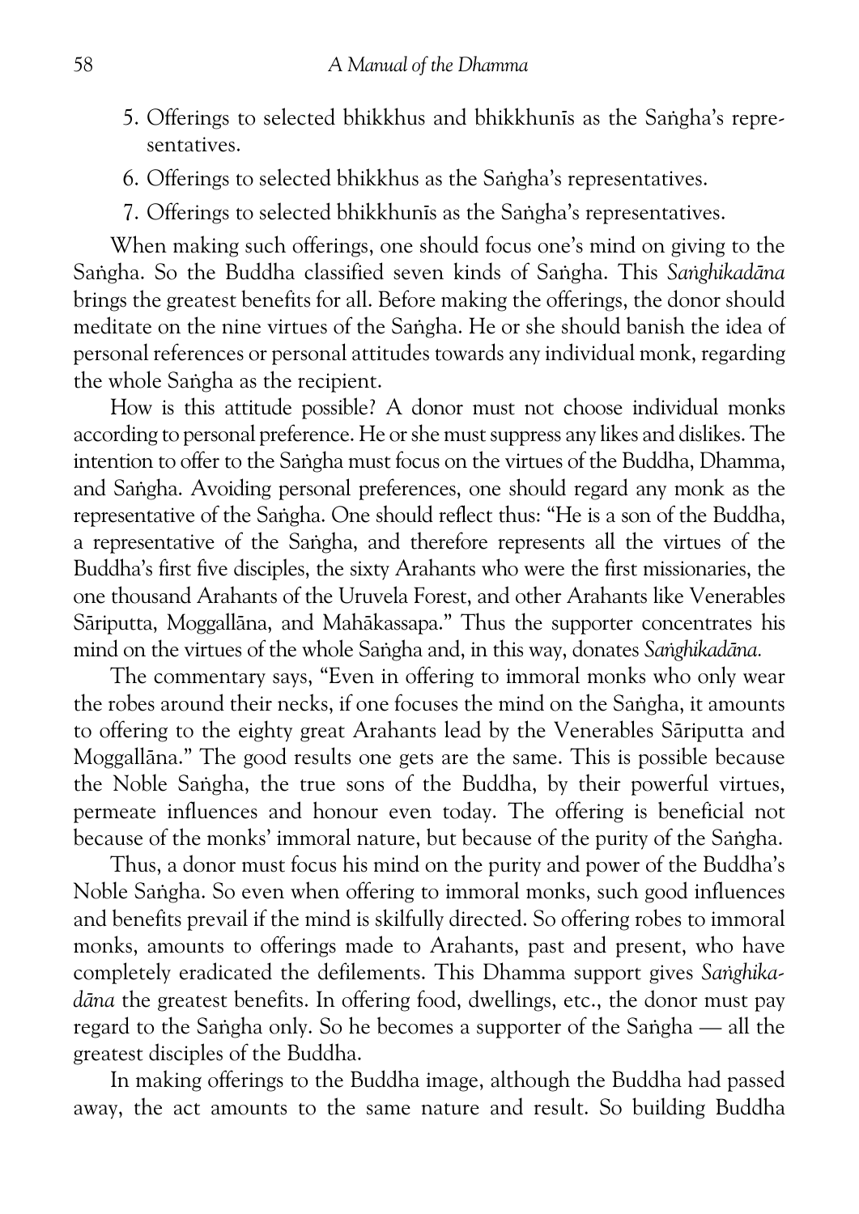5. Offerings to selected bhikkhus and bhikkhunīs as the Saṅgha's representatives.
6. Offerings to selected bhikkhus as the Saṅgha's representatives.
7. Offerings to selected bhikkhunīs as the Saṅgha's representatives.

When making such offerings, one should focus one's mind on giving to the Saṅgha. So the Buddha classified seven kinds of Saṅgha. This *Saṅghikadāna* brings the greatest benefits for all. Before making the offerings, the donor should meditate on the nine virtues of the Saṅgha. He or she should banish the idea of personal references or personal attitudes towards any individual monk, regarding the whole Saṅgha as the recipient.

How is this attitude possible? A donor must not choose individual monks according to personal preference. He or she must suppress any likes and dislikes. The intention to offer to the Saṅgha must focus on the virtues of the Buddha, Dhamma, and Saṅgha. Avoiding personal preferences, one should regard any monk as the representative of the Saṅgha. One should reflect thus: "He is a son of the Buddha, a representative of the Saṅgha, and therefore represents all the virtues of the Buddha's first five disciples, the sixty Arahants who were the first missionaries, the one thousand Arahants of the Uruvela Forest, and other Arahants like Venerables Sāriputta, Moggallāna, and Mahākassapa." Thus the supporter concentrates his mind on the virtues of the whole Saṅgha and, in this way, donates *Saṅghikadāna.*

The commentary says, "Even in offering to immoral monks who only wear the robes around their necks, if one focuses the mind on the Saṅgha, it amounts to offering to the eighty great Arahants lead by the Venerables Sāriputta and Moggallāna." The good results one gets are the same. This is possible because the Noble Saṅgha, the true sons of the Buddha, by their powerful virtues, permeate influences and honour even today. The offering is beneficial not because of the monks' immoral nature, but because of the purity of the Saṅgha.

Thus, a donor must focus his mind on the purity and power of the Buddha's Noble Saṅgha. So even when offering to immoral monks, such good influences and benefits prevail if the mind is skilfully directed. So offering robes to immoral monks, amounts to offerings made to Arahants, past and present, who have completely eradicated the defilements. This Dhamma support gives *Saṅghikadāna* the greatest benefits. In offering food, dwellings, etc., the donor must pay regard to the Saṅgha only. So he becomes a supporter of the Saṅgha — all the greatest disciples of the Buddha.

In making offerings to the Buddha image, although the Buddha had passed away, the act amounts to the same nature and result. So building Buddha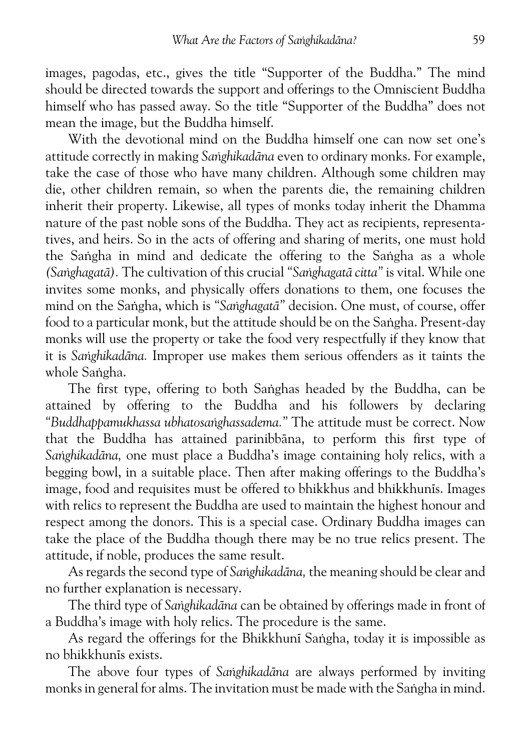images, pagodas, etc., gives the title "Supporter of the Buddha." The mind should be directed towards the support and offerings to the Omniscient Buddha himself who has passed away. So the title "Supporter of the Buddha" does not mean the image, but the Buddha himself.

With the devotional mind on the Buddha himself one can now set one's attitude correctly in making *Saṅghikadāna* even to ordinary monks. For example, take the case of those who have many children. Although some children may die, other children remain, so when the parents die, the remaining children inherit their property. Likewise, all types of monks today inherit the Dhamma nature of the past noble sons of the Buddha. They act as recipients, representatives, and heirs. So in the acts of offering and sharing of merits, one must hold the Saṅgha in mind and dedicate the offering to the Saṅgha as a whole *(Saṅghagatā).* The cultivation of this crucial "*Saṅghagatā citta*" is vital. While one invites some monks, and physically offers donations to them, one focuses the mind on the Saṅgha, which is "*Saṅghagatā*" decision. One must, of course, offer food to a particular monk, but the attitude should be on the Saṅgha. Present-day monks will use the property or take the food very respectfully if they know that it is *Saṅghikadāna.* Improper use makes them serious offenders as it taints the whole Saṅgha.

The first type, offering to both Saṅghas headed by the Buddha, can be attained by offering to the Buddha and his followers by declaring "*Buddhappamukhassa ubhatosaṅghassadema.*" The attitude must be correct. Now that the Buddha has attained parinibbāna, to perform this first type of *Saṅghikadāna,* one must place a Buddha's image containing holy relics, with a begging bowl, in a suitable place. Then after making offerings to the Buddha's image, food and requisites must be offered to bhikkhus and bhikkhunīs. Images with relics to represent the Buddha are used to maintain the highest honour and respect among the donors. This is a special case. Ordinary Buddha images can take the place of the Buddha though there may be no true relics present. The attitude, if noble, produces the same result.

As regards the second type of *Saṅghikadāna,* the meaning should be clear and no further explanation is necessary.

The third type of *Saṅghikadāna* can be obtained by offerings made in front of a Buddha's image with holy relics. The procedure is the same.

As regard the offerings for the Bhikkhunī Saṅgha, today it is impossible as no bhikkhunīs exists.

The above four types of *Saṅghikadāna* are always performed by inviting monks in general for alms. The invitation must be made with the Saṅgha in mind.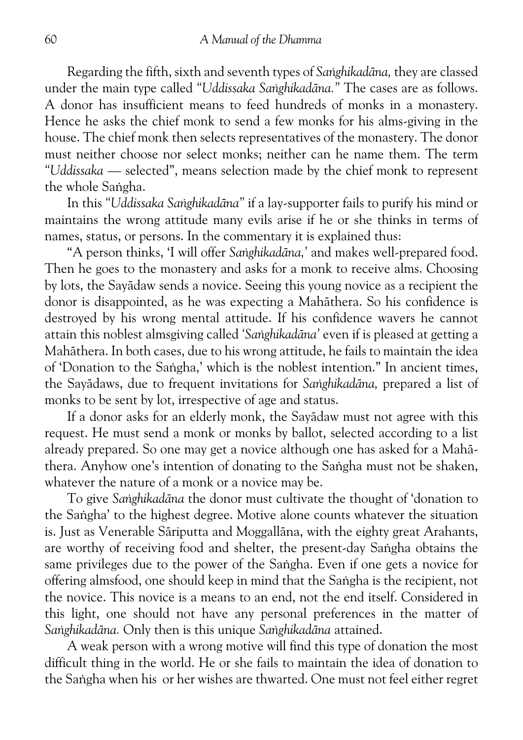Regarding the fifth, sixth and seventh types of *Saṅghikadāna,* they are classed under the main type called *"Uddissaka Saṅghikadāna."* The cases are as follows. A donor has insufficient means to feed hundreds of monks in a monastery. Hence he asks the chief monk to send a few monks for his alms-giving in the house. The chief monk then selects representatives of the monastery. The donor must neither choose nor select monks; neither can he name them. The term *"Uddissaka* — selected", means selection made by the chief monk to represent the whole Saṅgha.

In this *"Uddissaka Saṅghikadāna"* if a lay-supporter fails to purify his mind or maintains the wrong attitude many evils arise if he or she thinks in terms of names, status, or persons. In the commentary it is explained thus:

"A person thinks, 'I will offer *Saṅghikadāna,'* and makes well-prepared food. Then he goes to the monastery and asks for a monk to receive alms. Choosing by lots, the Sayādaw sends a novice. Seeing this young novice as a recipient the donor is disappointed, as he was expecting a Mahāthera. So his confidence is destroyed by his wrong mental attitude. If his confidence wavers he cannot attain this noblest almsgiving called *'Saṅghikadāna'* even if is pleased at getting a Mahāthera. In both cases, due to his wrong attitude, he fails to maintain the idea of 'Donation to the Saṅgha,' which is the noblest intention." In ancient times, the Sayādaws, due to frequent invitations for *Saṅghikadāna,* prepared a list of monks to be sent by lot, irrespective of age and status.

If a donor asks for an elderly monk, the Sayādaw must not agree with this request. He must send a monk or monks by ballot, selected according to a list already prepared. So one may get a novice although one has asked for a Mahāthera. Anyhow one's intention of donating to the Saṅgha must not be shaken, whatever the nature of a monk or a novice may be.

To give *Saṅghikadāna* the donor must cultivate the thought of 'donation to the Saṅgha' to the highest degree. Motive alone counts whatever the situation is. Just as Venerable Sāriputta and Moggallāna, with the eighty great Arahants, are worthy of receiving food and shelter, the present-day Saṅgha obtains the same privileges due to the power of the Saṅgha. Even if one gets a novice for offering almsfood, one should keep in mind that the Saṅgha is the recipient, not the novice. This novice is a means to an end, not the end itself. Considered in this light, one should not have any personal preferences in the matter of *Saṅghikadāna.* Only then is this unique *Saṅghikadāna* attained.

A weak person with a wrong motive will find this type of donation the most difficult thing in the world. He or she fails to maintain the idea of donation to the Saṅgha when his or her wishes are thwarted. One must not feel either regret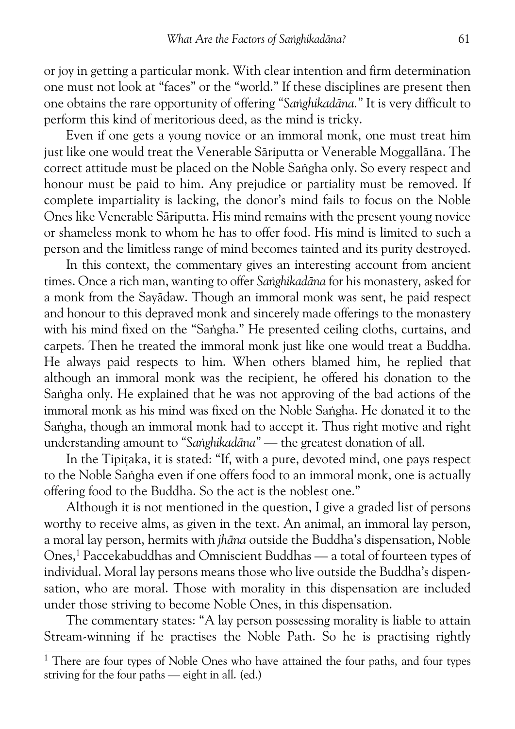or joy in getting a particular monk. With clear intention and firm determination one must not look at "faces" or the "world." If these disciplines are present then one obtains the rare opportunity of offering *"Saṅghikadāna."* It is very difficult to perform this kind of meritorious deed, as the mind is tricky.

Even if one gets a young novice or an immoral monk, one must treat him just like one would treat the Venerable Sāriputta or Venerable Moggallāna. The correct attitude must be placed on the Noble Saṅgha only. So every respect and honour must be paid to him. Any prejudice or partiality must be removed. If complete impartiality is lacking, the donor's mind fails to focus on the Noble Ones like Venerable Sāriputta. His mind remains with the present young novice or shameless monk to whom he has to offer food. His mind is limited to such a person and the limitless range of mind becomes tainted and its purity destroyed.

In this context, the commentary gives an interesting account from ancient times. Once a rich man, wanting to offer *Saṅghikadāna* for his monastery, asked for a monk from the Sayādaw. Though an immoral monk was sent, he paid respect and honour to this depraved monk and sincerely made offerings to the monastery with his mind fixed on the "Saṅgha." He presented ceiling cloths, curtains, and carpets. Then he treated the immoral monk just like one would treat a Buddha. He always paid respects to him. When others blamed him, he replied that although an immoral monk was the recipient, he offered his donation to the Saṅgha only. He explained that he was not approving of the bad actions of the immoral monk as his mind was fixed on the Noble Saṅgha. He donated it to the Saṅgha, though an immoral monk had to accept it. Thus right motive and right understanding amount to *"Saṅghikadāna"* — the greatest donation of all.

In the Tipiṭaka, it is stated: "If, with a pure, devoted mind, one pays respect to the Noble Saṅgha even if one offers food to an immoral monk, one is actually offering food to the Buddha. So the act is the noblest one."

Although it is not mentioned in the question, I give a graded list of persons worthy to receive alms, as given in the text. An animal, an immoral lay person, a moral lay person, hermits with *jhāna* outside the Buddha's dispensation, Noble Ones,[1] Paccekabuddhas and Omniscient Buddhas — a total of fourteen types of individual. Moral lay persons means those who live outside the Buddha's dispensation, who are moral. Those with morality in this dispensation are included under those striving to become Noble Ones, in this dispensation.

The commentary states: "A lay person possessing morality is liable to attain Stream-winning if he practises the Noble Path. So he is practising rightly

---

[1] There are four types of Noble Ones who have attained the four paths, and four types striving for the four paths — eight in all. (ed.)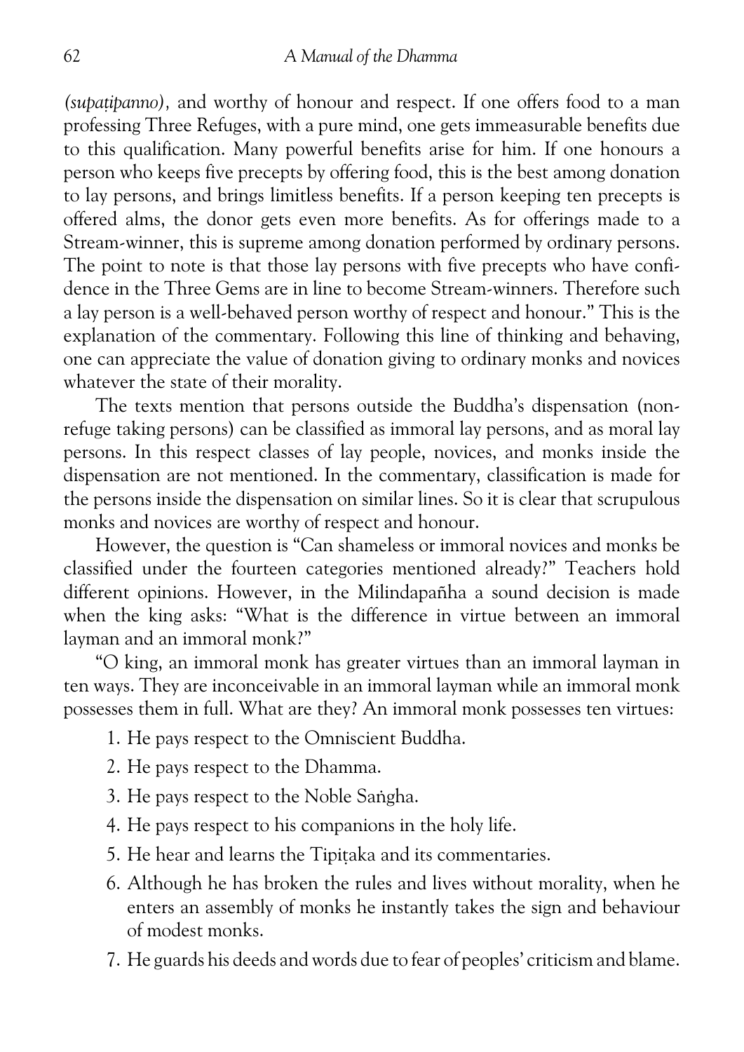*(supaṭipanno)*, and worthy of honour and respect. If one offers food to a man professing Three Refuges, with a pure mind, one gets immeasurable benefits due to this qualification. Many powerful benefits arise for him. If one honours a person who keeps five precepts by offering food, this is the best among donation to lay persons, and brings limitless benefits. If a person keeping ten precepts is offered alms, the donor gets even more benefits. As for offerings made to a Stream-winner, this is supreme among donation performed by ordinary persons. The point to note is that those lay persons with five precepts who have confidence in the Three Gems are in line to become Stream-winners. Therefore such a lay person is a well-behaved person worthy of respect and honour." This is the explanation of the commentary. Following this line of thinking and behaving, one can appreciate the value of donation giving to ordinary monks and novices whatever the state of their morality.

The texts mention that persons outside the Buddha's dispensation (non-refuge taking persons) can be classified as immoral lay persons, and as moral lay persons. In this respect classes of lay people, novices, and monks inside the dispensation are not mentioned. In the commentary, classification is made for the persons inside the dispensation on similar lines. So it is clear that scrupulous monks and novices are worthy of respect and honour.

However, the question is "Can shameless or immoral novices and monks be classified under the fourteen categories mentioned already?" Teachers hold different opinions. However, in the Milindapañha a sound decision is made when the king asks: "What is the difference in virtue between an immoral layman and an immoral monk?"

"O king, an immoral monk has greater virtues than an immoral layman in ten ways. They are inconceivable in an immoral layman while an immoral monk possesses them in full. What are they? An immoral monk possesses ten virtues:

1. He pays respect to the Omniscient Buddha.
2. He pays respect to the Dhamma.
3. He pays respect to the Noble Saṅgha.
4. He pays respect to his companions in the holy life.
5. He hear and learns the Tipiṭaka and its commentaries.
6. Although he has broken the rules and lives without morality, when he enters an assembly of monks he instantly takes the sign and behaviour of modest monks.
7. He guards his deeds and words due to fear of peoples' criticism and blame.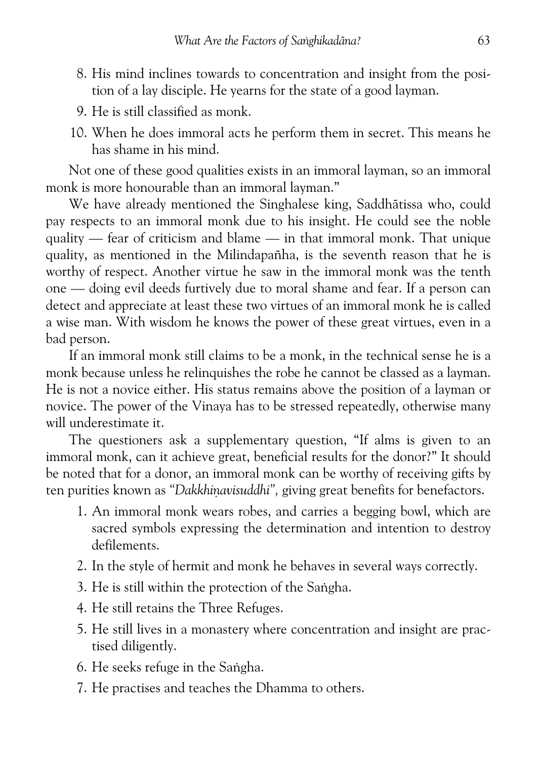8. His mind inclines towards to concentration and insight from the position of a lay disciple. He yearns for the state of a good layman.
9. He is still classified as monk.
10. When he does immoral acts he perform them in secret. This means he has shame in his mind.

Not one of these good qualities exists in an immoral layman, so an immoral monk is more honourable than an immoral layman."

We have already mentioned the Singhalese king, Saddhātissa who, could pay respects to an immoral monk due to his insight. He could see the noble quality — fear of criticism and blame — in that immoral monk. That unique quality, as mentioned in the Milindapañha, is the seventh reason that he is worthy of respect. Another virtue he saw in the immoral monk was the tenth one — doing evil deeds furtively due to moral shame and fear. If a person can detect and appreciate at least these two virtues of an immoral monk he is called a wise man. With wisdom he knows the power of these great virtues, even in a bad person.

If an immoral monk still claims to be a monk, in the technical sense he is a monk because unless he relinquishes the robe he cannot be classed as a layman. He is not a novice either. His status remains above the position of a layman or novice. The power of the Vinaya has to be stressed repeatedly, otherwise many will underestimate it.

The questioners ask a supplementary question, "If alms is given to an immoral monk, can it achieve great, beneficial results for the donor?" It should be noted that for a donor, an immoral monk can be worthy of receiving gifts by ten purities known as *"Dakkhiṇavisuddhi",* giving great benefits for benefactors.

1. An immoral monk wears robes, and carries a begging bowl, which are sacred symbols expressing the determination and intention to destroy defilements.
2. In the style of hermit and monk he behaves in several ways correctly.
3. He is still within the protection of the Saṅgha.
4. He still retains the Three Refuges.
5. He still lives in a monastery where concentration and insight are practised diligently.
6. He seeks refuge in the Saṅgha.
7. He practises and teaches the Dhamma to others.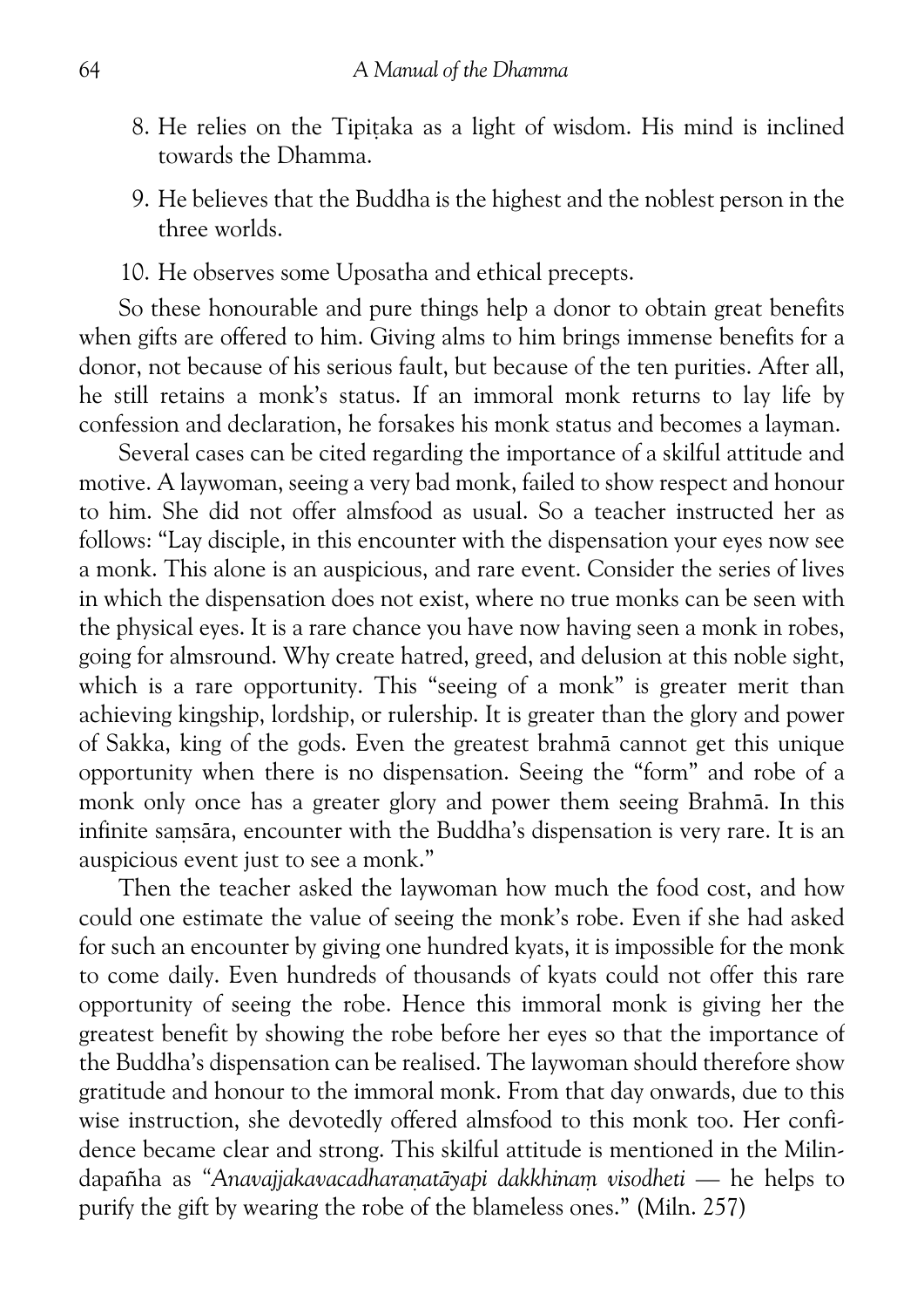8. He relies on the Tipiṭaka as a light of wisdom. His mind is inclined towards the Dhamma.
9. He believes that the Buddha is the highest and the noblest person in the three worlds.
10. He observes some Uposatha and ethical precepts.

So these honourable and pure things help a donor to obtain great benefits when gifts are offered to him. Giving alms to him brings immense benefits for a donor, not because of his serious fault, but because of the ten purities. After all, he still retains a monk's status. If an immoral monk returns to lay life by confession and declaration, he forsakes his monk status and becomes a layman.

Several cases can be cited regarding the importance of a skilful attitude and motive. A laywoman, seeing a very bad monk, failed to show respect and honour to him. She did not offer almsfood as usual. So a teacher instructed her as follows: "Lay disciple, in this encounter with the dispensation your eyes now see a monk. This alone is an auspicious, and rare event. Consider the series of lives in which the dispensation does not exist, where no true monks can be seen with the physical eyes. It is a rare chance you have now having seen a monk in robes, going for almsround. Why create hatred, greed, and delusion at this noble sight, which is a rare opportunity. This "seeing of a monk" is greater merit than achieving kingship, lordship, or rulership. It is greater than the glory and power of Sakka, king of the gods. Even the greatest brahmā cannot get this unique opportunity when there is no dispensation. Seeing the "form" and robe of a monk only once has a greater glory and power them seeing Brahmā. In this infinite saṃsāra, encounter with the Buddha's dispensation is very rare. It is an auspicious event just to see a monk."

Then the teacher asked the laywoman how much the food cost, and how could one estimate the value of seeing the monk's robe. Even if she had asked for such an encounter by giving one hundred kyats, it is impossible for the monk to come daily. Even hundreds of thousands of kyats could not offer this rare opportunity of seeing the robe. Hence this immoral monk is giving her the greatest benefit by showing the robe before her eyes so that the importance of the Buddha's dispensation can be realised. The laywoman should therefore show gratitude and honour to the immoral monk. From that day onwards, due to this wise instruction, she devotedly offered almsfood to this monk too. Her confidence became clear and strong. This skilful attitude is mentioned in the Milindapañha as "*Anavajjakavacadharaṇatāyapi dakkhinaṃ visodheti* — he helps to purify the gift by wearing the robe of the blameless ones." (Miln. 257)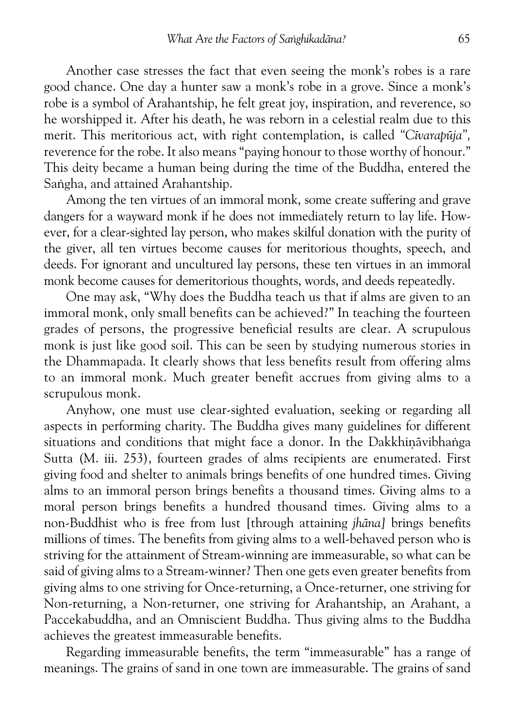Another case stresses the fact that even seeing the monk's robes is a rare good chance. One day a hunter saw a monk's robe in a grove. Since a monk's robe is a symbol of Arahantship, he felt great joy, inspiration, and reverence, so he worshipped it. After his death, he was reborn in a celestial realm due to this merit. This meritorious act, with right contemplation, is called *"Cīvarapūja"*, reverence for the robe. It also means "paying honour to those worthy of honour." This deity became a human being during the time of the Buddha, entered the Saṅgha, and attained Arahantship.

Among the ten virtues of an immoral monk, some create suffering and grave dangers for a wayward monk if he does not immediately return to lay life. However, for a clear-sighted lay person, who makes skilful donation with the purity of the giver, all ten virtues become causes for meritorious thoughts, speech, and deeds. For ignorant and uncultured lay persons, these ten virtues in an immoral monk become causes for demeritorious thoughts, words, and deeds repeatedly.

One may ask, "Why does the Buddha teach us that if alms are given to an immoral monk, only small benefits can be achieved?" In teaching the fourteen grades of persons, the progressive beneficial results are clear. A scrupulous monk is just like good soil. This can be seen by studying numerous stories in the Dhammapada. It clearly shows that less benefits result from offering alms to an immoral monk. Much greater benefit accrues from giving alms to a scrupulous monk.

Anyhow, one must use clear-sighted evaluation, seeking or regarding all aspects in performing charity. The Buddha gives many guidelines for different situations and conditions that might face a donor. In the Dakkhiṇāvibhaṅga Sutta (M. iii. 253), fourteen grades of alms recipients are enumerated. First giving food and shelter to animals brings benefits of one hundred times. Giving alms to an immoral person brings benefits a thousand times. Giving alms to a moral person brings benefits a hundred thousand times. Giving alms to a non-Buddhist who is free from lust [through attaining *jhāna]* brings benefits millions of times. The benefits from giving alms to a well-behaved person who is striving for the attainment of Stream-winning are immeasurable, so what can be said of giving alms to a Stream-winner? Then one gets even greater benefits from giving alms to one striving for Once-returning, a Once-returner, one striving for Non-returning, a Non-returner, one striving for Arahantship, an Arahant, a Paccekabuddha, and an Omniscient Buddha. Thus giving alms to the Buddha achieves the greatest immeasurable benefits.

Regarding immeasurable benefits, the term "immeasurable" has a range of meanings. The grains of sand in one town are immeasurable. The grains of sand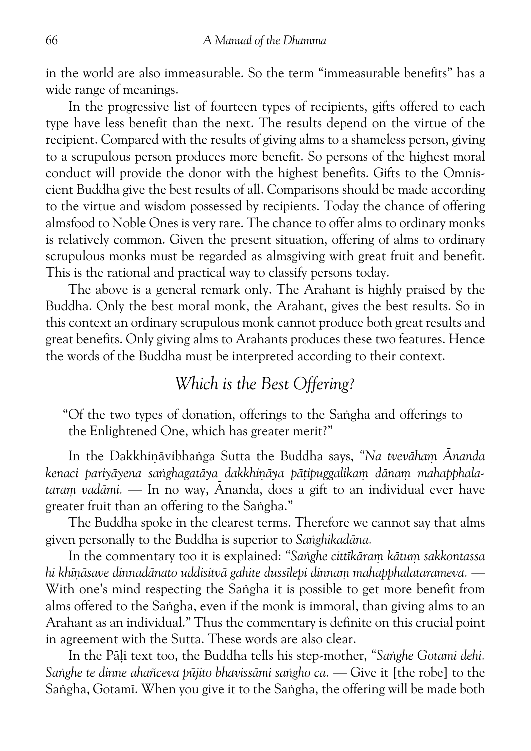in the world are also immeasurable. So the term "immeasurable benefits" has a wide range of meanings.

In the progressive list of fourteen types of recipients, gifts offered to each type have less benefit than the next. The results depend on the virtue of the recipient. Compared with the results of giving alms to a shameless person, giving to a scrupulous person produces more benefit. So persons of the highest moral conduct will provide the donor with the highest benefits. Gifts to the Omniscient Buddha give the best results of all. Comparisons should be made according to the virtue and wisdom possessed by recipients. Today the chance of offering almsfood to Noble Ones is very rare. The chance to offer alms to ordinary monks is relatively common. Given the present situation, offering of alms to ordinary scrupulous monks must be regarded as almsgiving with great fruit and benefit. This is the rational and practical way to classify persons today.

The above is a general remark only. The Arahant is highly praised by the Buddha. Only the best moral monk, the Arahant, gives the best results. So in this context an ordinary scrupulous monk cannot produce both great results and great benefits. Only giving alms to Arahants produces these two features. Hence the words of the Buddha must be interpreted according to their context.

## *Which is the Best Offering?*

> "Of the two types of donation, offerings to the Saṅgha and offerings to the Enlightened One, which has greater merit?"

In the Dakkhiṇāvibhaṅga Sutta the Buddha says, "*Na tvevāhaṃ Ānanda kenaci pariyāyena saṅghagatāya dakkhiṇāya pāṭipuggalikaṃ dānaṃ mahapphalataraṃ vadāmi.* — In no way, Ānanda, does a gift to an individual ever have greater fruit than an offering to the Saṅgha."

The Buddha spoke in the clearest terms. Therefore we cannot say that alms given personally to the Buddha is superior to *Saṅghikadāna.*

In the commentary too it is explained: "*Saṅghe cittīkāraṃ kātuṃ sakkontassa hi khīṇāsave dinnadānato uddisitvā gahite dussīlepi dinnaṃ mahapphalatarameva.* — With one's mind respecting the Saṅgha it is possible to get more benefit from alms offered to the Saṅgha, even if the monk is immoral, than giving alms to an Arahant as an individual." Thus the commentary is definite on this crucial point in agreement with the Sutta. These words are also clear.

In the Pāḷi text too, the Buddha tells his step-mother, "*Saṅghe Gotami dehi. Saṅghe te dinne ahañceva pūjito bhavissāmi saṅgho ca.* — Give it [the robe] to the Saṅgha, Gotamī. When you give it to the Saṅgha, the offering will be made both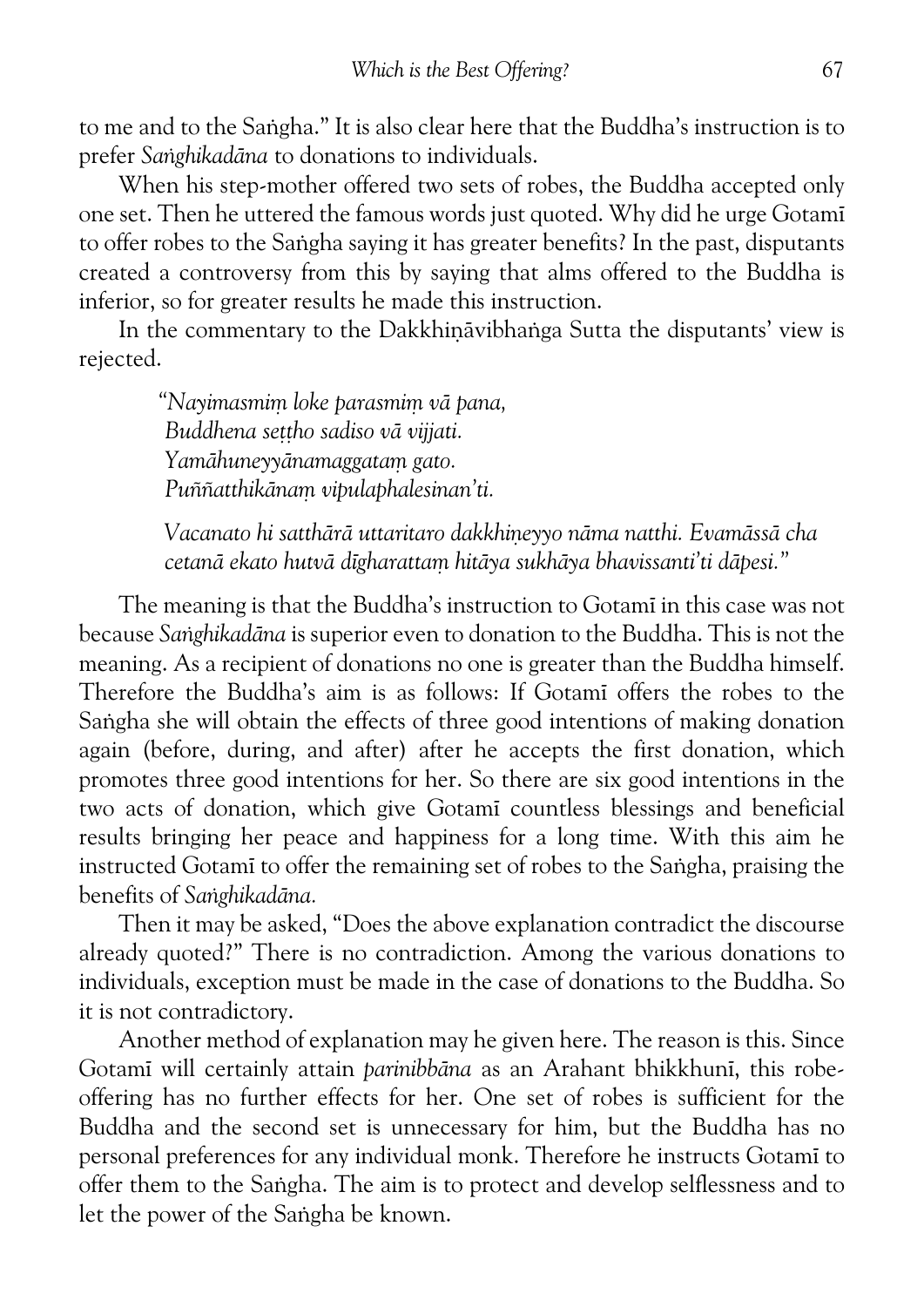to me and to the Saṅgha." It is also clear here that the Buddha's instruction is to prefer *Saṅghikadāna* to donations to individuals.

When his step-mother offered two sets of robes, the Buddha accepted only one set. Then he uttered the famous words just quoted. Why did he urge Gotamī to offer robes to the Saṅgha saying it has greater benefits? In the past, disputants created a controversy from this by saying that alms offered to the Buddha is inferior, so for greater results he made this instruction.

In the commentary to the Dakkhiṇāvibhaṅga Sutta the disputants' view is rejected.

> *"Nayimasmiṃ loke parasmiṃ vā pana,*
> *Buddhena seṭṭho sadiso vā vijjati.*
> *Yamāhuneyyānamaggataṃ gato.*
> *Puññatthikānaṃ vipulaphalesinan'ti.*
>
> *Vacanato hi satthārā uttaritaro dakkhiṇeyyo nāma natthi. Evamāssā cha cetanā ekato hutvā dīgharattaṃ hitāya sukhāya bhavissanti'ti dāpesi."*

The meaning is that the Buddha's instruction to Gotamī in this case was not because *Saṅghikadāna* is superior even to donation to the Buddha. This is not the meaning. As a recipient of donations no one is greater than the Buddha himself. Therefore the Buddha's aim is as follows: If Gotamī offers the robes to the Saṅgha she will obtain the effects of three good intentions of making donation again (before, during, and after) after he accepts the first donation, which promotes three good intentions for her. So there are six good intentions in the two acts of donation, which give Gotamī countless blessings and beneficial results bringing her peace and happiness for a long time. With this aim he instructed Gotamī to offer the remaining set of robes to the Saṅgha, praising the benefits of *Saṅghikadāna.*

Then it may be asked, "Does the above explanation contradict the discourse already quoted?" There is no contradiction. Among the various donations to individuals, exception must be made in the case of donations to the Buddha. So it is not contradictory.

Another method of explanation may he given here. The reason is this. Since Gotamī will certainly attain *parinibbāna* as an Arahant bhikkhunī, this robe-offering has no further effects for her. One set of robes is sufficient for the Buddha and the second set is unnecessary for him, but the Buddha has no personal preferences for any individual monk. Therefore he instructs Gotamī to offer them to the Saṅgha. The aim is to protect and develop selflessness and to let the power of the Saṅgha be known.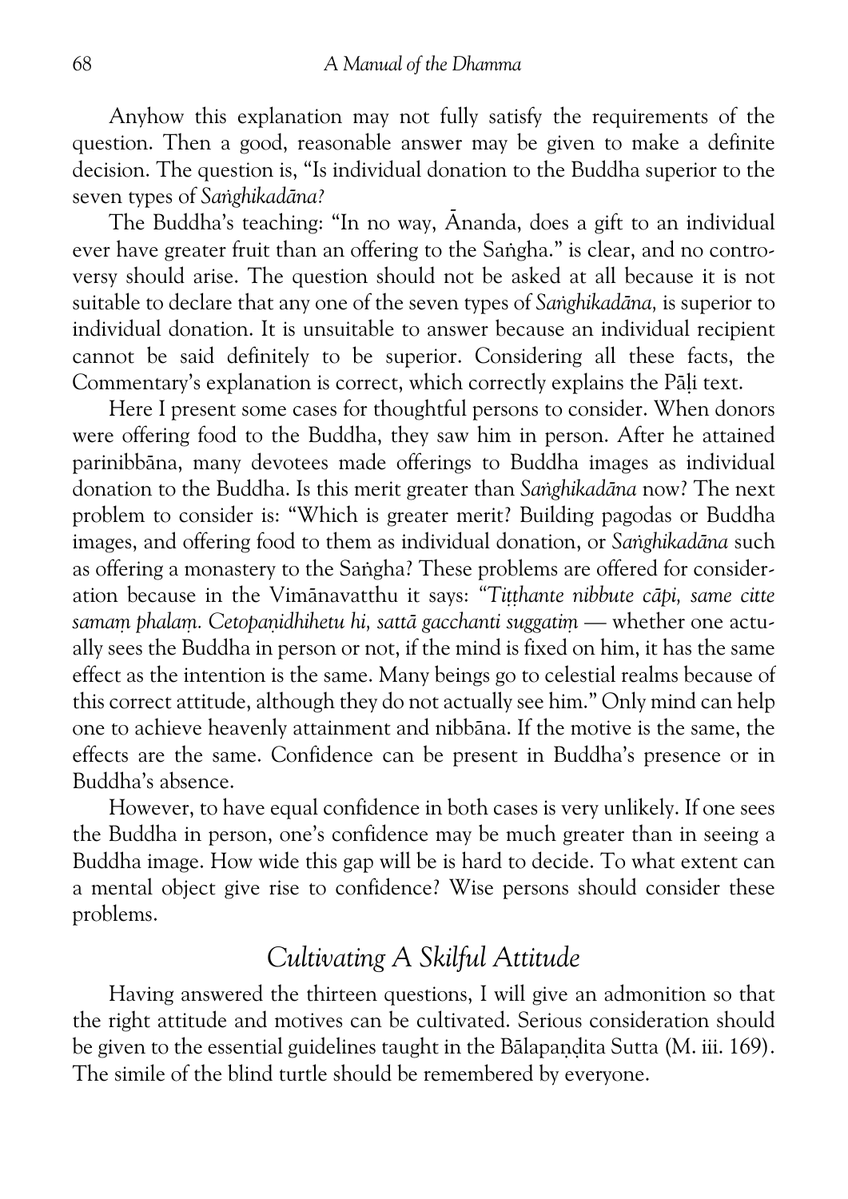Anyhow this explanation may not fully satisfy the requirements of the question. Then a good, reasonable answer may be given to make a definite decision. The question is, "Is individual donation to the Buddha superior to the seven types of *Saṅghikadāna?*

The Buddha's teaching: "In no way, Ānanda, does a gift to an individual ever have greater fruit than an offering to the Saṅgha." is clear, and no controversy should arise. The question should not be asked at all because it is not suitable to declare that any one of the seven types of *Saṅghikadāna,* is superior to individual donation. It is unsuitable to answer because an individual recipient cannot be said definitely to be superior. Considering all these facts, the Commentary's explanation is correct, which correctly explains the Pāḷi text.

Here I present some cases for thoughtful persons to consider. When donors were offering food to the Buddha, they saw him in person. After he attained parinibbāna, many devotees made offerings to Buddha images as individual donation to the Buddha. Is this merit greater than *Saṅghikadāna* now? The next problem to consider is: "Which is greater merit? Building pagodas or Buddha images, and offering food to them as individual donation, or *Saṅghikadāna* such as offering a monastery to the Saṅgha? These problems are offered for consideration because in the Vimānavatthu it says: *"Tiṭṭhante nibbute cāpi, same citte samaṃ phalaṃ. Cetopaṇidhihetu hi, sattā gacchanti suggatiṃ* — whether one actually sees the Buddha in person or not, if the mind is fixed on him, it has the same effect as the intention is the same. Many beings go to celestial realms because of this correct attitude, although they do not actually see him." Only mind can help one to achieve heavenly attainment and nibbāna. If the motive is the same, the effects are the same. Confidence can be present in Buddha's presence or in Buddha's absence.

However, to have equal confidence in both cases is very unlikely. If one sees the Buddha in person, one's confidence may be much greater than in seeing a Buddha image. How wide this gap will be is hard to decide. To what extent can a mental object give rise to confidence? Wise persons should consider these problems.

## *Cultivating A Skilful Attitude*

Having answered the thirteen questions, I will give an admonition so that the right attitude and motives can be cultivated. Serious consideration should be given to the essential guidelines taught in the Bālapaṇḍita Sutta (M. iii. 169). The simile of the blind turtle should be remembered by everyone.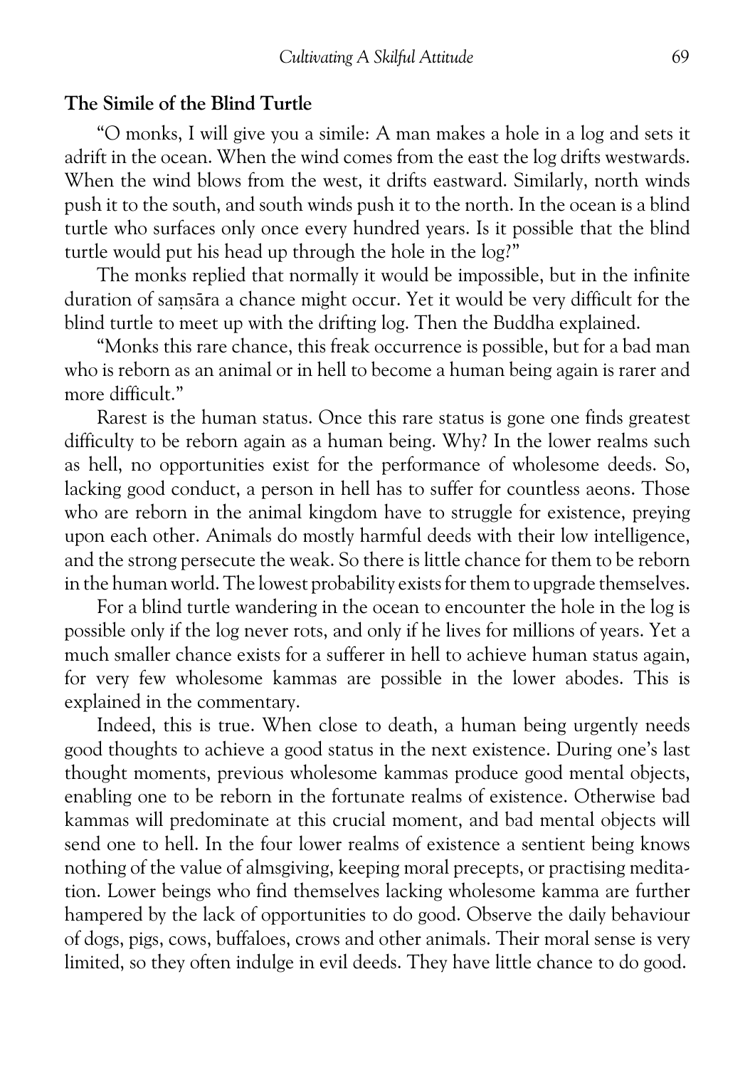## The Simile of the Blind Turtle

"O monks, I will give you a simile: A man makes a hole in a log and sets it adrift in the ocean. When the wind comes from the east the log drifts westwards. When the wind blows from the west, it drifts eastward. Similarly, north winds push it to the south, and south winds push it to the north. In the ocean is a blind turtle who surfaces only once every hundred years. Is it possible that the blind turtle would put his head up through the hole in the log?"

The monks replied that normally it would be impossible, but in the infinite duration of saṃsāra a chance might occur. Yet it would be very difficult for the blind turtle to meet up with the drifting log. Then the Buddha explained.

"Monks this rare chance, this freak occurrence is possible, but for a bad man who is reborn as an animal or in hell to become a human being again is rarer and more difficult."

Rarest is the human status. Once this rare status is gone one finds greatest difficulty to be reborn again as a human being. Why? In the lower realms such as hell, no opportunities exist for the performance of wholesome deeds. So, lacking good conduct, a person in hell has to suffer for countless aeons. Those who are reborn in the animal kingdom have to struggle for existence, preying upon each other. Animals do mostly harmful deeds with their low intelligence, and the strong persecute the weak. So there is little chance for them to be reborn in the human world. The lowest probability exists for them to upgrade themselves.

For a blind turtle wandering in the ocean to encounter the hole in the log is possible only if the log never rots, and only if he lives for millions of years. Yet a much smaller chance exists for a sufferer in hell to achieve human status again, for very few wholesome kammas are possible in the lower abodes. This is explained in the commentary.

Indeed, this is true. When close to death, a human being urgently needs good thoughts to achieve a good status in the next existence. During one's last thought moments, previous wholesome kammas produce good mental objects, enabling one to be reborn in the fortunate realms of existence. Otherwise bad kammas will predominate at this crucial moment, and bad mental objects will send one to hell. In the four lower realms of existence a sentient being knows nothing of the value of almsgiving, keeping moral precepts, or practising meditation. Lower beings who find themselves lacking wholesome kamma are further hampered by the lack of opportunities to do good. Observe the daily behaviour of dogs, pigs, cows, buffaloes, crows and other animals. Their moral sense is very limited, so they often indulge in evil deeds. They have little chance to do good.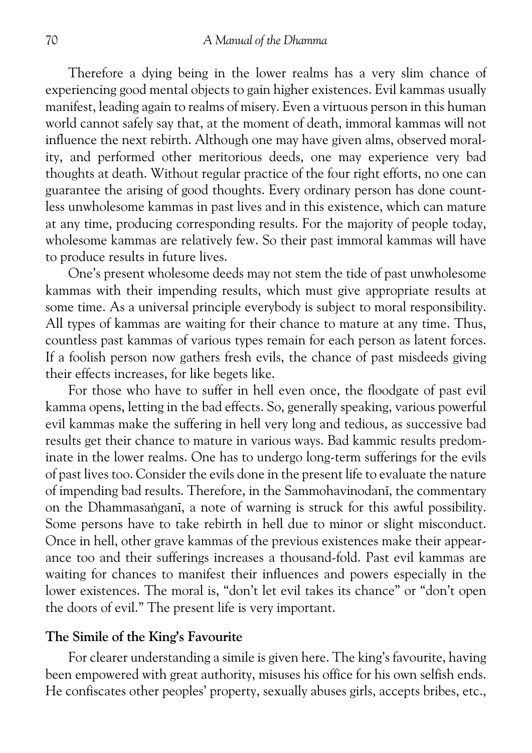Therefore a dying being in the lower realms has a very slim chance of experiencing good mental objects to gain higher existences. Evil kammas usually manifest, leading again to realms of misery. Even a virtuous person in this human world cannot safely say that, at the moment of death, immoral kammas will not influence the next rebirth. Although one may have given alms, observed morality, and performed other meritorious deeds, one may experience very bad thoughts at death. Without regular practice of the four right efforts, no one can guarantee the arising of good thoughts. Every ordinary person has done countless unwholesome kammas in past lives and in this existence, which can mature at any time, producing corresponding results. For the majority of people today, wholesome kammas are relatively few. So their past immoral kammas will have to produce results in future lives.

One's present wholesome deeds may not stem the tide of past unwholesome kammas with their impending results, which must give appropriate results at some time. As a universal principle everybody is subject to moral responsibility. All types of kammas are waiting for their chance to mature at any time. Thus, countless past kammas of various types remain for each person as latent forces. If a foolish person now gathers fresh evils, the chance of past misdeeds giving their effects increases, for like begets like.

For those who have to suffer in hell even once, the floodgate of past evil kamma opens, letting in the bad effects. So, generally speaking, various powerful evil kammas make the suffering in hell very long and tedious, as successive bad results get their chance to mature in various ways. Bad kammic results predominate in the lower realms. One has to undergo long-term sufferings for the evils of past lives too. Consider the evils done in the present life to evaluate the nature of impending bad results. Therefore, in the Sammohavinodanī, the commentary on the Dhammasaṅganī, a note of warning is struck for this awful possibility. Some persons have to take rebirth in hell due to minor or slight misconduct. Once in hell, other grave kammas of the previous existences make their appearance too and their sufferings increases a thousand-fold. Past evil kammas are waiting for chances to manifest their influences and powers especially in the lower existences. The moral is, "don't let evil takes its chance" or "don't open the doors of evil." The present life is very important.

### The Simile of the King's Favourite

For clearer understanding a simile is given here. The king's favourite, having been empowered with great authority, misuses his office for his own selfish ends. He confiscates other peoples' property, sexually abuses girls, accepts bribes, etc.,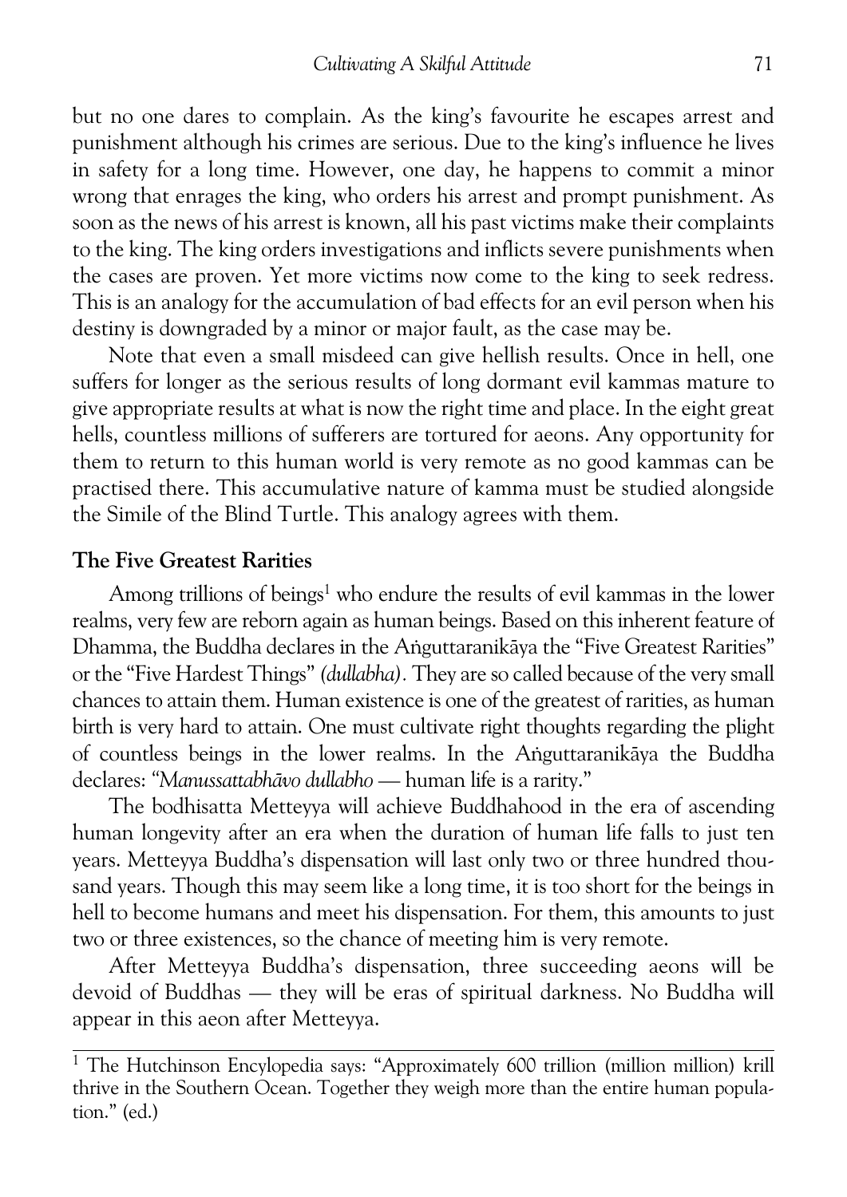but no one dares to complain. As the king's favourite he escapes arrest and punishment although his crimes are serious. Due to the king's influence he lives in safety for a long time. However, one day, he happens to commit a minor wrong that enrages the king, who orders his arrest and prompt punishment. As soon as the news of his arrest is known, all his past victims make their complaints to the king. The king orders investigations and inflicts severe punishments when the cases are proven. Yet more victims now come to the king to seek redress. This is an analogy for the accumulation of bad effects for an evil person when his destiny is downgraded by a minor or major fault, as the case may be.

Note that even a small misdeed can give hellish results. Once in hell, one suffers for longer as the serious results of long dormant evil kammas mature to give appropriate results at what is now the right time and place. In the eight great hells, countless millions of sufferers are tortured for aeons. Any opportunity for them to return to this human world is very remote as no good kammas can be practised there. This accumulative nature of kamma must be studied alongside the Simile of the Blind Turtle. This analogy agrees with them.

### The Five Greatest Rarities

Among trillions of beings[1] who endure the results of evil kammas in the lower realms, very few are reborn again as human beings. Based on this inherent feature of Dhamma, the Buddha declares in the Aṅguttaranikāya the "Five Greatest Rarities" or the "Five Hardest Things" *(dullabha).* They are so called because of the very small chances to attain them. Human existence is one of the greatest of rarities, as human birth is very hard to attain. One must cultivate right thoughts regarding the plight of countless beings in the lower realms. In the Aṅguttaranikāya the Buddha declares: *"Manussattabhāvo dullabho* — human life is a rarity."

The bodhisatta Metteyya will achieve Buddhahood in the era of ascending human longevity after an era when the duration of human life falls to just ten years. Metteyya Buddha's dispensation will last only two or three hundred thousand years. Though this may seem like a long time, it is too short for the beings in hell to become humans and meet his dispensation. For them, this amounts to just two or three existences, so the chance of meeting him is very remote.

After Metteyya Buddha's dispensation, three succeeding aeons will be devoid of Buddhas — they will be eras of spiritual darkness. No Buddha will appear in this aeon after Metteyya.

---

[1] The Hutchinson Encylopedia says: "Approximately 600 trillion (million million) krill thrive in the Southern Ocean. Together they weigh more than the entire human population." (ed.)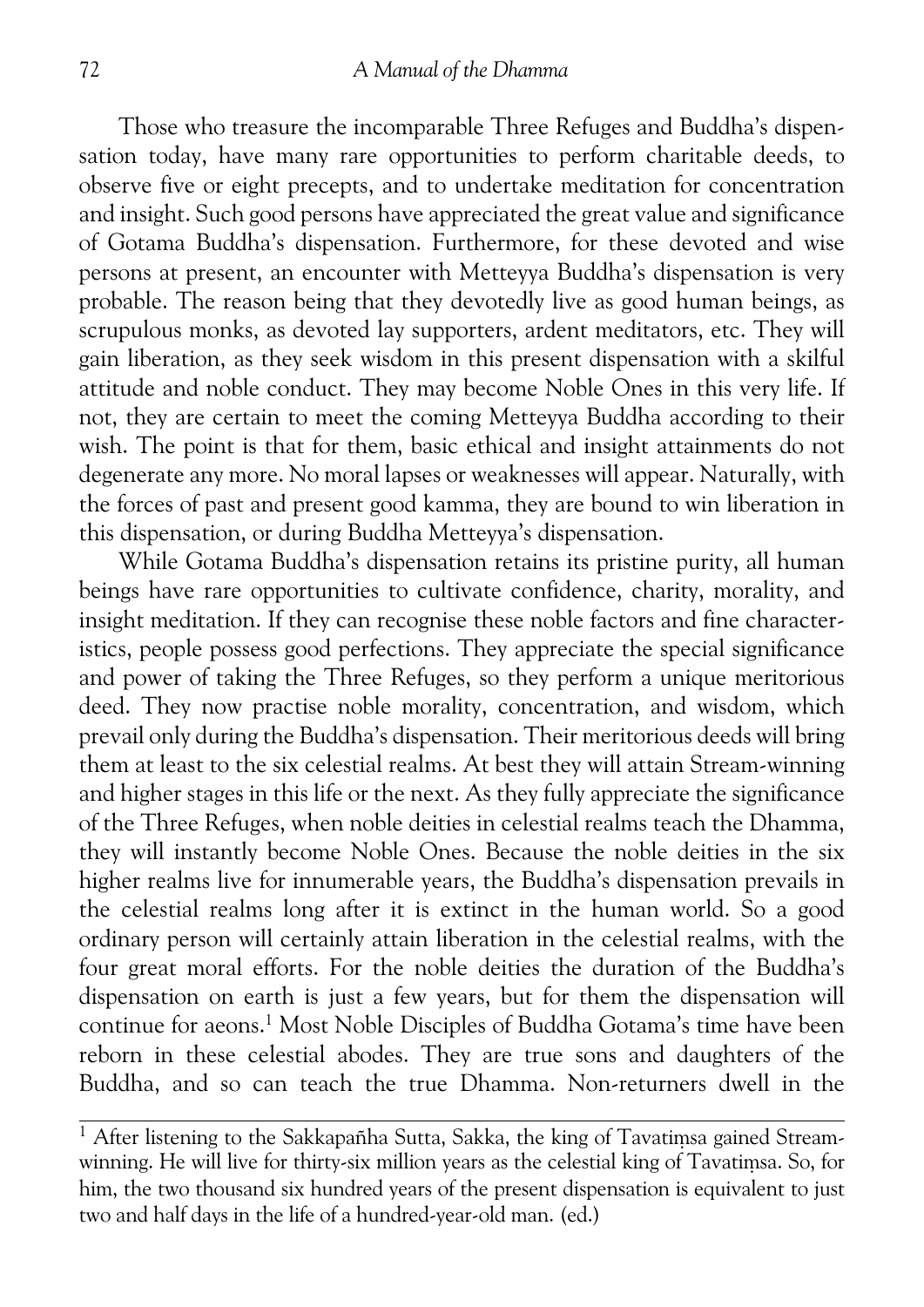Those who treasure the incomparable Three Refuges and Buddha's dispensation today, have many rare opportunities to perform charitable deeds, to observe five or eight precepts, and to undertake meditation for concentration and insight. Such good persons have appreciated the great value and significance of Gotama Buddha's dispensation. Furthermore, for these devoted and wise persons at present, an encounter with Metteyya Buddha's dispensation is very probable. The reason being that they devotedly live as good human beings, as scrupulous monks, as devoted lay supporters, ardent meditators, etc. They will gain liberation, as they seek wisdom in this present dispensation with a skilful attitude and noble conduct. They may become Noble Ones in this very life. If not, they are certain to meet the coming Metteyya Buddha according to their wish. The point is that for them, basic ethical and insight attainments do not degenerate any more. No moral lapses or weaknesses will appear. Naturally, with the forces of past and present good kamma, they are bound to win liberation in this dispensation, or during Buddha Metteyya's dispensation.

While Gotama Buddha's dispensation retains its pristine purity, all human beings have rare opportunities to cultivate confidence, charity, morality, and insight meditation. If they can recognise these noble factors and fine characteristics, people possess good perfections. They appreciate the special significance and power of taking the Three Refuges, so they perform a unique meritorious deed. They now practise noble morality, concentration, and wisdom, which prevail only during the Buddha's dispensation. Their meritorious deeds will bring them at least to the six celestial realms. At best they will attain Stream-winning and higher stages in this life or the next. As they fully appreciate the significance of the Three Refuges, when noble deities in celestial realms teach the Dhamma, they will instantly become Noble Ones. Because the noble deities in the six higher realms live for innumerable years, the Buddha's dispensation prevails in the celestial realms long after it is extinct in the human world. So a good ordinary person will certainly attain liberation in the celestial realms, with the four great moral efforts. For the noble deities the duration of the Buddha's dispensation on earth is just a few years, but for them the dispensation will continue for aeons.[1] Most Noble Disciples of Buddha Gotama's time have been reborn in these celestial abodes. They are true sons and daughters of the Buddha, and so can teach the true Dhamma. Non-returners dwell in the

---

[1] After listening to the Sakkapañha Sutta, Sakka, the king of Tavatiṃsa gained Stream-winning. He will live for thirty-six million years as the celestial king of Tavatiṃsa. So, for him, the two thousand six hundred years of the present dispensation is equivalent to just two and half days in the life of a hundred-year-old man. (ed.)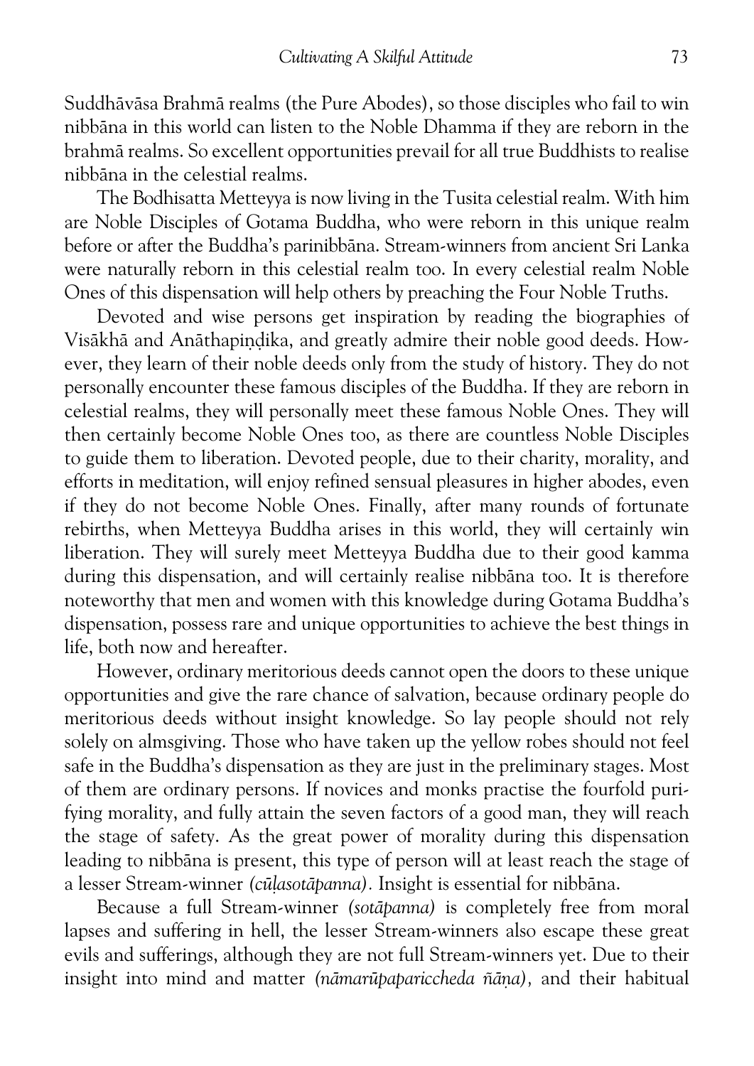Suddhāvāsa Brahmā realms (the Pure Abodes), so those disciples who fail to win nibbāna in this world can listen to the Noble Dhamma if they are reborn in the brahmā realms. So excellent opportunities prevail for all true Buddhists to realise nibbāna in the celestial realms.

The Bodhisatta Metteyya is now living in the Tusita celestial realm. With him are Noble Disciples of Gotama Buddha, who were reborn in this unique realm before or after the Buddha's parinibbāna. Stream-winners from ancient Sri Lanka were naturally reborn in this celestial realm too. In every celestial realm Noble Ones of this dispensation will help others by preaching the Four Noble Truths.

Devoted and wise persons get inspiration by reading the biographies of Visākhā and Anāthapiṇḍika, and greatly admire their noble good deeds. However, they learn of their noble deeds only from the study of history. They do not personally encounter these famous disciples of the Buddha. If they are reborn in celestial realms, they will personally meet these famous Noble Ones. They will then certainly become Noble Ones too, as there are countless Noble Disciples to guide them to liberation. Devoted people, due to their charity, morality, and efforts in meditation, will enjoy refined sensual pleasures in higher abodes, even if they do not become Noble Ones. Finally, after many rounds of fortunate rebirths, when Metteyya Buddha arises in this world, they will certainly win liberation. They will surely meet Metteyya Buddha due to their good kamma during this dispensation, and will certainly realise nibbāna too. It is therefore noteworthy that men and women with this knowledge during Gotama Buddha's dispensation, possess rare and unique opportunities to achieve the best things in life, both now and hereafter.

However, ordinary meritorious deeds cannot open the doors to these unique opportunities and give the rare chance of salvation, because ordinary people do meritorious deeds without insight knowledge. So lay people should not rely solely on almsgiving. Those who have taken up the yellow robes should not feel safe in the Buddha's dispensation as they are just in the preliminary stages. Most of them are ordinary persons. If novices and monks practise the fourfold purifying morality, and fully attain the seven factors of a good man, they will reach the stage of safety. As the great power of morality during this dispensation leading to nibbāna is present, this type of person will at least reach the stage of a lesser Stream-winner *(cūḷasotāpanna)*. Insight is essential for nibbāna.

Because a full Stream-winner *(sotāpanna)* is completely free from moral lapses and suffering in hell, the lesser Stream-winners also escape these great evils and sufferings, although they are not full Stream-winners yet. Due to their insight into mind and matter *(nāmarūpapariccheda ñāṇa)*, and their habitual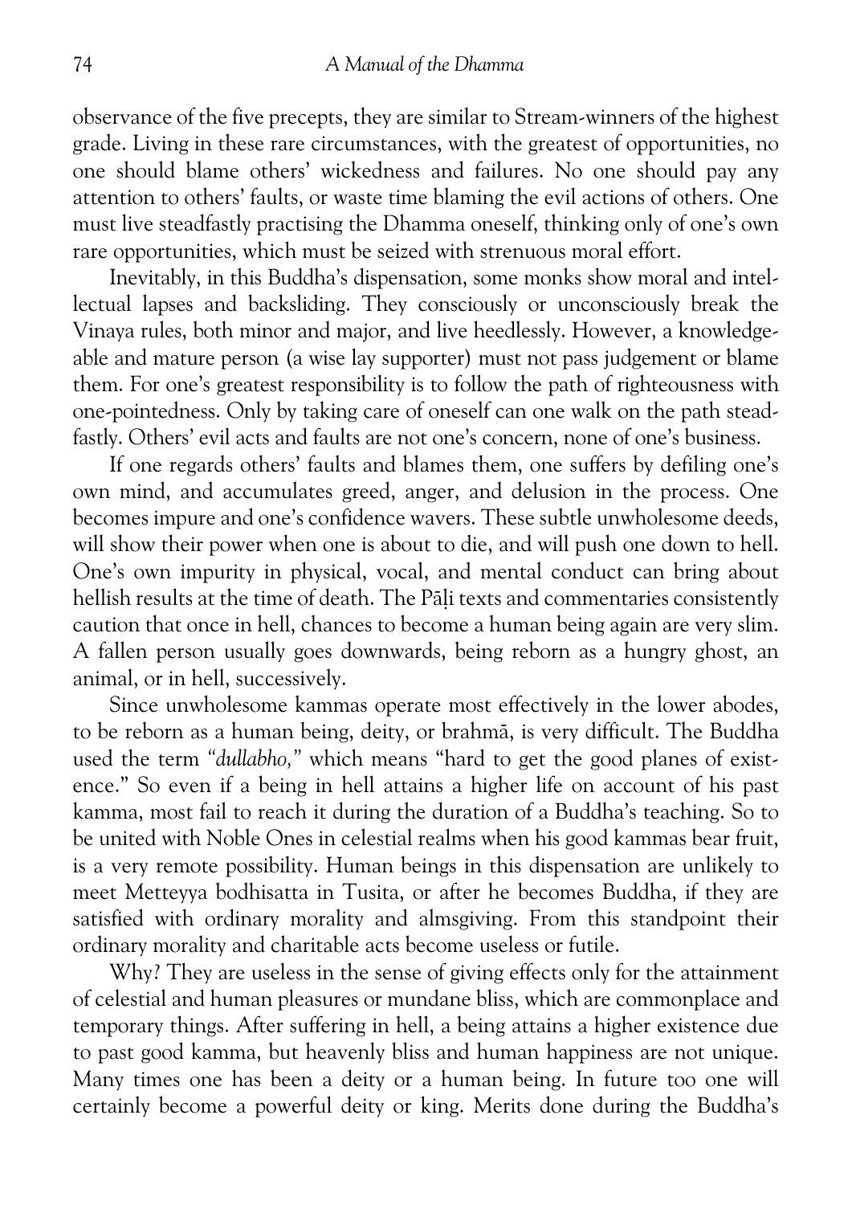observance of the five precepts, they are similar to Stream-winners of the highest grade. Living in these rare circumstances, with the greatest of opportunities, no one should blame others' wickedness and failures. No one should pay any attention to others' faults, or waste time blaming the evil actions of others. One must live steadfastly practising the Dhamma oneself, thinking only of one's own rare opportunities, which must be seized with strenuous moral effort.

Inevitably, in this Buddha's dispensation, some monks show moral and intellectual lapses and backsliding. They consciously or unconsciously break the Vinaya rules, both minor and major, and live heedlessly. However, a knowledgeable and mature person (a wise lay supporter) must not pass judgement or blame them. For one's greatest responsibility is to follow the path of righteousness with one-pointedness. Only by taking care of oneself can one walk on the path steadfastly. Others' evil acts and faults are not one's concern, none of one's business.

If one regards others' faults and blames them, one suffers by defiling one's own mind, and accumulates greed, anger, and delusion in the process. One becomes impure and one's confidence wavers. These subtle unwholesome deeds, will show their power when one is about to die, and will push one down to hell. One's own impurity in physical, vocal, and mental conduct can bring about hellish results at the time of death. The Pāḷi texts and commentaries consistently caution that once in hell, chances to become a human being again are very slim. A fallen person usually goes downwards, being reborn as a hungry ghost, an animal, or in hell, successively.

Since unwholesome kammas operate most effectively in the lower abodes, to be reborn as a human being, deity, or brahmā, is very difficult. The Buddha used the term "*dullabho,*" which means "hard to get the good planes of existence." So even if a being in hell attains a higher life on account of his past kamma, most fail to reach it during the duration of a Buddha's teaching. So to be united with Noble Ones in celestial realms when his good kammas bear fruit, is a very remote possibility. Human beings in this dispensation are unlikely to meet Metteyya bodhisatta in Tusita, or after he becomes Buddha, if they are satisfied with ordinary morality and almsgiving. From this standpoint their ordinary morality and charitable acts become useless or futile.

Why? They are useless in the sense of giving effects only for the attainment of celestial and human pleasures or mundane bliss, which are commonplace and temporary things. After suffering in hell, a being attains a higher existence due to past good kamma, but heavenly bliss and human happiness are not unique. Many times one has been a deity or a human being. In future too one will certainly become a powerful deity or king. Merits done during the Buddha's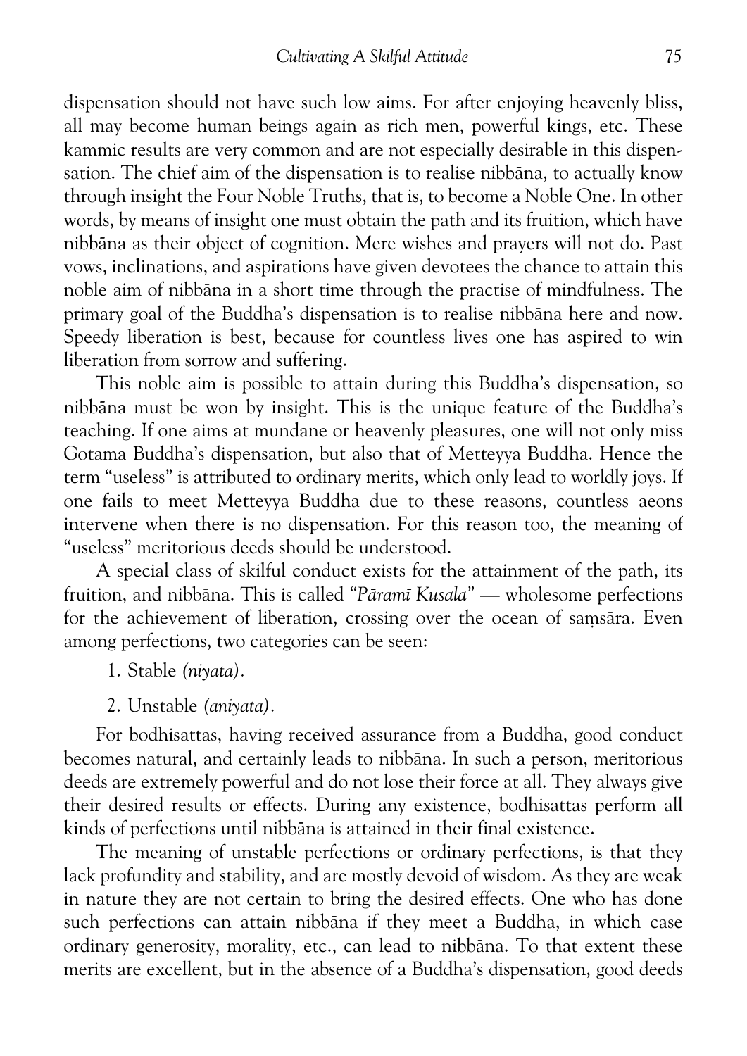dispensation should not have such low aims. For after enjoying heavenly bliss, all may become human beings again as rich men, powerful kings, etc. These kammic results are very common and are not especially desirable in this dispensation. The chief aim of the dispensation is to realise nibbāna, to actually know through insight the Four Noble Truths, that is, to become a Noble One. In other words, by means of insight one must obtain the path and its fruition, which have nibbāna as their object of cognition. Mere wishes and prayers will not do. Past vows, inclinations, and aspirations have given devotees the chance to attain this noble aim of nibbāna in a short time through the practise of mindfulness. The primary goal of the Buddha's dispensation is to realise nibbāna here and now. Speedy liberation is best, because for countless lives one has aspired to win liberation from sorrow and suffering.

This noble aim is possible to attain during this Buddha's dispensation, so nibbāna must be won by insight. This is the unique feature of the Buddha's teaching. If one aims at mundane or heavenly pleasures, one will not only miss Gotama Buddha's dispensation, but also that of Metteyya Buddha. Hence the term "useless" is attributed to ordinary merits, which only lead to worldly joys. If one fails to meet Metteyya Buddha due to these reasons, countless aeons intervene when there is no dispensation. For this reason too, the meaning of "useless" meritorious deeds should be understood.

A special class of skilful conduct exists for the attainment of the path, its fruition, and nibbāna. This is called "*Pāramī Kusala*" — wholesome perfections for the achievement of liberation, crossing over the ocean of saṃsāra. Even among perfections, two categories can be seen:

1. Stable *(niyata)*.
2. Unstable *(aniyata)*.

For bodhisattas, having received assurance from a Buddha, good conduct becomes natural, and certainly leads to nibbāna. In such a person, meritorious deeds are extremely powerful and do not lose their force at all. They always give their desired results or effects. During any existence, bodhisattas perform all kinds of perfections until nibbāna is attained in their final existence.

The meaning of unstable perfections or ordinary perfections, is that they lack profundity and stability, and are mostly devoid of wisdom. As they are weak in nature they are not certain to bring the desired effects. One who has done such perfections can attain nibbāna if they meet a Buddha, in which case ordinary generosity, morality, etc., can lead to nibbāna. To that extent these merits are excellent, but in the absence of a Buddha's dispensation, good deeds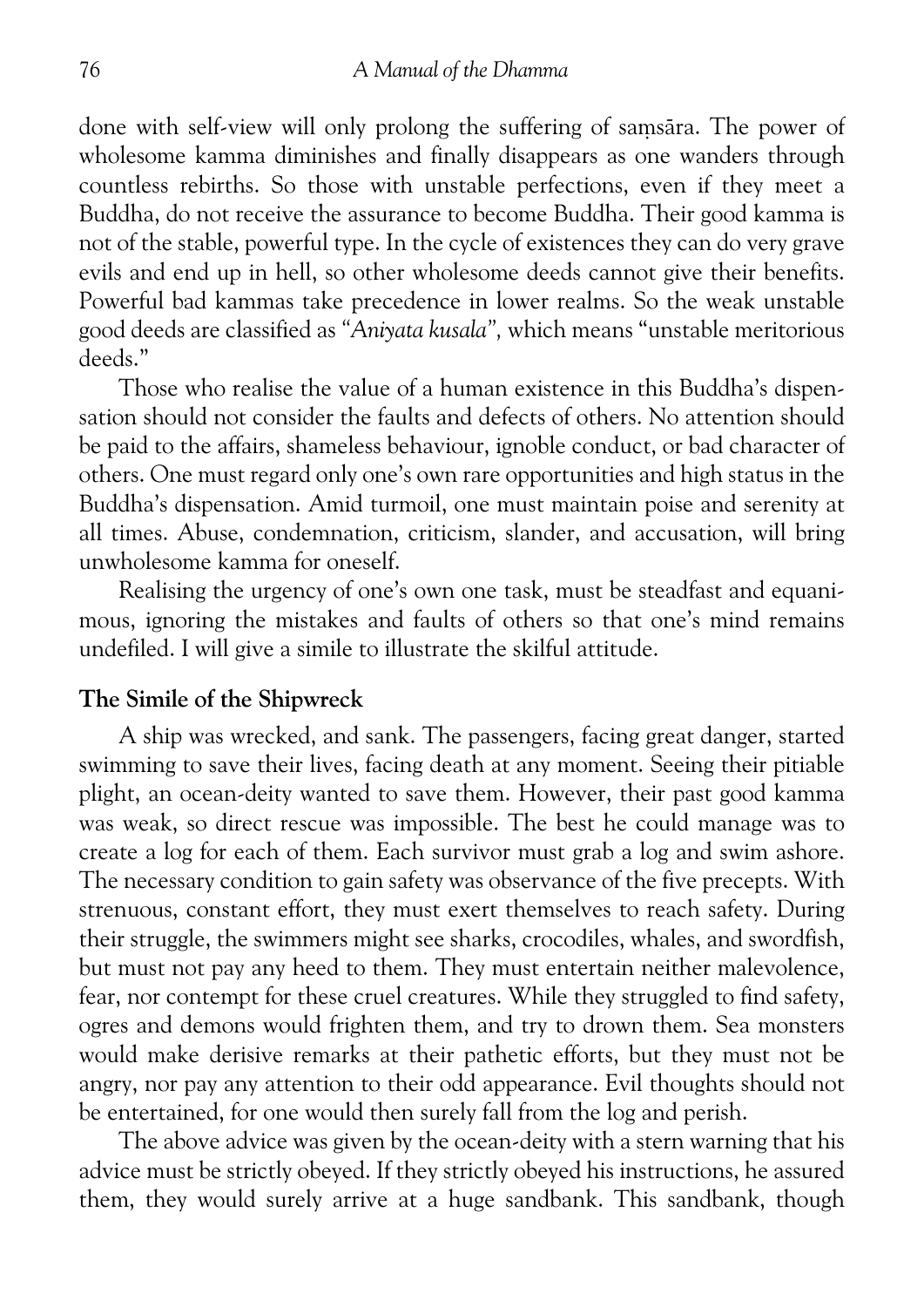done with self-view will only prolong the suffering of saṃsāra. The power of wholesome kamma diminishes and finally disappears as one wanders through countless rebirths. So those with unstable perfections, even if they meet a Buddha, do not receive the assurance to become Buddha. Their good kamma is not of the stable, powerful type. In the cycle of existences they can do very grave evils and end up in hell, so other wholesome deeds cannot give their benefits. Powerful bad kammas take precedence in lower realms. So the weak unstable good deeds are classified as "*Aniyata kusala*", which means "unstable meritorious deeds."

Those who realise the value of a human existence in this Buddha's dispensation should not consider the faults and defects of others. No attention should be paid to the affairs, shameless behaviour, ignoble conduct, or bad character of others. One must regard only one's own rare opportunities and high status in the Buddha's dispensation. Amid turmoil, one must maintain poise and serenity at all times. Abuse, condemnation, criticism, slander, and accusation, will bring unwholesome kamma for oneself.

Realising the urgency of one's own one task, must be steadfast and equanimous, ignoring the mistakes and faults of others so that one's mind remains undefiled. I will give a simile to illustrate the skilful attitude.

### The Simile of the Shipwreck

A ship was wrecked, and sank. The passengers, facing great danger, started swimming to save their lives, facing death at any moment. Seeing their pitiable plight, an ocean-deity wanted to save them. However, their past good kamma was weak, so direct rescue was impossible. The best he could manage was to create a log for each of them. Each survivor must grab a log and swim ashore. The necessary condition to gain safety was observance of the five precepts. With strenuous, constant effort, they must exert themselves to reach safety. During their struggle, the swimmers might see sharks, crocodiles, whales, and swordfish, but must not pay any heed to them. They must entertain neither malevolence, fear, nor contempt for these cruel creatures. While they struggled to find safety, ogres and demons would frighten them, and try to drown them. Sea monsters would make derisive remarks at their pathetic efforts, but they must not be angry, nor pay any attention to their odd appearance. Evil thoughts should not be entertained, for one would then surely fall from the log and perish.

The above advice was given by the ocean-deity with a stern warning that his advice must be strictly obeyed. If they strictly obeyed his instructions, he assured them, they would surely arrive at a huge sandbank. This sandbank, though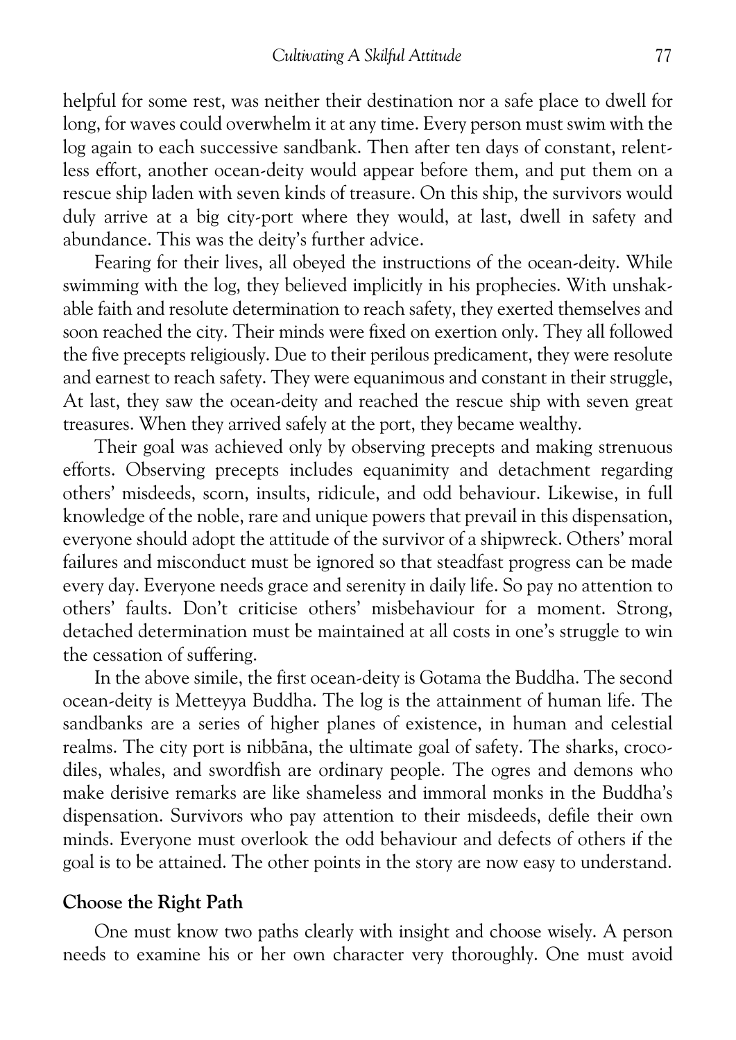helpful for some rest, was neither their destination nor a safe place to dwell for long, for waves could overwhelm it at any time. Every person must swim with the log again to each successive sandbank. Then after ten days of constant, relentless effort, another ocean-deity would appear before them, and put them on a rescue ship laden with seven kinds of treasure. On this ship, the survivors would duly arrive at a big city-port where they would, at last, dwell in safety and abundance. This was the deity's further advice.

Fearing for their lives, all obeyed the instructions of the ocean-deity. While swimming with the log, they believed implicitly in his prophecies. With unshakable faith and resolute determination to reach safety, they exerted themselves and soon reached the city. Their minds were fixed on exertion only. They all followed the five precepts religiously. Due to their perilous predicament, they were resolute and earnest to reach safety. They were equanimous and constant in their struggle, At last, they saw the ocean-deity and reached the rescue ship with seven great treasures. When they arrived safely at the port, they became wealthy.

Their goal was achieved only by observing precepts and making strenuous efforts. Observing precepts includes equanimity and detachment regarding others' misdeeds, scorn, insults, ridicule, and odd behaviour. Likewise, in full knowledge of the noble, rare and unique powers that prevail in this dispensation, everyone should adopt the attitude of the survivor of a shipwreck. Others' moral failures and misconduct must be ignored so that steadfast progress can be made every day. Everyone needs grace and serenity in daily life. So pay no attention to others' faults. Don't criticise others' misbehaviour for a moment. Strong, detached determination must be maintained at all costs in one's struggle to win the cessation of suffering.

In the above simile, the first ocean-deity is Gotama the Buddha. The second ocean-deity is Metteyya Buddha. The log is the attainment of human life. The sandbanks are a series of higher planes of existence, in human and celestial realms. The city port is nibbāna, the ultimate goal of safety. The sharks, crocodiles, whales, and swordfish are ordinary people. The ogres and demons who make derisive remarks are like shameless and immoral monks in the Buddha's dispensation. Survivors who pay attention to their misdeeds, defile their own minds. Everyone must overlook the odd behaviour and defects of others if the goal is to be attained. The other points in the story are now easy to understand.

## Choose the Right Path

One must know two paths clearly with insight and choose wisely. A person needs to examine his or her own character very thoroughly. One must avoid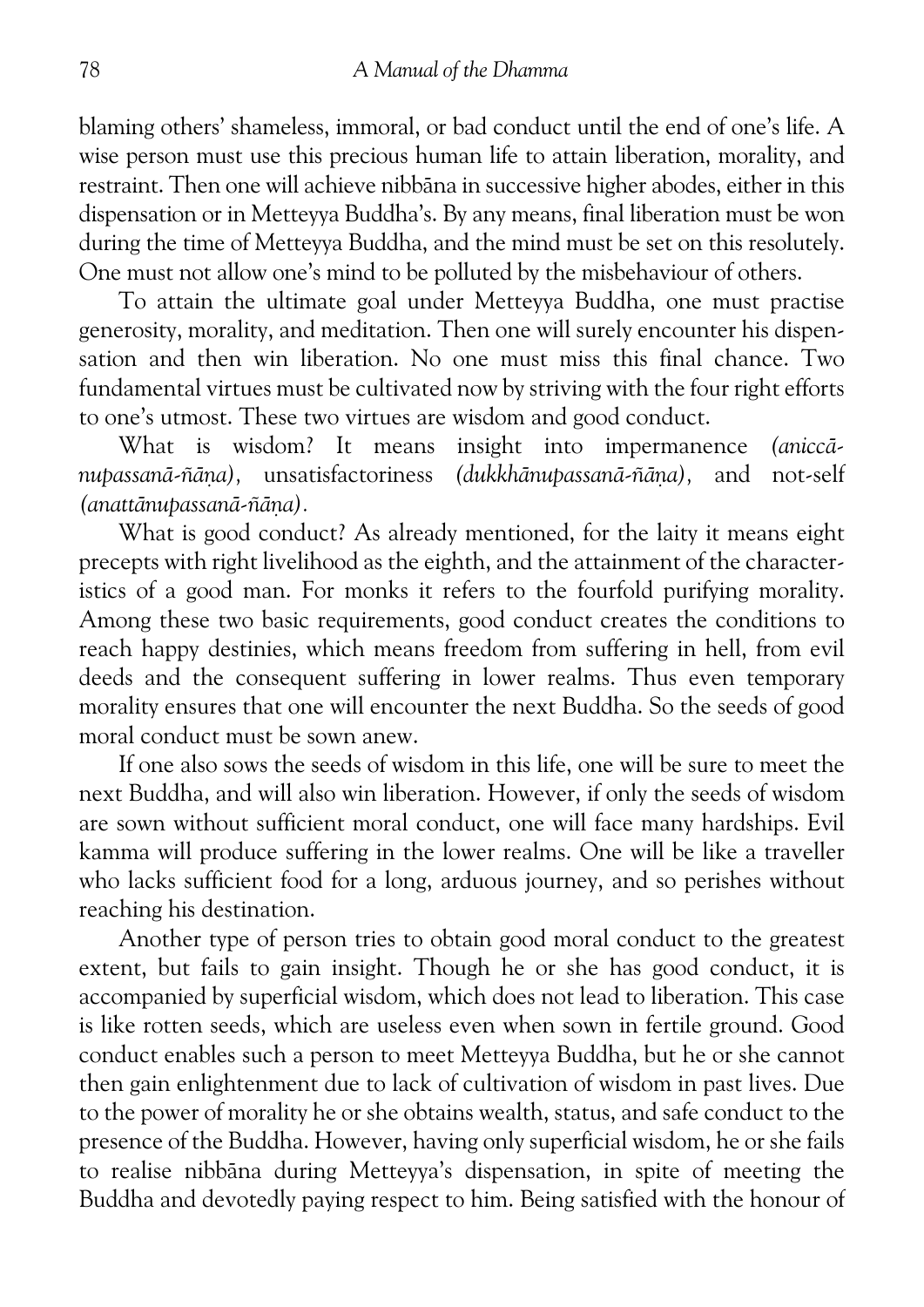blaming others' shameless, immoral, or bad conduct until the end of one's life. A wise person must use this precious human life to attain liberation, morality, and restraint. Then one will achieve nibbāna in successive higher abodes, either in this dispensation or in Metteyya Buddha's. By any means, final liberation must be won during the time of Metteyya Buddha, and the mind must be set on this resolutely. One must not allow one's mind to be polluted by the misbehaviour of others.

To attain the ultimate goal under Metteyya Buddha, one must practise generosity, morality, and meditation. Then one will surely encounter his dispensation and then win liberation. No one must miss this final chance. Two fundamental virtues must be cultivated now by striving with the four right efforts to one's utmost. These two virtues are wisdom and good conduct.

What is wisdom? It means insight into impermanence *(aniccānupassanā-ñāṇa)*, unsatisfactoriness *(dukkhānupassanā-ñāṇa)*, and not-self *(anattānupassanā-ñāṇa)*.

What is good conduct? As already mentioned, for the laity it means eight precepts with right livelihood as the eighth, and the attainment of the characteristics of a good man. For monks it refers to the fourfold purifying morality. Among these two basic requirements, good conduct creates the conditions to reach happy destinies, which means freedom from suffering in hell, from evil deeds and the consequent suffering in lower realms. Thus even temporary morality ensures that one will encounter the next Buddha. So the seeds of good moral conduct must be sown anew.

If one also sows the seeds of wisdom in this life, one will be sure to meet the next Buddha, and will also win liberation. However, if only the seeds of wisdom are sown without sufficient moral conduct, one will face many hardships. Evil kamma will produce suffering in the lower realms. One will be like a traveller who lacks sufficient food for a long, arduous journey, and so perishes without reaching his destination.

Another type of person tries to obtain good moral conduct to the greatest extent, but fails to gain insight. Though he or she has good conduct, it is accompanied by superficial wisdom, which does not lead to liberation. This case is like rotten seeds, which are useless even when sown in fertile ground. Good conduct enables such a person to meet Metteyya Buddha, but he or she cannot then gain enlightenment due to lack of cultivation of wisdom in past lives. Due to the power of morality he or she obtains wealth, status, and safe conduct to the presence of the Buddha. However, having only superficial wisdom, he or she fails to realise nibbāna during Metteyya's dispensation, in spite of meeting the Buddha and devotedly paying respect to him. Being satisfied with the honour of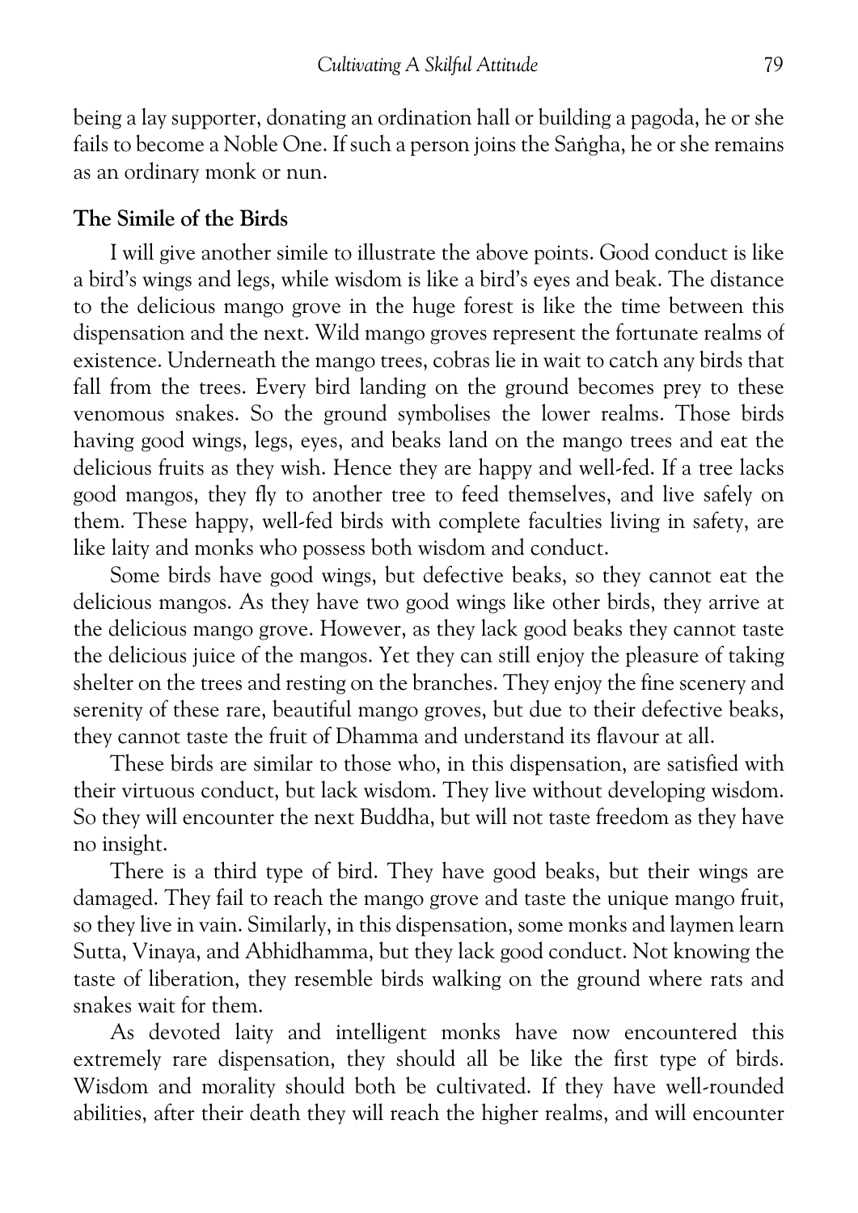being a lay supporter, donating an ordination hall or building a pagoda, he or she fails to become a Noble One. If such a person joins the Saṅgha, he or she remains as an ordinary monk or nun.

### The Simile of the Birds

I will give another simile to illustrate the above points. Good conduct is like a bird's wings and legs, while wisdom is like a bird's eyes and beak. The distance to the delicious mango grove in the huge forest is like the time between this dispensation and the next. Wild mango groves represent the fortunate realms of existence. Underneath the mango trees, cobras lie in wait to catch any birds that fall from the trees. Every bird landing on the ground becomes prey to these venomous snakes. So the ground symbolises the lower realms. Those birds having good wings, legs, eyes, and beaks land on the mango trees and eat the delicious fruits as they wish. Hence they are happy and well-fed. If a tree lacks good mangos, they fly to another tree to feed themselves, and live safely on them. These happy, well-fed birds with complete faculties living in safety, are like laity and monks who possess both wisdom and conduct.

Some birds have good wings, but defective beaks, so they cannot eat the delicious mangos. As they have two good wings like other birds, they arrive at the delicious mango grove. However, as they lack good beaks they cannot taste the delicious juice of the mangos. Yet they can still enjoy the pleasure of taking shelter on the trees and resting on the branches. They enjoy the fine scenery and serenity of these rare, beautiful mango groves, but due to their defective beaks, they cannot taste the fruit of Dhamma and understand its flavour at all.

These birds are similar to those who, in this dispensation, are satisfied with their virtuous conduct, but lack wisdom. They live without developing wisdom. So they will encounter the next Buddha, but will not taste freedom as they have no insight.

There is a third type of bird. They have good beaks, but their wings are damaged. They fail to reach the mango grove and taste the unique mango fruit, so they live in vain. Similarly, in this dispensation, some monks and laymen learn Sutta, Vinaya, and Abhidhamma, but they lack good conduct. Not knowing the taste of liberation, they resemble birds walking on the ground where rats and snakes wait for them.

As devoted laity and intelligent monks have now encountered this extremely rare dispensation, they should all be like the first type of birds. Wisdom and morality should both be cultivated. If they have well-rounded abilities, after their death they will reach the higher realms, and will encounter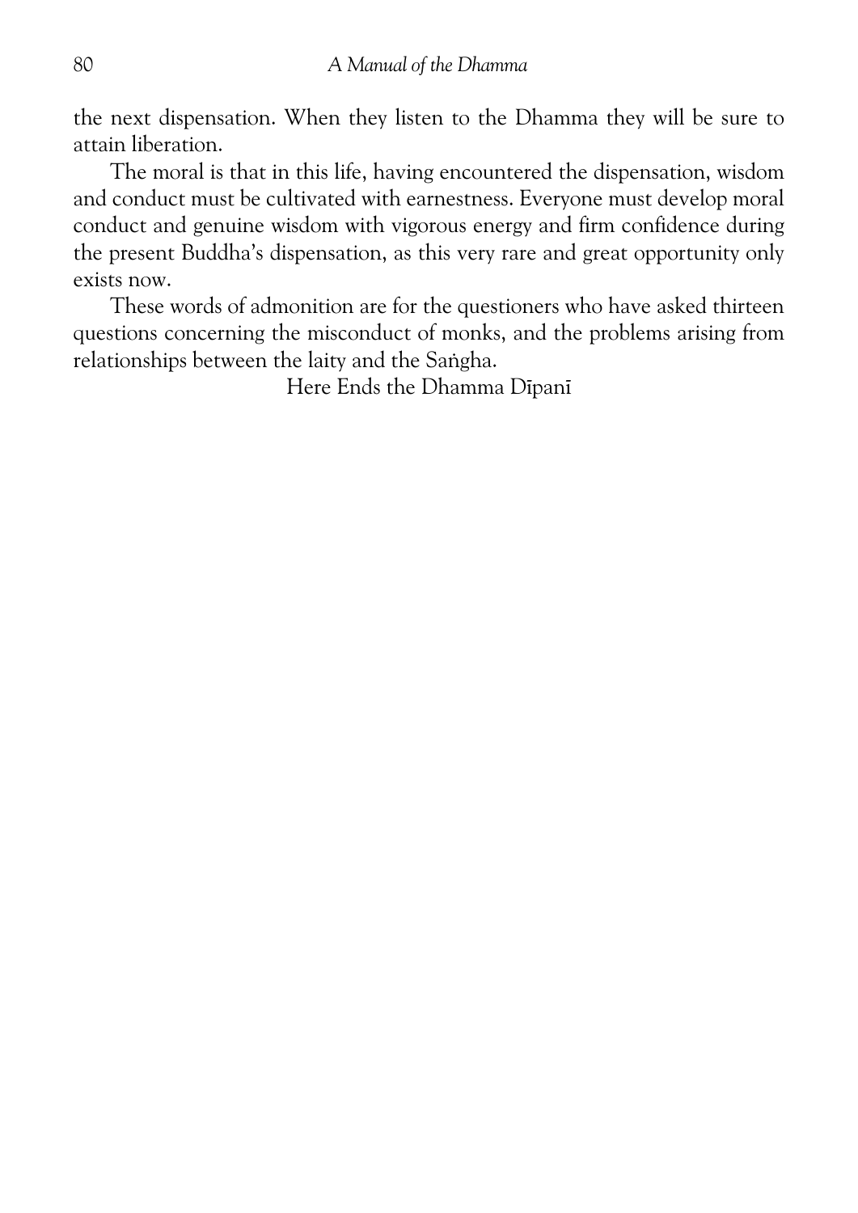the next dispensation. When they listen to the Dhamma they will be sure to attain liberation.

The moral is that in this life, having encountered the dispensation, wisdom and conduct must be cultivated with earnestness. Everyone must develop moral conduct and genuine wisdom with vigorous energy and firm confidence during the present Buddha's dispensation, as this very rare and great opportunity only exists now.

These words of admonition are for the questioners who have asked thirteen questions concerning the misconduct of monks, and the problems arising from relationships between the laity and the Saṅgha.

Here Ends the Dhamma Dīpanī